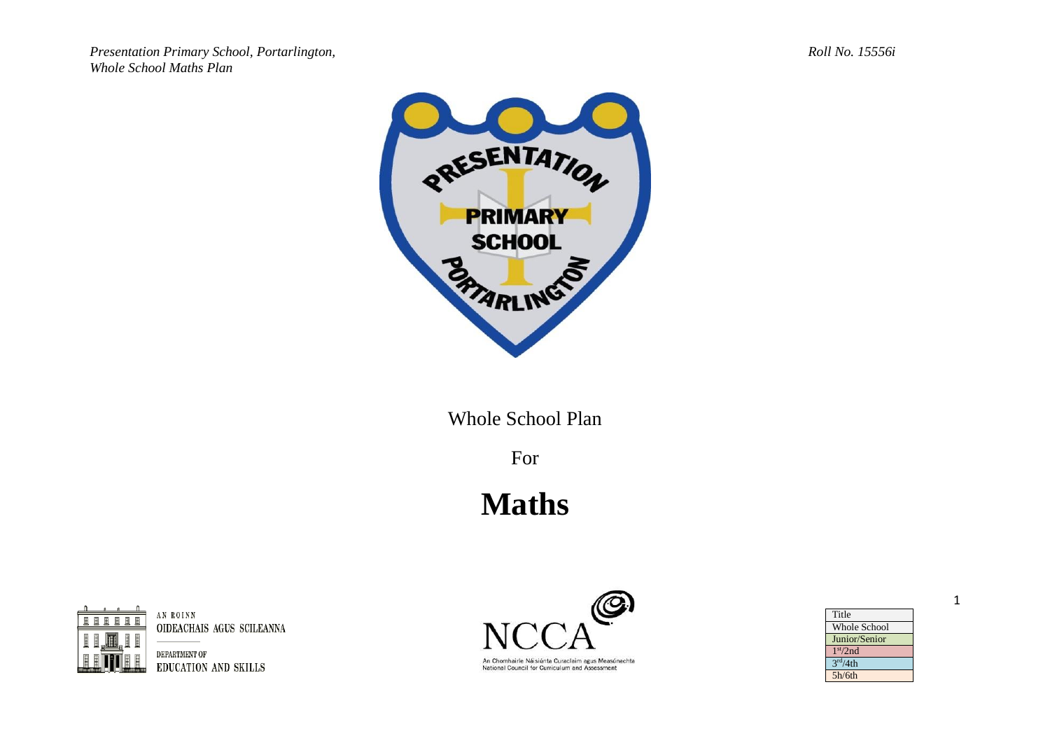Whole School Plan

For

# Maths

AN ROINN
OIDEACHAIS AGUS SCILEANNA

DEPARTMENT OF
EDUCATION AND SKILLS

An Chomhairle Náisiúnta Curaclaim agus Measúnachta
National Council for Curriculum and Assessment

| Title |
| --- |
| Whole School |
| Junior/Senior |
| 1st/2nd |
| 3rd/4th |
| 5h/6th |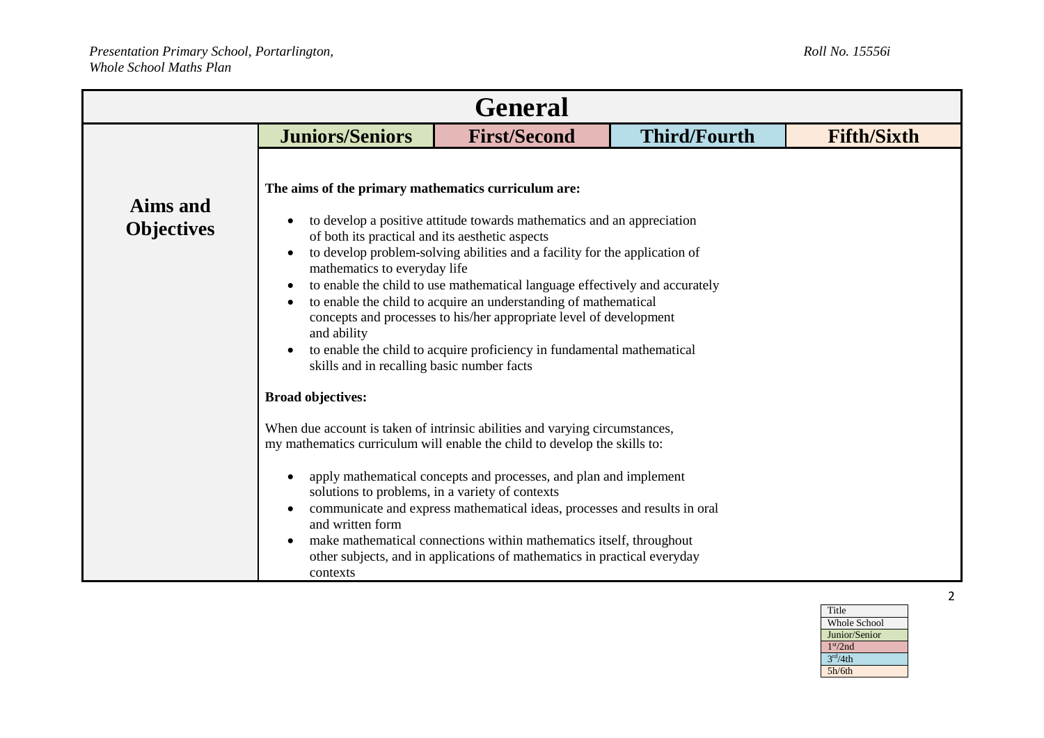# General

| | Juniors/Seniors | First/Second | Third/Fourth | Fifth/Sixth |
|---|---|---|---|---|
| **Aims and Objectives** | **The aims of the primary mathematics curriculum are:**<br><br>• to develop a positive attitude towards mathematics and an appreciation of both its practical and its aesthetic aspects<br>• to develop problem-solving abilities and a facility for the application of mathematics to everyday life<br>• to enable the child to use mathematical language effectively and accurately<br>• to enable the child to acquire an understanding of mathematical concepts and processes to his/her appropriate level of development and ability<br>• to enable the child to acquire proficiency in fundamental mathematical skills and in recalling basic number facts<br><br>**Broad objectives:**<br><br>When due account is taken of intrinsic abilities and varying circumstances, my mathematics curriculum will enable the child to develop the skills to:<br><br>• apply mathematical concepts and processes, and plan and implement solutions to problems, in a variety of contexts<br>• communicate and express mathematical ideas, processes and results in oral and written form<br>• make mathematical connections within mathematics itself, throughout other subjects, and in applications of mathematics in practical everyday contexts | | | |

| Title |
|---|
| Whole School |
| Junior/Senior |
| 1st/2nd |
| 3rd/4th |
| 5h/6th |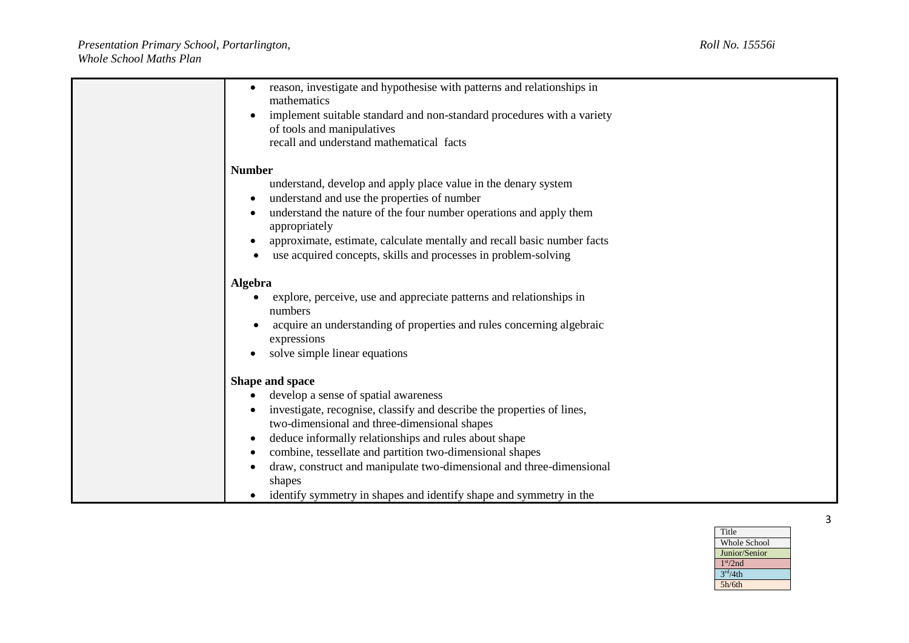| | |
|---|---|
| | • reason, investigate and hypothesise with patterns and relationships in mathematics<br>• implement suitable standard and non-standard procedures with a variety of tools and manipulatives<br>recall and understand mathematical facts<br><br>**Number**<br>understand, develop and apply place value in the denary system<br>• understand and use the properties of number<br>• understand the nature of the four number operations and apply them appropriately<br>• approximate, estimate, calculate mentally and recall basic number facts<br>• use acquired concepts, skills and processes in problem-solving<br><br>**Algebra**<br>• explore, perceive, use and appreciate patterns and relationships in numbers<br>• acquire an understanding of properties and rules concerning algebraic expressions<br>• solve simple linear equations<br><br>**Shape and space**<br>• develop a sense of spatial awareness<br>• investigate, recognise, classify and describe the properties of lines, two-dimensional and three-dimensional shapes<br>• deduce informally relationships and rules about shape<br>• combine, tessellate and partition two-dimensional shapes<br>• draw, construct and manipulate two-dimensional and three-dimensional shapes<br>• identify symmetry in shapes and identify shape and symmetry in the |

| Title |
|---|
| Whole School |
| Junior/Senior |
| 1st/2nd |
| 3rd/4th |
| 5h/6th |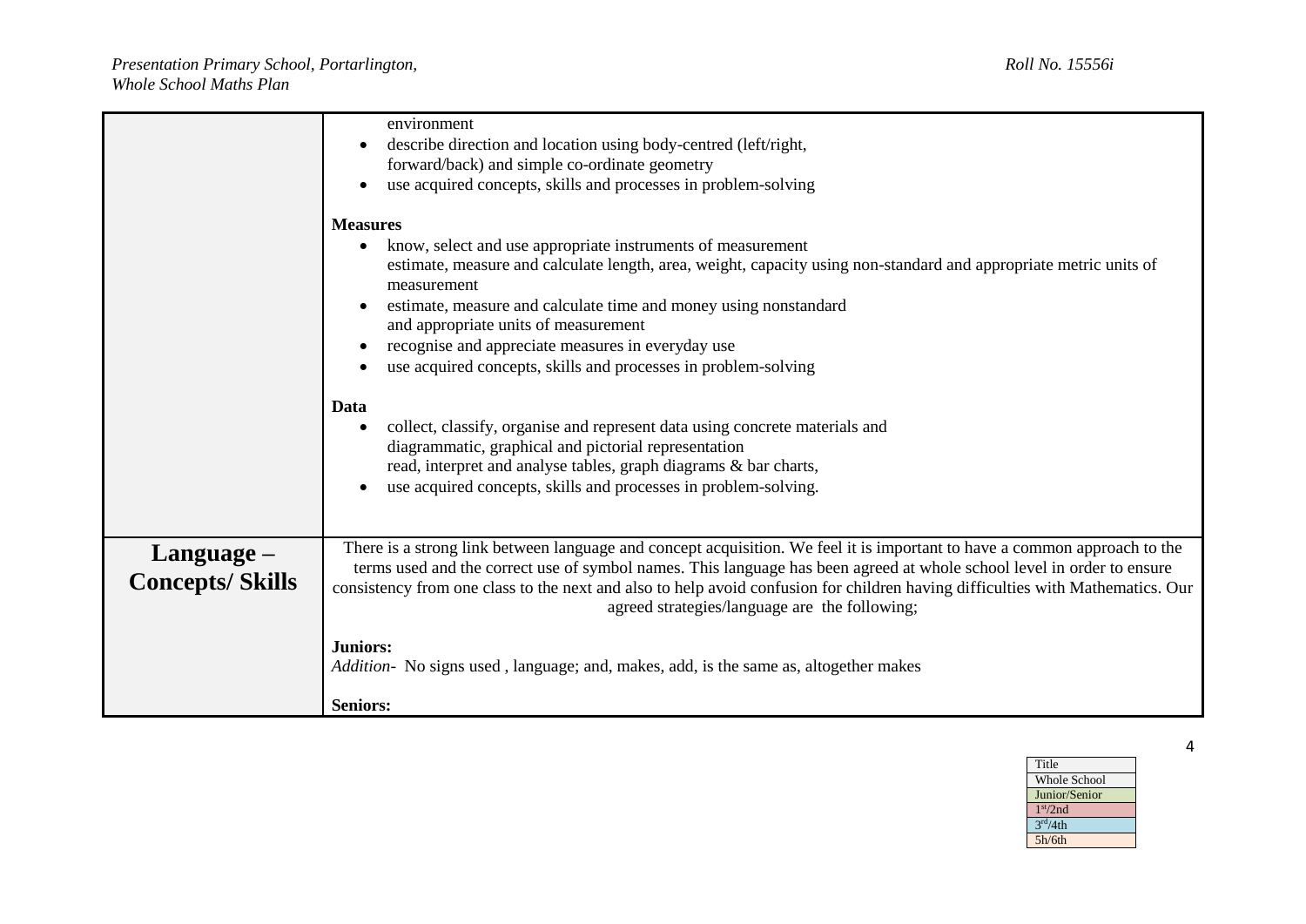| | |
|---|---|
| | environment<br>• describe direction and location using body-centred (left/right, forward/back) and simple co-ordinate geometry<br>• use acquired concepts, skills and processes in problem-solving<br><br>**Measures**<br>• know, select and use appropriate instruments of measurement<br>estimate, measure and calculate length, area, weight, capacity using non-standard and appropriate metric units of measurement<br>• estimate, measure and calculate time and money using nonstandard and appropriate units of measurement<br>• recognise and appreciate measures in everyday use<br>• use acquired concepts, skills and processes in problem-solving<br><br>**Data**<br>• collect, classify, organise and represent data using concrete materials and diagrammatic, graphical and pictorial representation<br>read, interpret and analyse tables, graph diagrams & bar charts,<br>• use acquired concepts, skills and processes in problem-solving. |
| **Language – Concepts/ Skills** | There is a strong link between language and concept acquisition. We feel it is important to have a common approach to the terms used and the correct use of symbol names. This language has been agreed at whole school level in order to ensure consistency from one class to the next and also to help avoid confusion for children having difficulties with Mathematics. Our agreed strategies/language are the following;<br><br>**Juniors:**<br>*Addition*- No signs used , language; and, makes, add, is the same as, altogether makes<br><br>**Seniors:** |

| Title |
|---|
| Whole School |
| Junior/Senior |
| 1st/2nd |
| 3rd/4th |
| 5h/6th |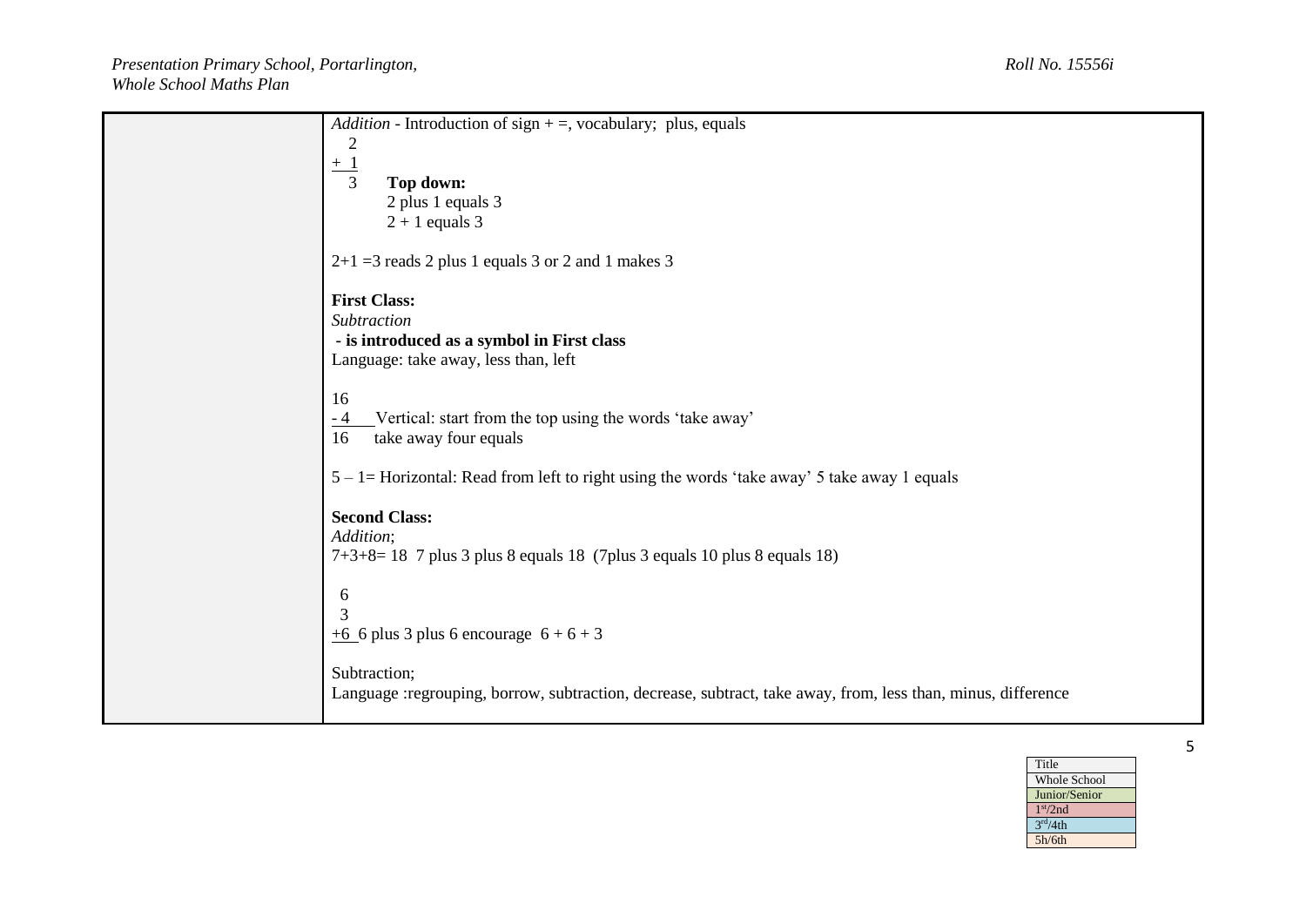| | |
|---|---|
| | *Addition* - Introduction of sign + =, vocabulary; plus, equals<br>$\begin{array}{r} 2 \\ +\ 1 \\ \hline 3 \end{array}$ **Top down:**<br>2 plus 1 equals 3<br>2 + 1 equals 3<br><br>2+1 =3 reads 2 plus 1 equals 3 or 2 and 1 makes 3<br><br>**First Class:**<br>*Subtraction*<br>**- is introduced as a symbol in First class**<br>Language: take away, less than, left<br><br>$\begin{array}{r} 16 \\ -\ 4 \\ \hline 16 \end{array}$ Vertical: start from the top using the words 'take away'<br>take away four equals<br><br>5 – 1= Horizontal: Read from left to right using the words 'take away' 5 take away 1 equals<br><br>**Second Class:**<br>*Addition*;<br>7+3+8= 18 7 plus 3 plus 8 equals 18 (7plus 3 equals 10 plus 8 equals 18)<br><br>$\begin{array}{r} 6 \\ 3 \\ +6 \\ \hline \end{array}$ 6 plus 3 plus 6 encourage 6 + 6 + 3<br><br>Subtraction;<br>Language :regrouping, borrow, subtraction, decrease, subtract, take away, from, less than, minus, difference |

| Title |
|---|
| Whole School |
| Junior/Senior |
| 1st/2nd |
| 3rd/4th |
| 5h/6th |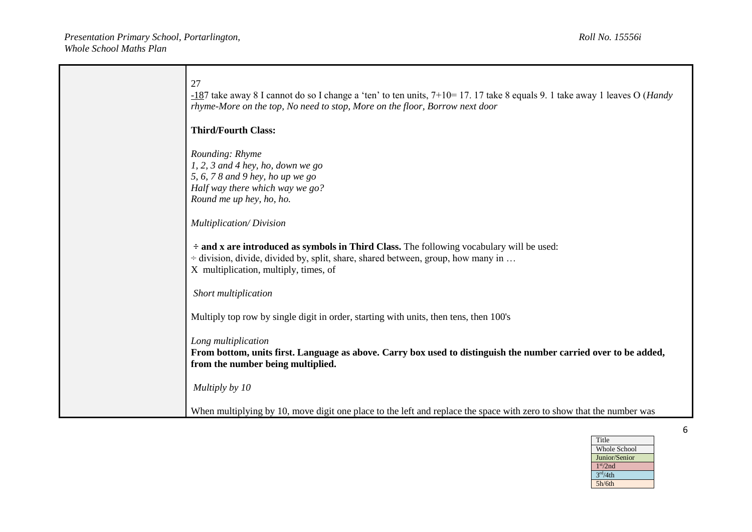|  | 27<br>-187 take away 8 I cannot do so I change a 'ten' to ten units, 7+10= 17. 17 take 8 equals 9. 1 take away 1 leaves O (*Handy rhyme-More on the top, No need to stop, More on the floor, Borrow next door*<br><br>**Third/Fourth Class:**<br><br>*Rounding: Rhyme*<br>*1, 2, 3 and 4 hey, ho, down we go*<br>*5, 6, 7 8 and 9 hey, ho up we go*<br>*Half way there which way we go?*<br>*Round me up hey, ho, ho.*<br><br>*Multiplication/ Division*<br><br>**÷ and x are introduced as symbols in Third Class.** The following vocabulary will be used:<br>÷ division, divide, divided by, split, share, shared between, group, how many in …<br>X multiplication, multiply, times, of<br><br>*Short multiplication*<br><br>Multiply top row by single digit in order, starting with units, then tens, then 100's<br><br>*Long multiplication*<br>**From bottom, units first. Language as above. Carry box used to distinguish the number carried over to be added, from the number being multiplied.**<br><br>*Multiply by 10*<br><br>When multiplying by 10, move digit one place to the left and replace the space with zero to show that the number was |
|---|---|

| Title |
|---|
| Whole School |
| Junior/Senior |
| 1st/2nd |
| 3rd/4th |
| 5h/6th |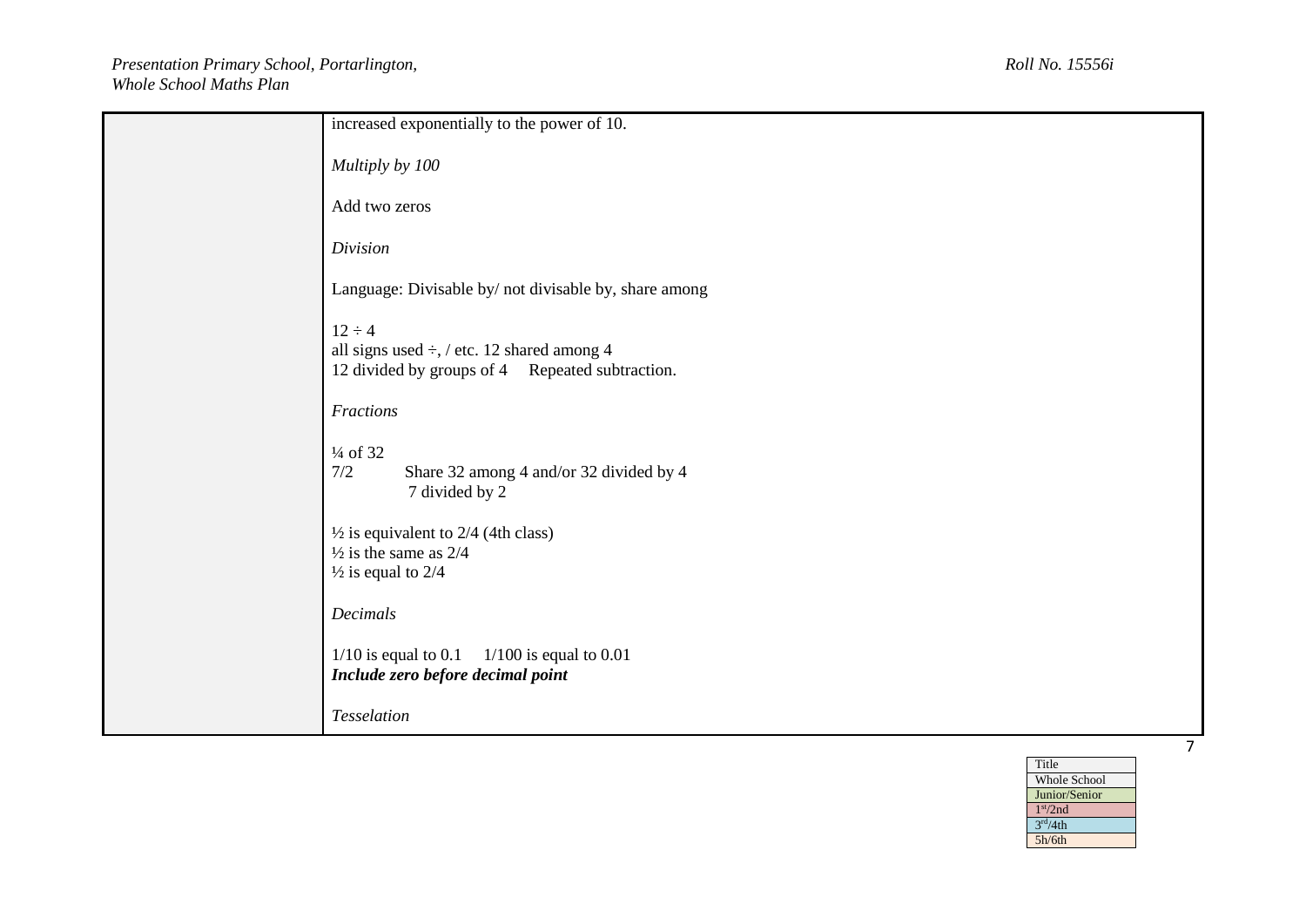| | |
|---|---|
| | increased exponentially to the power of 10.<br><br>*Multiply by 100*<br><br>Add two zeros<br><br>*Division*<br><br>Language: Divisable by/ not divisable by, share among<br><br>12 ÷ 4<br>all signs used ÷, / etc. 12 shared among 4<br>12 divided by groups of 4    Repeated subtraction.<br><br>*Fractions*<br><br>¼ of 32<br>7/2    Share 32 among 4 and/or 32 divided by 4<br>    7 divided by 2<br><br>½ is equivalent to 2/4 (4th class)<br>½ is the same as 2/4<br>½ is equal to 2/4<br><br>*Decimals*<br><br>1/10 is equal to 0.1    1/100 is equal to 0.01<br>***Include zero before decimal point***<br><br>*Tesselation* |

| Title |
|---|
| Whole School |
| Junior/Senior |
| 1st/2nd |
| 3rd/4th |
| 5h/6th |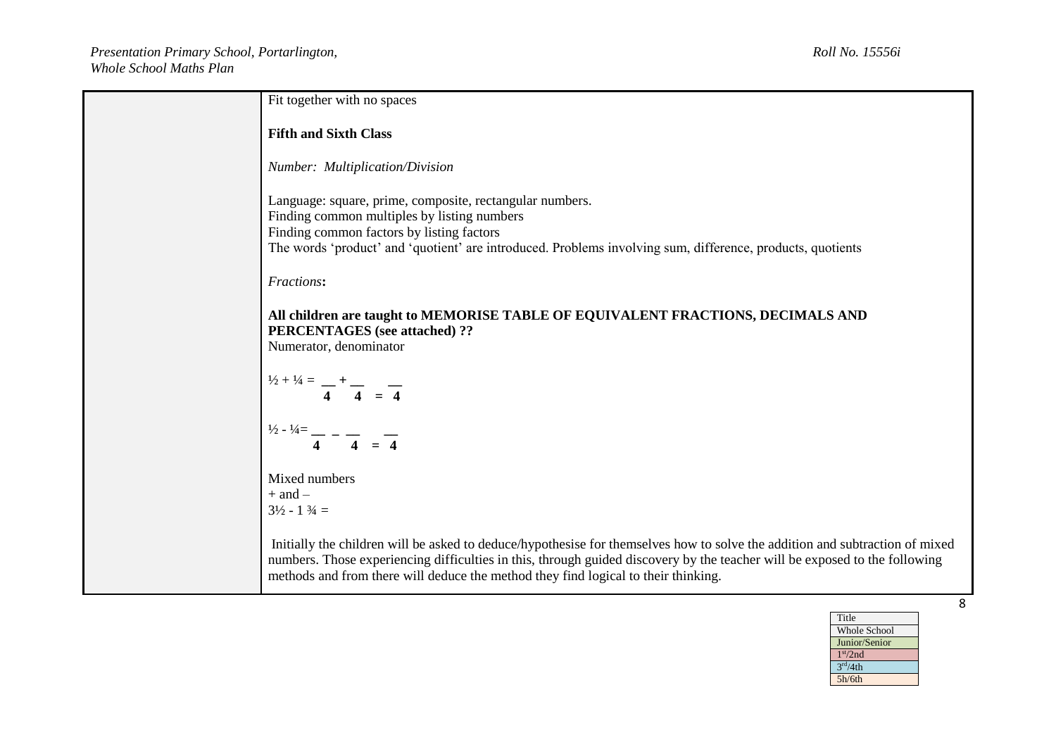| | |
|---|---|
| | Fit together with no spaces<br><br>**Fifth and Sixth Class**<br><br>*Number: Multiplication/Division*<br><br>Language: square, prime, composite, rectangular numbers.<br>Finding common multiples by listing numbers<br>Finding common factors by listing factors<br>The words 'product' and 'quotient' are introduced. Problems involving sum, difference, products, quotients<br><br>*Fractions*:<br><br>**All children are taught to MEMORISE TABLE OF EQUIVALENT FRACTIONS, DECIMALS AND PERCENTAGES (see attached) ??**<br>Numerator, denominator<br><br>$\frac{1}{2} + \frac{1}{4} = \frac{\_\_}{4} + \frac{\_\_}{4} = \frac{\_\_}{4}$<br><br>$\frac{1}{2} - \frac{1}{4} = \frac{\_\_}{4} - \frac{\_\_}{4} = \frac{\_\_}{4}$<br><br>Mixed numbers<br>+ and –<br>$3\frac{1}{2} - 1\frac{3}{4} =$<br><br>Initially the children will be asked to deduce/hypothesise for themselves how to solve the addition and subtraction of mixed numbers. Those experiencing difficulties in this, through guided discovery by the teacher will be exposed to the following methods and from there will deduce the method they find logical to their thinking. |

| Title |
|---|
| Whole School |
| Junior/Senior |
| 1st/2nd |
| 3rd/4th |
| 5h/6th |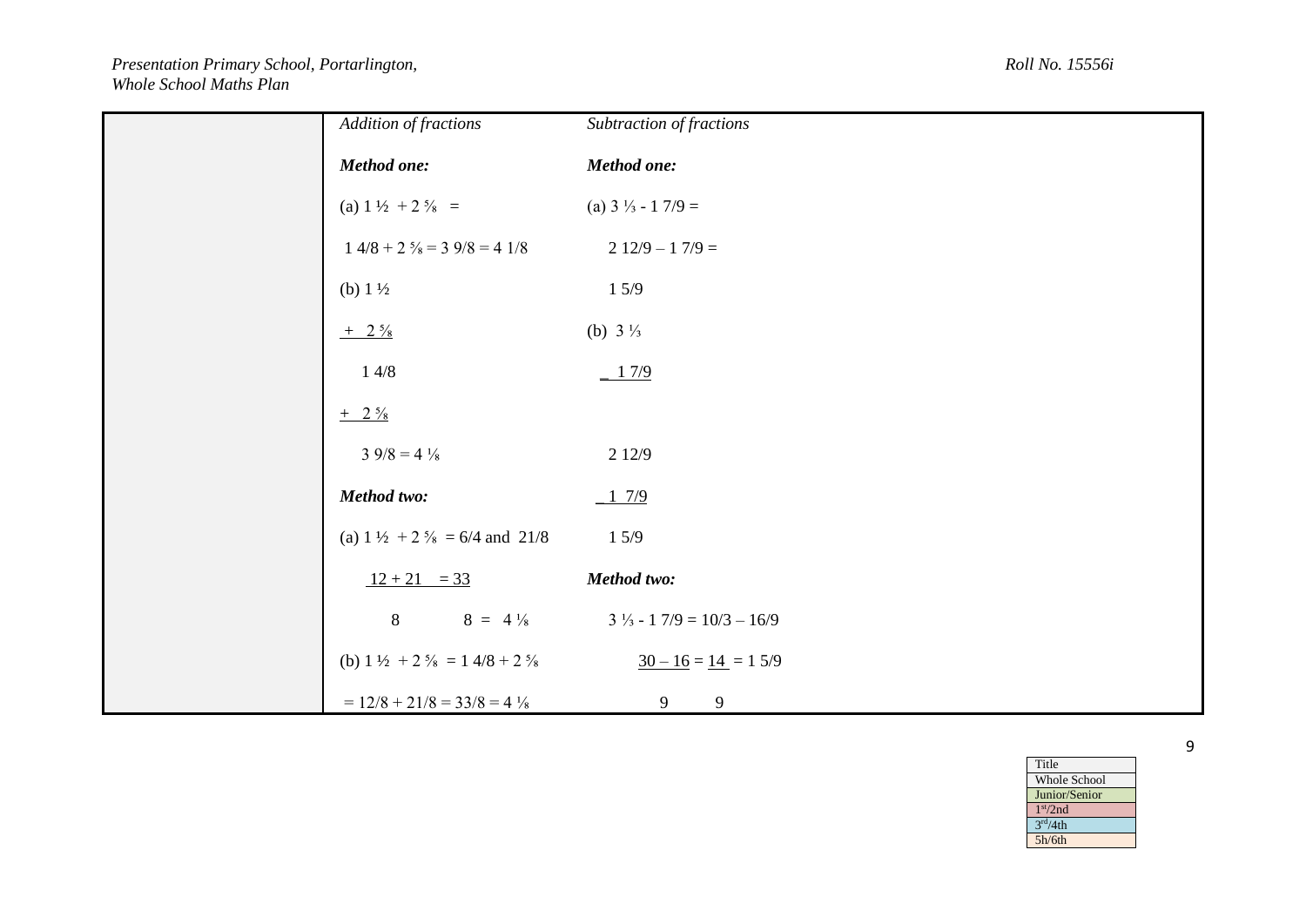| | Addition of fractions | Subtraction of fractions |
|---|---|---|
| | ***Method one:*** | ***Method one:*** |
| | (a) $1\frac{1}{2} + 2\frac{5}{8} =$ | (a) $3\frac{1}{3} - 1\ 7/9 =$ |
| | $1\ 4/8 + 2\frac{5}{8} = 3\ 9/8 = 4\ 1/8$ | $2\ 12/9 - 1\ 7/9 =$ |
| | (b) $1\frac{1}{2}$ | $1\ 5/9$ |
| | $\underline{+\ \ 2\frac{5}{8}}$ | (b) $3\frac{1}{3}$ |
| | $1\ 4/8$ | $\underline{-\ \ 1\ 7/9}$ |
| | $\underline{+\ \ 2\frac{5}{8}}$ | |
| | $3\ 9/8 = 4\frac{1}{8}$ | $2\ 12/9$ |
| | ***Method two:*** | $\underline{-\ 1\ \ 7/9}$ |
| | (a) $1\frac{1}{2} + 2\frac{5}{8} = 6/4$ and $21/8$ | $1\ 5/9$ |
| | $\frac{12 + 21}{8} = \frac{33}{8} = 4\frac{1}{8}$ | ***Method two:*** |
| | | $3\frac{1}{3} - 1\ 7/9 = 10/3 - 16/9$ |
| | (b) $1\frac{1}{2} + 2\frac{5}{8} = 1\ 4/8 + 2\frac{5}{8}$ | $\frac{30 - 16}{9} = \frac{14}{9} = 1\ 5/9$ |
| | $= 12/8 + 21/8 = 33/8 = 4\frac{1}{8}$ | |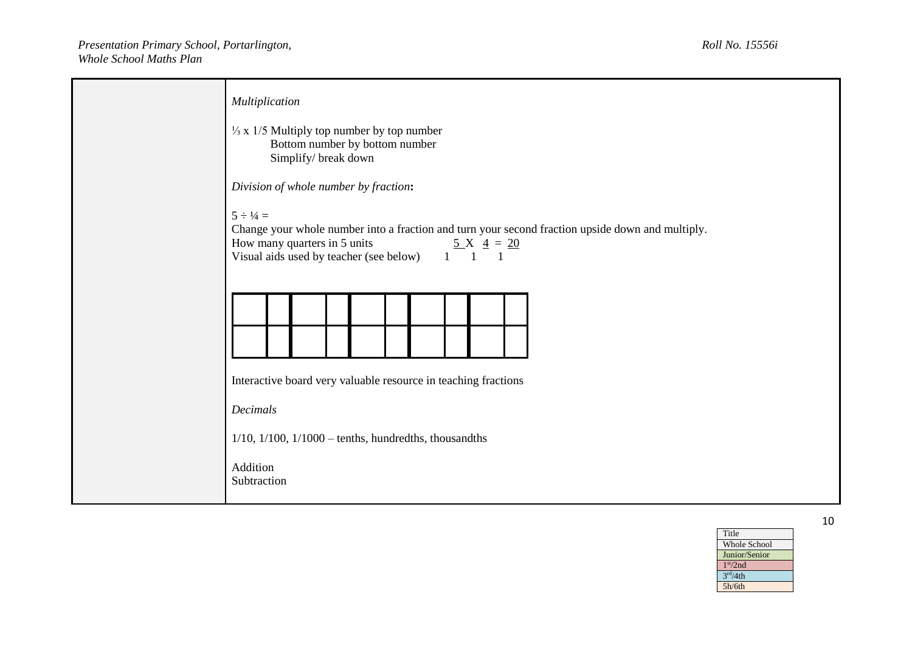| | |
|---|---|
| | *Multiplication*<br><br>$\frac{1}{3} \times \frac{1}{5}$ Multiply top number by top number<br>Bottom number by bottom number<br>Simplify/ break down<br><br>*Division of whole number by fraction***:**<br><br>$5 \div \frac{1}{4} =$<br>Change your whole number into a fraction and turn your second fraction upside down and multiply.<br>How many quarters in 5 units $\frac{5}{1} \times \frac{4}{1} = \frac{20}{1}$<br>Visual aids used by teacher (see below)<br><br>Interactive board very valuable resource in teaching fractions<br><br>*Decimals*<br><br>1/10, 1/100, 1/1000 – tenths, hundredths, thousandths<br><br>Addition<br>Subtraction |

| Title |
|---|
| Whole School |
| Junior/Senior |
| 1st/2nd |
| 3rd/4th |
| 5h/6th |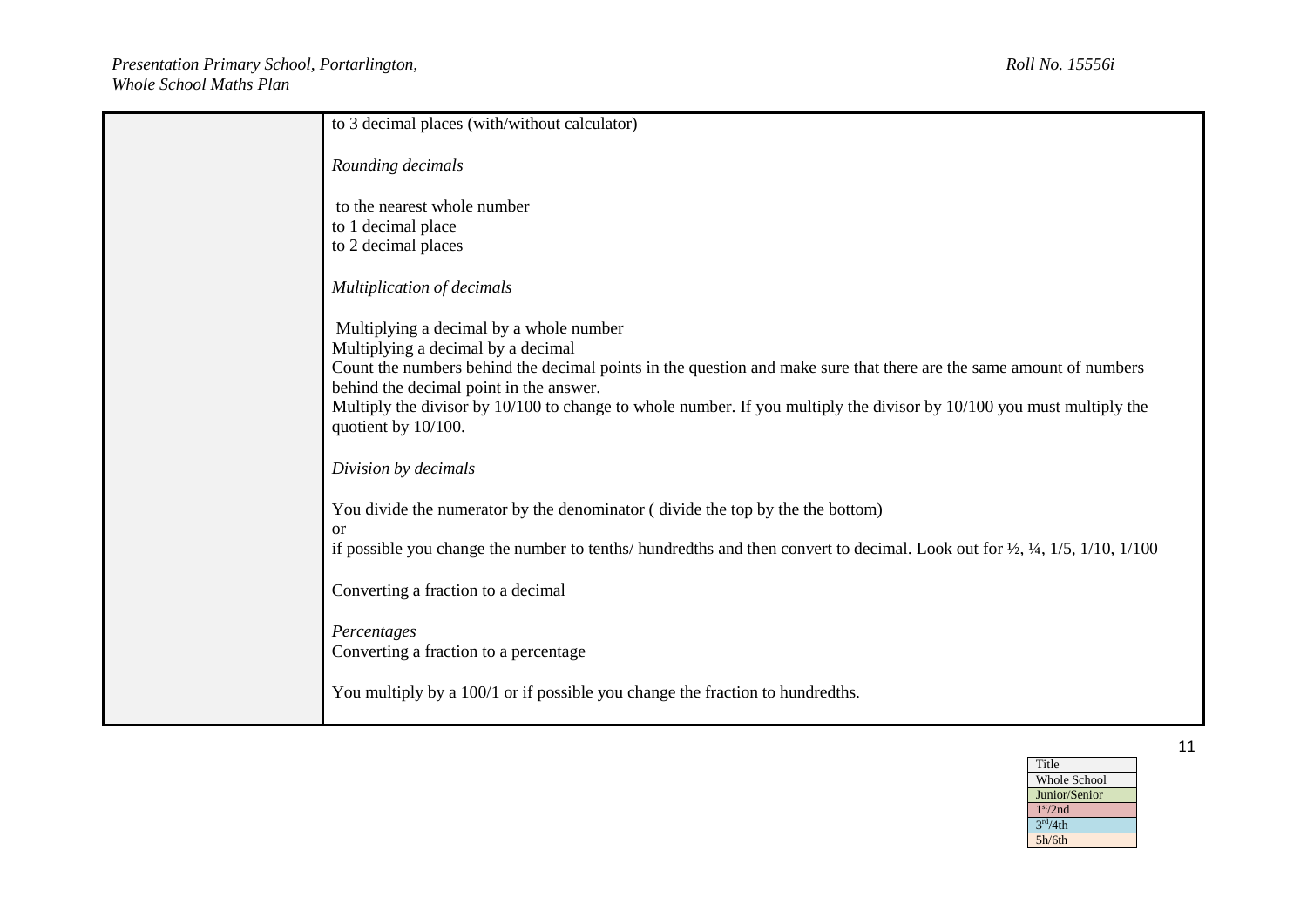| | |
|---|---|
| | to 3 decimal places (with/without calculator)<br><br>*Rounding decimals*<br><br>to the nearest whole number<br>to 1 decimal place<br>to 2 decimal places<br><br>*Multiplication of decimals*<br><br>Multiplying a decimal by a whole number<br>Multiplying a decimal by a decimal<br>Count the numbers behind the decimal points in the question and make sure that there are the same amount of numbers behind the decimal point in the answer.<br>Multiply the divisor by 10/100 to change to whole number. If you multiply the divisor by 10/100 you must multiply the quotient by 10/100.<br><br>*Division by decimals*<br><br>You divide the numerator by the denominator ( divide the top by the the bottom)<br>or<br>if possible you change the number to tenths/ hundredths and then convert to decimal. Look out for ½, ¼, 1/5, 1/10, 1/100<br><br>Converting a fraction to a decimal<br><br>*Percentages*<br>Converting a fraction to a percentage<br><br>You multiply by a 100/1 or if possible you change the fraction to hundredths. |

| Title |
|---|
| Whole School |
| Junior/Senior |
| 1st/2nd |
| 3rd/4th |
| 5h/6th |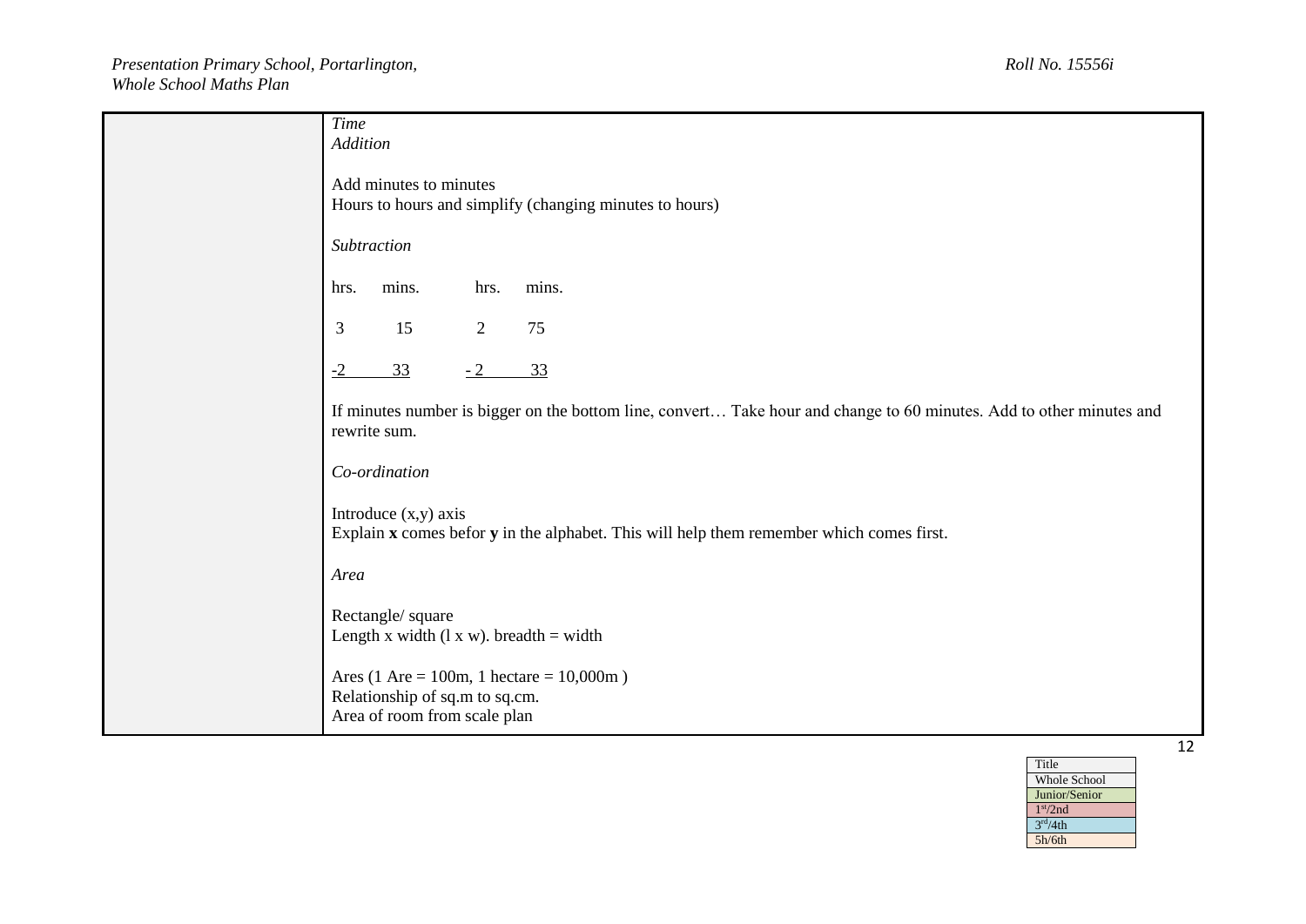| | |
|---|---|
| | *Time*<br>*Addition*<br><br>Add minutes to minutes<br>Hours to hours and simplify (changing minutes to hours)<br><br>*Subtraction*<br><br>hrs. mins. hrs. mins.<br><br>3 15 2 75<br><br>-2 33 - 2 33<br><br>If minutes number is bigger on the bottom line, convert… Take hour and change to 60 minutes. Add to other minutes and rewrite sum.<br><br>*Co-ordination*<br><br>Introduce (x,y) axis<br>Explain **x** comes befor **y** in the alphabet. This will help them remember which comes first.<br><br>*Area*<br><br>Rectangle/ square<br>Length x width (l x w). breadth = width<br><br>Ares (1 Are = 100m, 1 hectare = 10,000m )<br>Relationship of sq.m to sq.cm.<br>Area of room from scale plan |

| Title |
|---|
| Whole School |
| Junior/Senior |
| 1st/2nd |
| 3rd/4th |
| 5h/6th |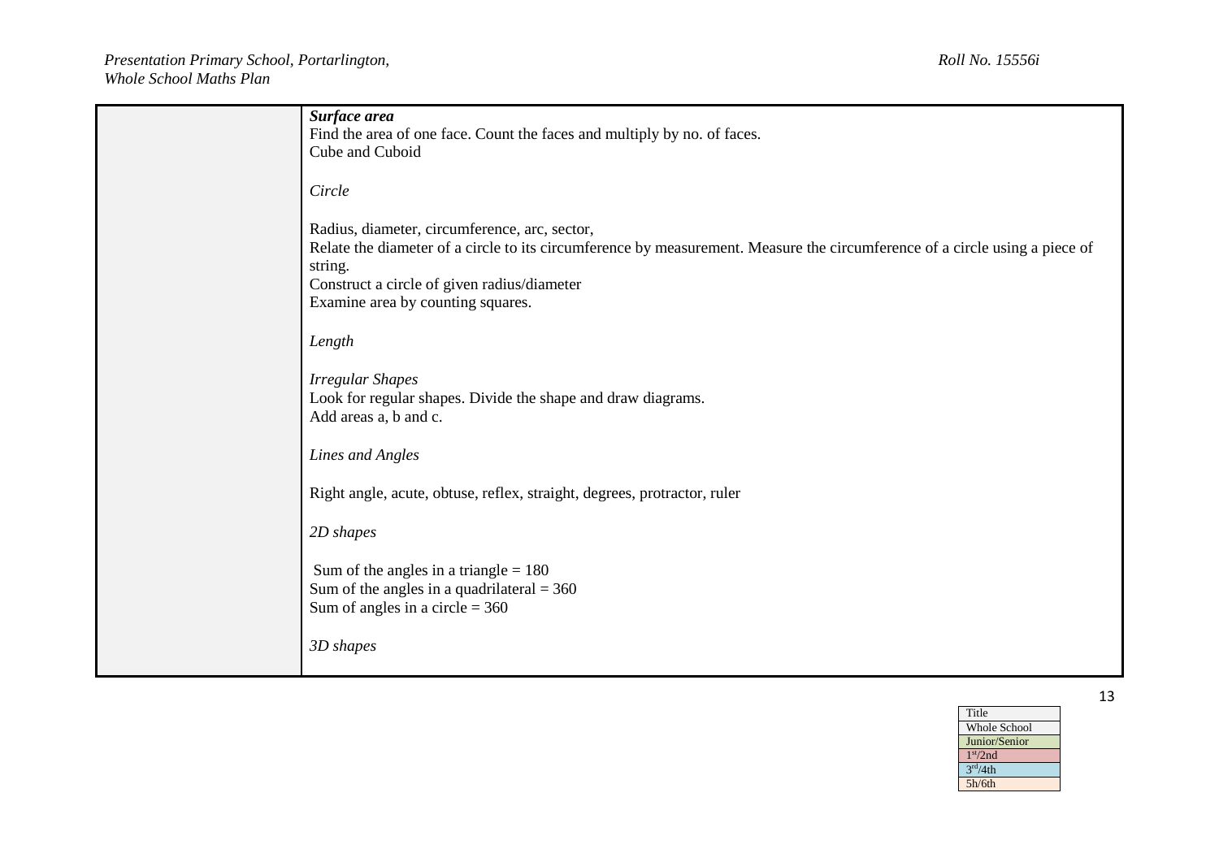| | |
|---|---|
| | ***Surface area***<br>Find the area of one face. Count the faces and multiply by no. of faces.<br>Cube and Cuboid<br><br>*Circle*<br><br>Radius, diameter, circumference, arc, sector,<br>Relate the diameter of a circle to its circumference by measurement. Measure the circumference of a circle using a piece of string.<br>Construct a circle of given radius/diameter<br>Examine area by counting squares.<br><br>*Length*<br><br>*Irregular Shapes*<br>Look for regular shapes. Divide the shape and draw diagrams.<br>Add areas a, b and c.<br><br>*Lines and Angles*<br><br>Right angle, acute, obtuse, reflex, straight, degrees, protractor, ruler<br><br>*2D shapes*<br><br>Sum of the angles in a triangle = 180<br>Sum of the angles in a quadrilateral = 360<br>Sum of angles in a circle = 360<br><br>*3D shapes* |

| Title |
|---|
| Whole School |
| Junior/Senior |
| 1st/2nd |
| 3rd/4th |
| 5h/6th |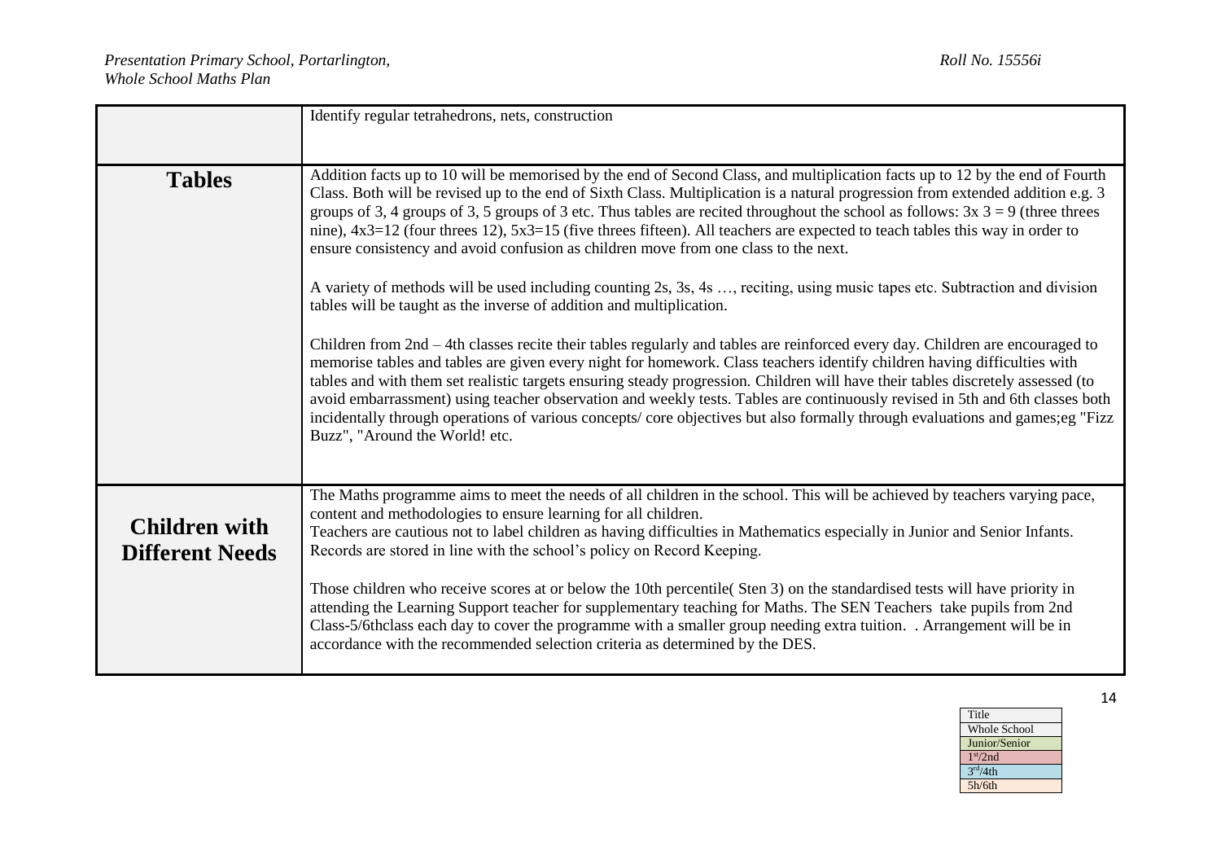| | |
|---|---|
| | Identify regular tetrahedrons, nets, construction |
| **Tables** | Addition facts up to 10 will be memorised by the end of Second Class, and multiplication facts up to 12 by the end of Fourth Class. Both will be revised up to the end of Sixth Class. Multiplication is a natural progression from extended addition e.g. 3 groups of 3, 4 groups of 3, 5 groups of 3 etc. Thus tables are recited throughout the school as follows: 3x 3 = 9 (three threes nine), 4x3=12 (four threes 12), 5x3=15 (five threes fifteen). All teachers are expected to teach tables this way in order to ensure consistency and avoid confusion as children move from one class to the next.<br><br>A variety of methods will be used including counting 2s, 3s, 4s …, reciting, using music tapes etc. Subtraction and division tables will be taught as the inverse of addition and multiplication.<br><br>Children from 2nd – 4th classes recite their tables regularly and tables are reinforced every day. Children are encouraged to memorise tables and tables are given every night for homework. Class teachers identify children having difficulties with tables and with them set realistic targets ensuring steady progression. Children will have their tables discretely assessed (to avoid embarrassment) using teacher observation and weekly tests. Tables are continuously revised in 5th and 6th classes both incidentally through operations of various concepts/ core objectives but also formally through evaluations and games;eg "Fizz Buzz", "Around the World! etc. |
| **Children with Different Needs** | The Maths programme aims to meet the needs of all children in the school. This will be achieved by teachers varying pace, content and methodologies to ensure learning for all children.<br>Teachers are cautious not to label children as having difficulties in Mathematics especially in Junior and Senior Infants. Records are stored in line with the school's policy on Record Keeping.<br><br>Those children who receive scores at or below the 10th percentile( Sten 3) on the standardised tests will have priority in attending the Learning Support teacher for supplementary teaching for Maths. The SEN Teachers take pupils from 2nd Class-5/6thclass each day to cover the programme with a smaller group needing extra tuition. . Arrangement will be in accordance with the recommended selection criteria as determined by the DES. |

| Title |
|---|
| Whole School |
| Junior/Senior |
| 1st/2nd |
| 3rd/4th |
| 5h/6th |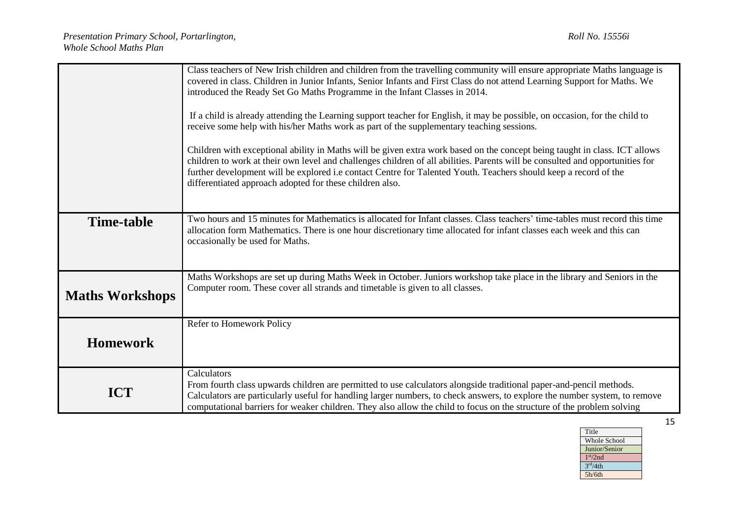| | |
|---|---|
| | Class teachers of New Irish children and children from the travelling community will ensure appropriate Maths language is covered in class. Children in Junior Infants, Senior Infants and First Class do not attend Learning Support for Maths. We introduced the Ready Set Go Maths Programme in the Infant Classes in 2014.<br><br>If a child is already attending the Learning support teacher for English, it may be possible, on occasion, for the child to receive some help with his/her Maths work as part of the supplementary teaching sessions.<br><br>Children with exceptional ability in Maths will be given extra work based on the concept being taught in class. ICT allows children to work at their own level and challenges children of all abilities. Parents will be consulted and opportunities for further development will be explored i.e contact Centre for Talented Youth. Teachers should keep a record of the differentiated approach adopted for these children also. |
| **Time-table** | Two hours and 15 minutes for Mathematics is allocated for Infant classes. Class teachers' time-tables must record this time allocation form Mathematics. There is one hour discretionary time allocated for infant classes each week and this can occasionally be used for Maths. |
| **Maths Workshops** | Maths Workshops are set up during Maths Week in October. Juniors workshop take place in the library and Seniors in the Computer room. These cover all strands and timetable is given to all classes. |
| **Homework** | Refer to Homework Policy |
| **ICT** | Calculators<br>From fourth class upwards children are permitted to use calculators alongside traditional paper-and-pencil methods. Calculators are particularly useful for handling larger numbers, to check answers, to explore the number system, to remove computational barriers for weaker children. They also allow the child to focus on the structure of the problem solving |

| Title |
|---|
| Whole School |
| Junior/Senior |
| 1st/2nd |
| 3rd/4th |
| 5h/6th |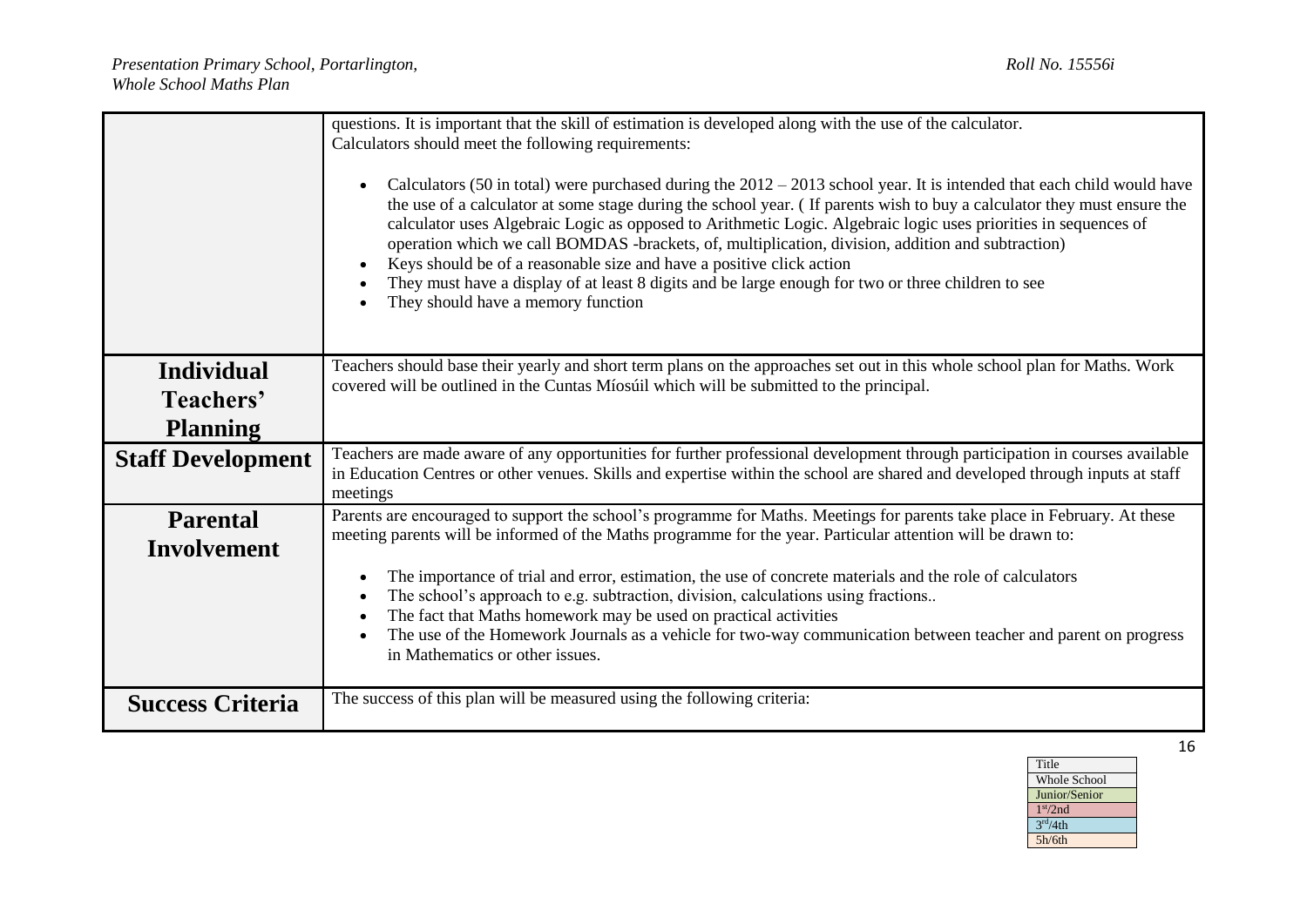| | |
|---|---|
| | questions. It is important that the skill of estimation is developed along with the use of the calculator.<br>Calculators should meet the following requirements:<br><br>• Calculators (50 in total) were purchased during the 2012 – 2013 school year. It is intended that each child would have the use of a calculator at some stage during the school year. ( If parents wish to buy a calculator they must ensure the calculator uses Algebraic Logic as opposed to Arithmetic Logic. Algebraic logic uses priorities in sequences of operation which we call BOMDAS -brackets, of, multiplication, division, addition and subtraction)<br>• Keys should be of a reasonable size and have a positive click action<br>• They must have a display of at least 8 digits and be large enough for two or three children to see<br>• They should have a memory function |
| **Individual Teachers' Planning** | Teachers should base their yearly and short term plans on the approaches set out in this whole school plan for Maths. Work covered will be outlined in the Cuntas Míosúil which will be submitted to the principal. |
| **Staff Development** | Teachers are made aware of any opportunities for further professional development through participation in courses available in Education Centres or other venues. Skills and expertise within the school are shared and developed through inputs at staff meetings |
| **Parental Involvement** | Parents are encouraged to support the school's programme for Maths. Meetings for parents take place in February. At these meeting parents will be informed of the Maths programme for the year. Particular attention will be drawn to:<br><br>• The importance of trial and error, estimation, the use of concrete materials and the role of calculators<br>• The school's approach to e.g. subtraction, division, calculations using fractions..<br>• The fact that Maths homework may be used on practical activities<br>• The use of the Homework Journals as a vehicle for two-way communication between teacher and parent on progress in Mathematics or other issues. |
| **Success Criteria** | The success of this plan will be measured using the following criteria: |

| Title |
|---|
| Whole School |
| Junior/Senior |
| 1st/2nd |
| 3rd/4th |
| 5h/6th |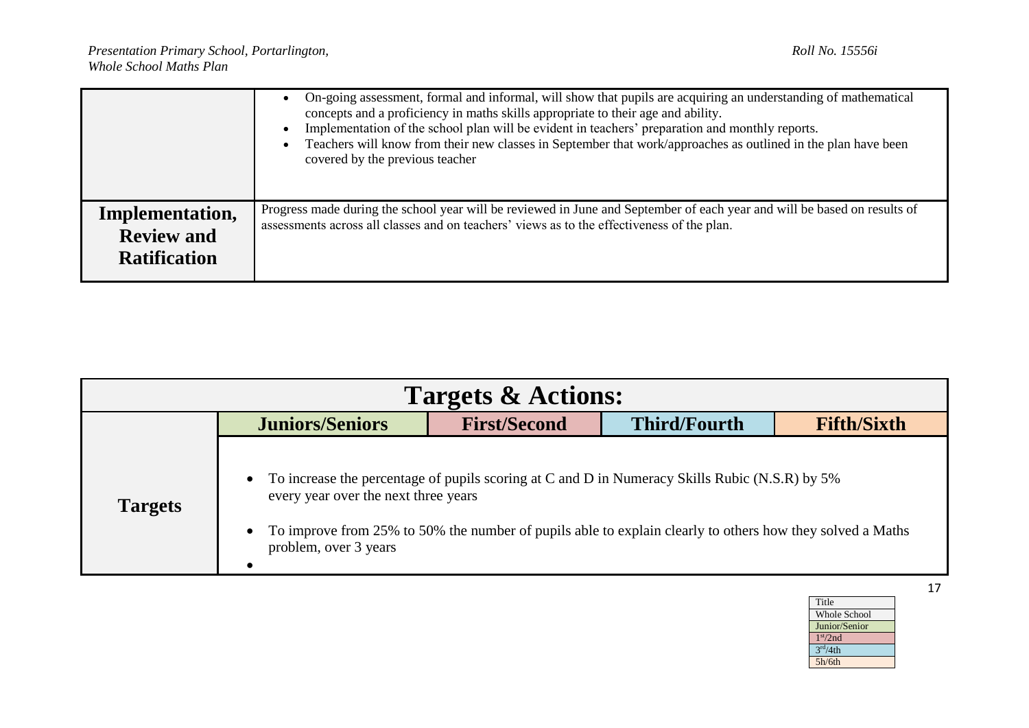| | |
|---|---|
| | • On-going assessment, formal and informal, will show that pupils are acquiring an understanding of mathematical concepts and a proficiency in maths skills appropriate to their age and ability.<br>• Implementation of the school plan will be evident in teachers' preparation and monthly reports.<br>• Teachers will know from their new classes in September that work/approaches as outlined in the plan have been covered by the previous teacher |
| **Implementation, Review and Ratification** | Progress made during the school year will be reviewed in June and September of each year and will be based on results of assessments across all classes and on teachers' views as to the effectiveness of the plan. |

| **Targets & Actions:** | | | | |
|---|---|---|---|---|
| | **Juniors/Seniors** | **First/Second** | **Third/Fourth** | **Fifth/Sixth** |
| **Targets** | • To increase the percentage of pupils scoring at C and D in Numeracy Skills Rubic (N.S.R) by 5% every year over the next three years<br>• To improve from 25% to 50% the number of pupils able to explain clearly to others how they solved a Maths problem, over 3 years<br>• | | | |

| |
|---|
| Title |
| Whole School |
| Junior/Senior |
| 1st/2nd |
| 3rd/4th |
| 5h/6th |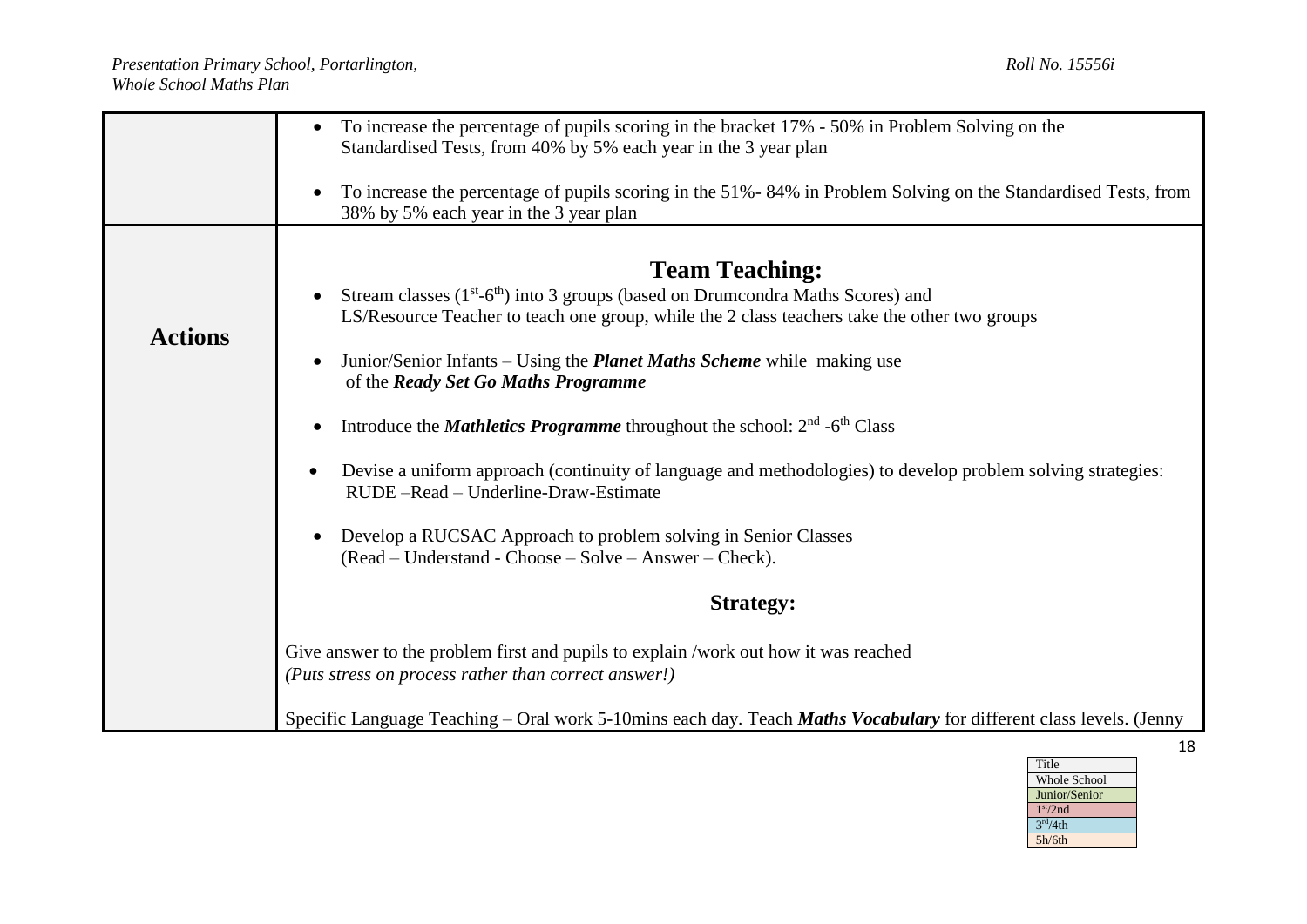| | |
|---|---|
| | • To increase the percentage of pupils scoring in the bracket 17% - 50% in Problem Solving on the Standardised Tests, from 40% by 5% each year in the 3 year plan<br><br>• To increase the percentage of pupils scoring in the 51%- 84% in Problem Solving on the Standardised Tests, from 38% by 5% each year in the 3 year plan |
| **Actions** | **Team Teaching:**<br><br>• Stream classes (1st-6th) into 3 groups (based on Drumcondra Maths Scores) and LS/Resource Teacher to teach one group, while the 2 class teachers take the other two groups<br><br>• Junior/Senior Infants – Using the ***Planet Maths Scheme*** while making use of the ***Ready Set Go Maths Programme***<br><br>• Introduce the ***Mathletics Programme*** throughout the school: 2nd -6th Class<br><br>• Devise a uniform approach (continuity of language and methodologies) to develop problem solving strategies: RUDE –Read – Underline-Draw-Estimate<br><br>• Develop a RUCSAC Approach to problem solving in Senior Classes (Read – Understand - Choose – Solve – Answer – Check).<br><br>**Strategy:**<br><br>Give answer to the problem first and pupils to explain /work out how it was reached<br>*(Puts stress on process rather than correct answer!)*<br><br>Specific Language Teaching – Oral work 5-10mins each day. Teach ***Maths Vocabulary*** for different class levels. (Jenny |

| Title |
|---|
| Whole School |
| Junior/Senior |
| 1st/2nd |
| 3rd/4th |
| 5h/6th |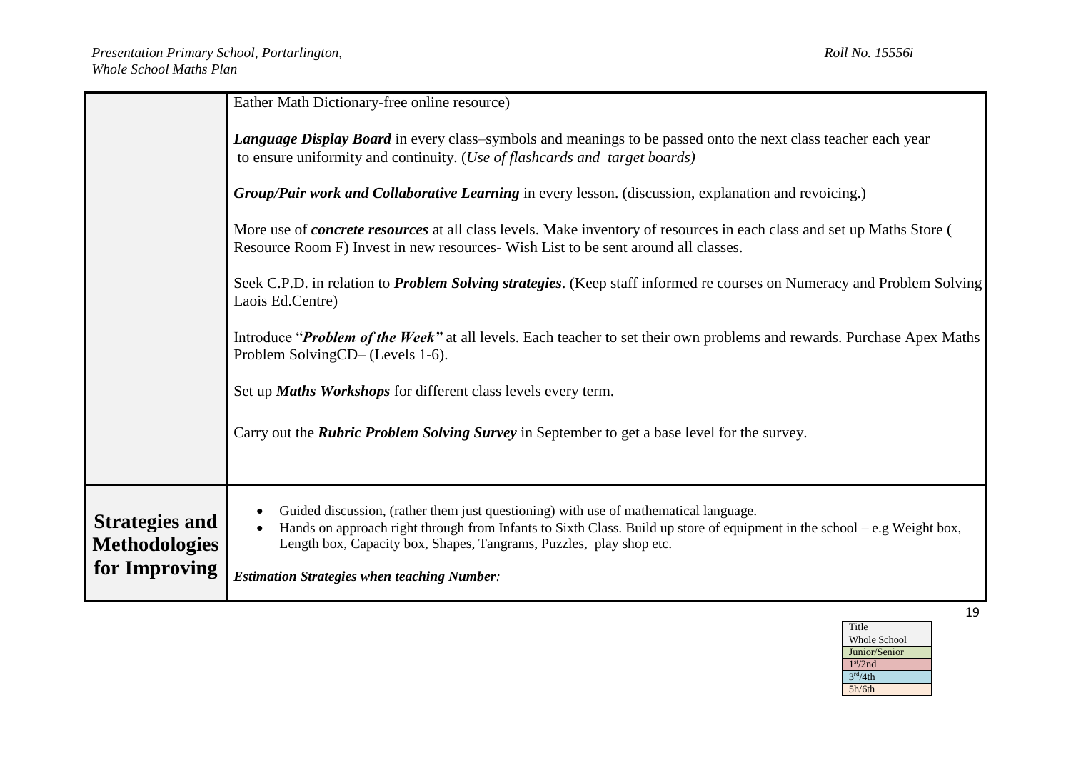| | |
|---|---|
| | Eather Math Dictionary-free online resource)<br><br>***Language Display Board*** in every class–symbols and meanings to be passed onto the next class teacher each year to ensure uniformity and continuity. (*Use of flashcards and target boards)*<br><br>***Group/Pair work and Collaborative Learning*** in every lesson. (discussion, explanation and revoicing.)<br><br>More use of ***concrete resources*** at all class levels. Make inventory of resources in each class and set up Maths Store ( Resource Room F) Invest in new resources- Wish List to be sent around all classes.<br><br>Seek C.P.D. in relation to ***Problem Solving strategies***. (Keep staff informed re courses on Numeracy and Problem Solving Laois Ed.Centre)<br><br>Introduce "***Problem of the Week"*** at all levels. Each teacher to set their own problems and rewards. Purchase Apex Maths Problem SolvingCD– (Levels 1-6).<br><br>Set up ***Maths Workshops*** for different class levels every term.<br><br>Carry out the ***Rubric Problem Solving Survey*** in September to get a base level for the survey. |
| **Strategies and Methodologies for Improving** | • Guided discussion, (rather them just questioning) with use of mathematical language.<br>• Hands on approach right through from Infants to Sixth Class. Build up store of equipment in the school – e.g Weight box, Length box, Capacity box, Shapes, Tangrams, Puzzles, play shop etc.<br><br>***Estimation Strategies when teaching Number:*** |

| Title |
|---|
| Whole School |
| Junior/Senior |
| 1st/2nd |
| 3rd/4th |
| 5h/6th |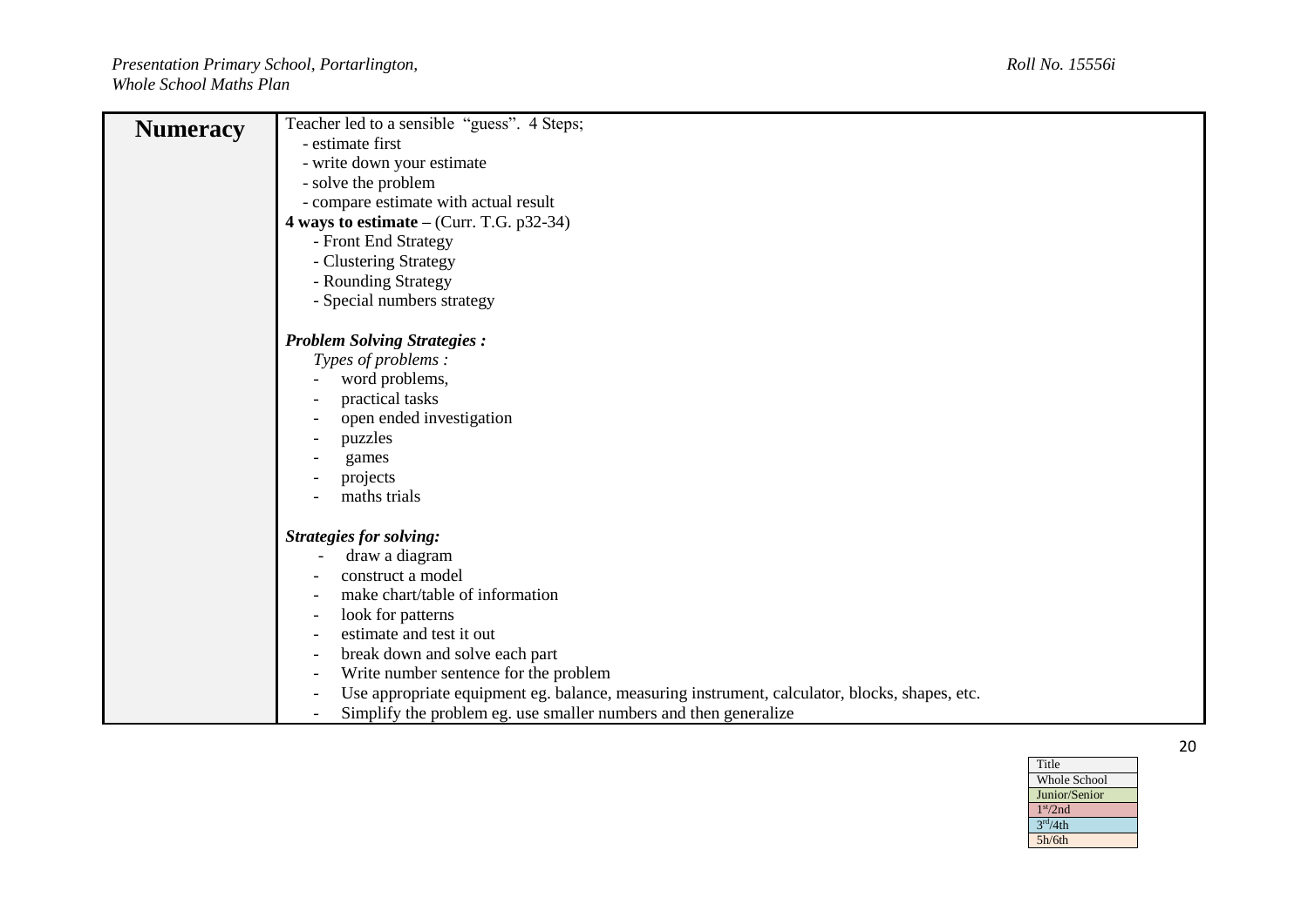| Numeracy | Teacher led to a sensible "guess". 4 Steps;<br>- estimate first<br>- write down your estimate<br>- solve the problem<br>- compare estimate with actual result<br>**4 ways to estimate** – (Curr. T.G. p32-34)<br>- Front End Strategy<br>- Clustering Strategy<br>- Rounding Strategy<br>- Special numbers strategy<br><br>***Problem Solving Strategies :***<br>*Types of problems :*<br>- word problems,<br>- practical tasks<br>- open ended investigation<br>- puzzles<br>- games<br>- projects<br>- maths trials<br><br>***Strategies for solving:***<br>- draw a diagram<br>- construct a model<br>- make chart/table of information<br>- look for patterns<br>- estimate and test it out<br>- break down and solve each part<br>- Write number sentence for the problem<br>- Use appropriate equipment eg. balance, measuring instrument, calculator, blocks, shapes, etc.<br>- Simplify the problem eg. use smaller numbers and then generalize |
|---|---|

| Title |
|---|
| Whole School |
| Junior/Senior |
| 1st/2nd |
| 3rd/4th |
| 5h/6th |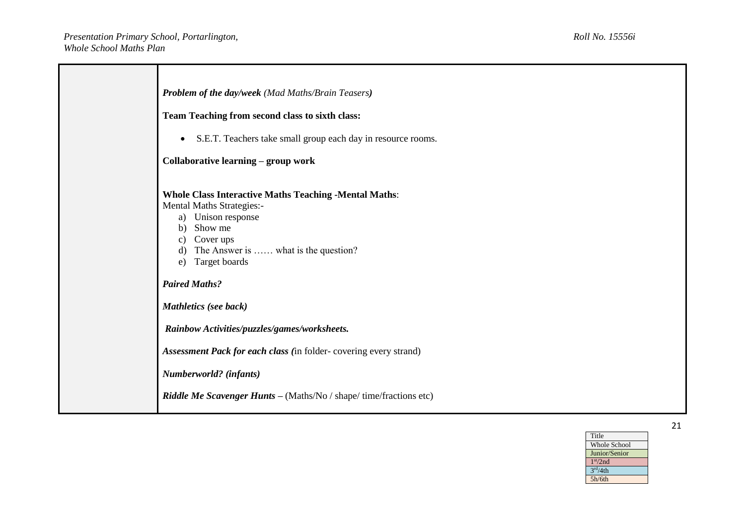| | ***Problem of the day/week*** *(Mad Maths/Brain Teasers)*<br><br>**Team Teaching from second class to sixth class:**<br><br>• S.E.T. Teachers take small group each day in resource rooms.<br><br>**Collaborative learning – group work**<br><br>**Whole Class Interactive Maths Teaching -Mental Maths**:<br>Mental Maths Strategies:-<br>a) Unison response<br>b) Show me<br>c) Cover ups<br>d) The Answer is …… what is the question?<br>e) Target boards<br><br>***Paired Maths?***<br><br>***Mathletics (see back)***<br><br>***Rainbow Activities/puzzles/games/worksheets.***<br><br>***Assessment Pack for each class (***in folder- covering every strand)<br><br>***Numberworld? (infants)***<br><br>***Riddle Me Scavenger Hunts –*** (Maths/No / shape/ time/fractions etc) |
|---|---|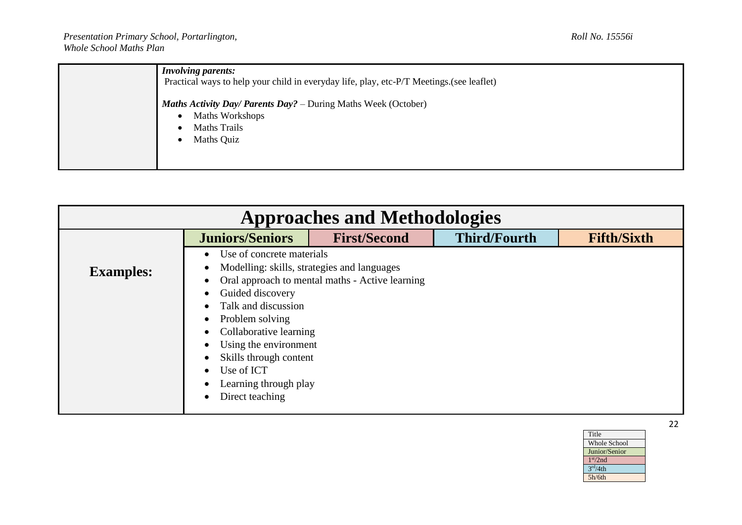| | ***Involving parents:*** Practical ways to help your child in everyday life, play, etc-P/T Meetings.(see leaflet)<br><br>***Maths Activity Day/ Parents Day?*** – During Maths Week (October)<br>• Maths Workshops<br>• Maths Trails<br>• Maths Quiz |
|---|---|

| **Approaches and Methodologies** | | | | |
|---|---|---|---|---|
| | **Juniors/Seniors** | **First/Second** | **Third/Fourth** | **Fifth/Sixth** |
| **Examples:** | • Use of concrete materials<br>• Modelling: skills, strategies and languages<br>• Oral approach to mental maths - Active learning<br>• Guided discovery<br>• Talk and discussion<br>• Problem solving<br>• Collaborative learning<br>• Using the environment<br>• Skills through content<br>• Use of ICT<br>• Learning through play<br>• Direct teaching | | | |

| Title |
|---|
| Whole School |
| Junior/Senior |
| 1st/2nd |
| 3rd/4th |
| 5h/6th |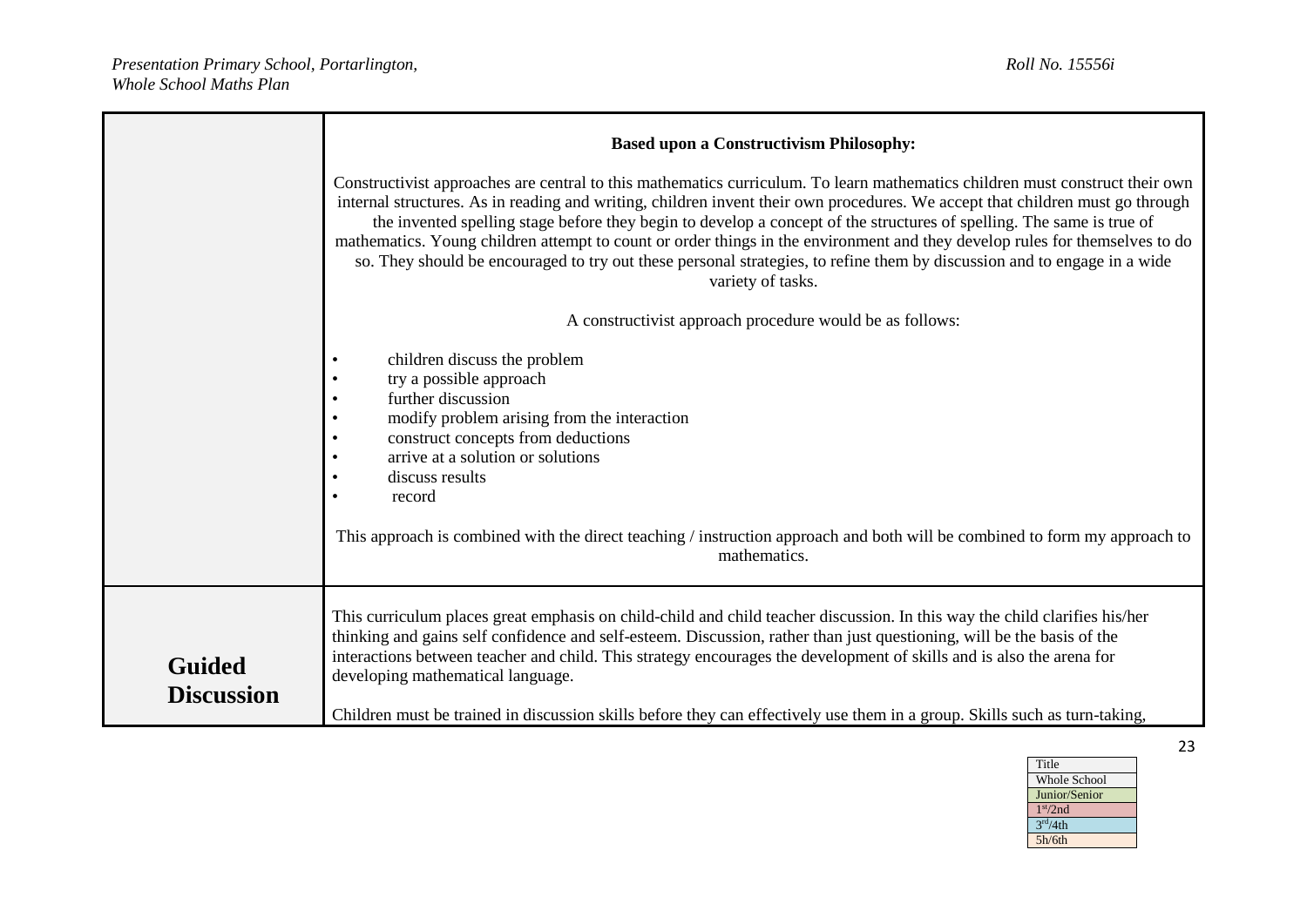|  |  |
|---|---|
|  | **Based upon a Constructivism Philosophy:**<br><br>Constructivist approaches are central to this mathematics curriculum. To learn mathematics children must construct their own internal structures. As in reading and writing, children invent their own procedures. We accept that children must go through the invented spelling stage before they begin to develop a concept of the structures of spelling. The same is true of mathematics. Young children attempt to count or order things in the environment and they develop rules for themselves to do so. They should be encouraged to try out these personal strategies, to refine them by discussion and to engage in a wide variety of tasks.<br><br>A constructivist approach procedure would be as follows:<br><br>• children discuss the problem<br>• try a possible approach<br>• further discussion<br>• modify problem arising from the interaction<br>• construct concepts from deductions<br>• arrive at a solution or solutions<br>• discuss results<br>• record<br><br>This approach is combined with the direct teaching / instruction approach and both will be combined to form my approach to mathematics. |
| **Guided Discussion** | This curriculum places great emphasis on child-child and child teacher discussion. In this way the child clarifies his/her thinking and gains self confidence and self-esteem. Discussion, rather than just questioning, will be the basis of the interactions between teacher and child. This strategy encourages the development of skills and is also the arena for developing mathematical language.<br><br>Children must be trained in discussion skills before they can effectively use them in a group. Skills such as turn-taking, |

| Title |
|---|
| Whole School |
| Junior/Senior |
| 1st/2nd |
| 3rd/4th |
| 5h/6th |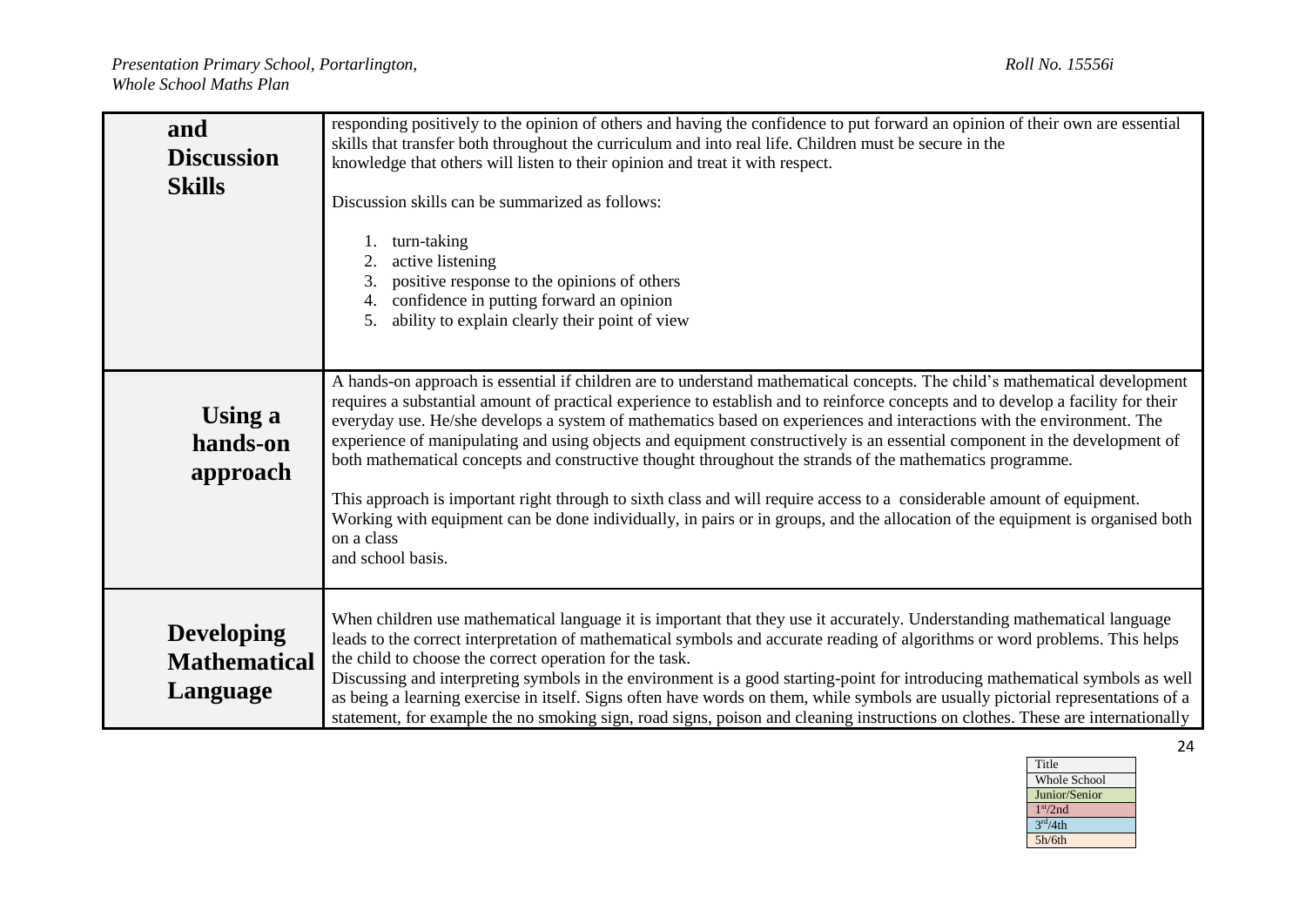| | |
|---|---|
| **and Discussion Skills** | responding positively to the opinion of others and having the confidence to put forward an opinion of their own are essential skills that transfer both throughout the curriculum and into real life. Children must be secure in the knowledge that others will listen to their opinion and treat it with respect.<br><br>Discussion skills can be summarized as follows:<br><br>1. turn-taking<br>2. active listening<br>3. positive response to the opinions of others<br>4. confidence in putting forward an opinion<br>5. ability to explain clearly their point of view |
| **Using a hands-on approach** | A hands-on approach is essential if children are to understand mathematical concepts. The child's mathematical development requires a substantial amount of practical experience to establish and to reinforce concepts and to develop a facility for their everyday use. He/she develops a system of mathematics based on experiences and interactions with the environment. The experience of manipulating and using objects and equipment constructively is an essential component in the development of both mathematical concepts and constructive thought throughout the strands of the mathematics programme.<br><br>This approach is important right through to sixth class and will require access to a considerable amount of equipment. Working with equipment can be done individually, in pairs or in groups, and the allocation of the equipment is organised both on a class and school basis. |
| **Developing Mathematical Language** | When children use mathematical language it is important that they use it accurately. Understanding mathematical language leads to the correct interpretation of mathematical symbols and accurate reading of algorithms or word problems. This helps the child to choose the correct operation for the task.<br>Discussing and interpreting symbols in the environment is a good starting-point for introducing mathematical symbols as well as being a learning exercise in itself. Signs often have words on them, while symbols are usually pictorial representations of a statement, for example the no smoking sign, road signs, poison and cleaning instructions on clothes. These are internationally |

| Title |
|---|
| Whole School |
| Junior/Senior |
| 1st/2nd |
| 3rd/4th |
| 5h/6th |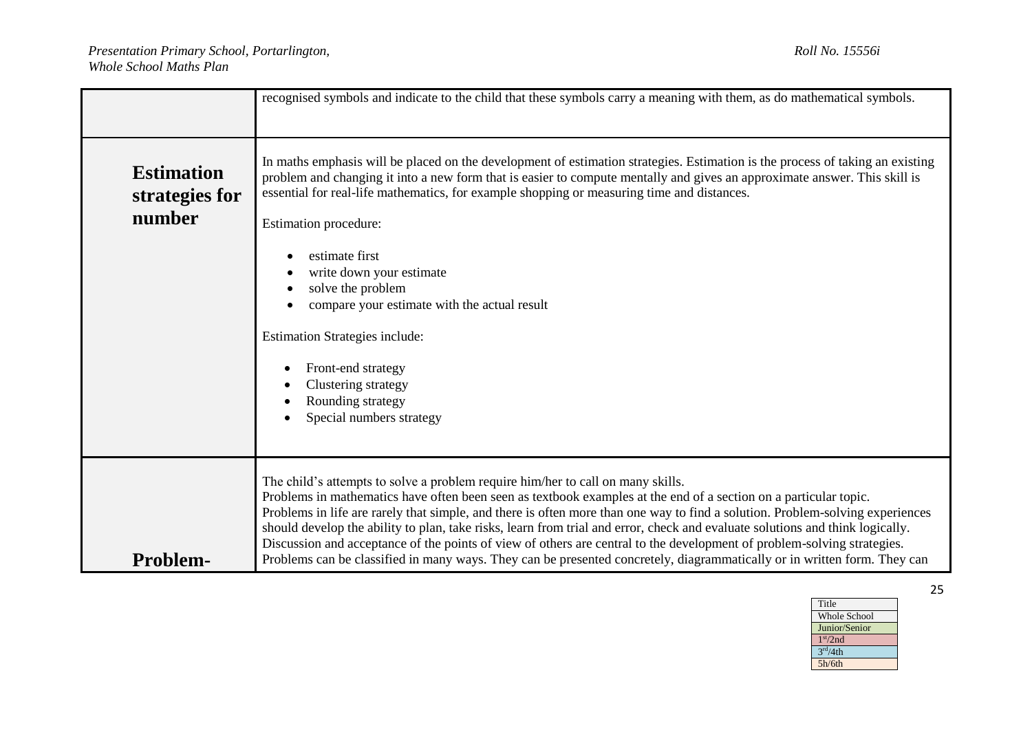| | |
|---|---|
| | recognised symbols and indicate to the child that these symbols carry a meaning with them, as do mathematical symbols. |
| **Estimation strategies for number** | In maths emphasis will be placed on the development of estimation strategies. Estimation is the process of taking an existing problem and changing it into a new form that is easier to compute mentally and gives an approximate answer. This skill is essential for real-life mathematics, for example shopping or measuring time and distances.<br><br>Estimation procedure:<br><br>• estimate first<br>• write down your estimate<br>• solve the problem<br>• compare your estimate with the actual result<br><br>Estimation Strategies include:<br><br>• Front-end strategy<br>• Clustering strategy<br>• Rounding strategy<br>• Special numbers strategy |
| **Problem-** | The child's attempts to solve a problem require him/her to call on many skills.<br>Problems in mathematics have often been seen as textbook examples at the end of a section on a particular topic.<br>Problems in life are rarely that simple, and there is often more than one way to find a solution. Problem-solving experiences should develop the ability to plan, take risks, learn from trial and error, check and evaluate solutions and think logically.<br>Discussion and acceptance of the points of view of others are central to the development of problem-solving strategies.<br>Problems can be classified in many ways. They can be presented concretely, diagrammatically or in written form. They can |

| Title |
|---|
| Whole School |
| Junior/Senior |
| 1st/2nd |
| 3rd/4th |
| 5h/6th |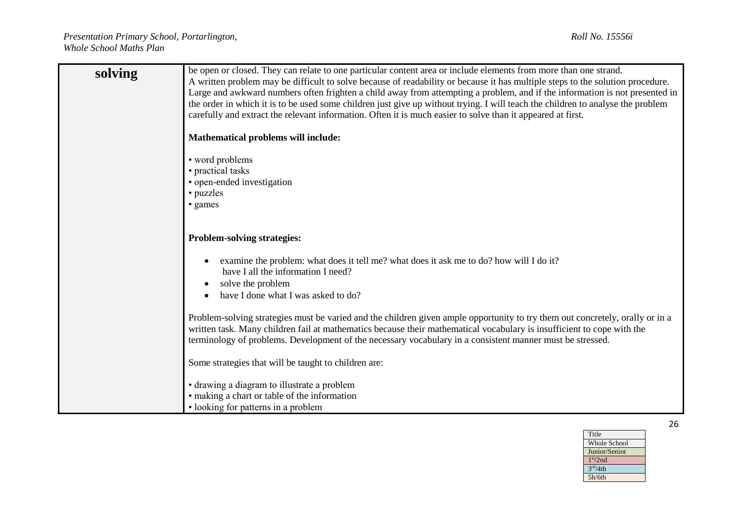| solving | be open or closed. They can relate to one particular content area or include elements from more than one strand.<br>A written problem may be difficult to solve because of readability or because it has multiple steps to the solution procedure. Large and awkward numbers often frighten a child away from attempting a problem, and if the information is not presented in the order in which it is to be used some children just give up without trying. I will teach the children to analyse the problem carefully and extract the relevant information. Often it is much easier to solve than it appeared at first.<br><br>**Mathematical problems will include:**<br><br>• word problems<br>• practical tasks<br>• open-ended investigation<br>• puzzles<br>• games<br><br>**Problem-solving strategies:**<br><br>• examine the problem: what does it tell me? what does it ask me to do? how will I do it? have I all the information I need?<br>• solve the problem<br>• have I done what I was asked to do?<br><br>Problem-solving strategies must be varied and the children given ample opportunity to try them out concretely, orally or in a written task. Many children fail at mathematics because their mathematical vocabulary is insufficient to cope with the terminology of problems. Development of the necessary vocabulary in a consistent manner must be stressed.<br><br>Some strategies that will be taught to children are:<br><br>• drawing a diagram to illustrate a problem<br>• making a chart or table of the information<br>• looking for patterns in a problem |
|---|---|

| Title |
|---|
| Whole School |
| Junior/Senior |
| 1st/2nd |
| 3rd/4th |
| 5h/6th |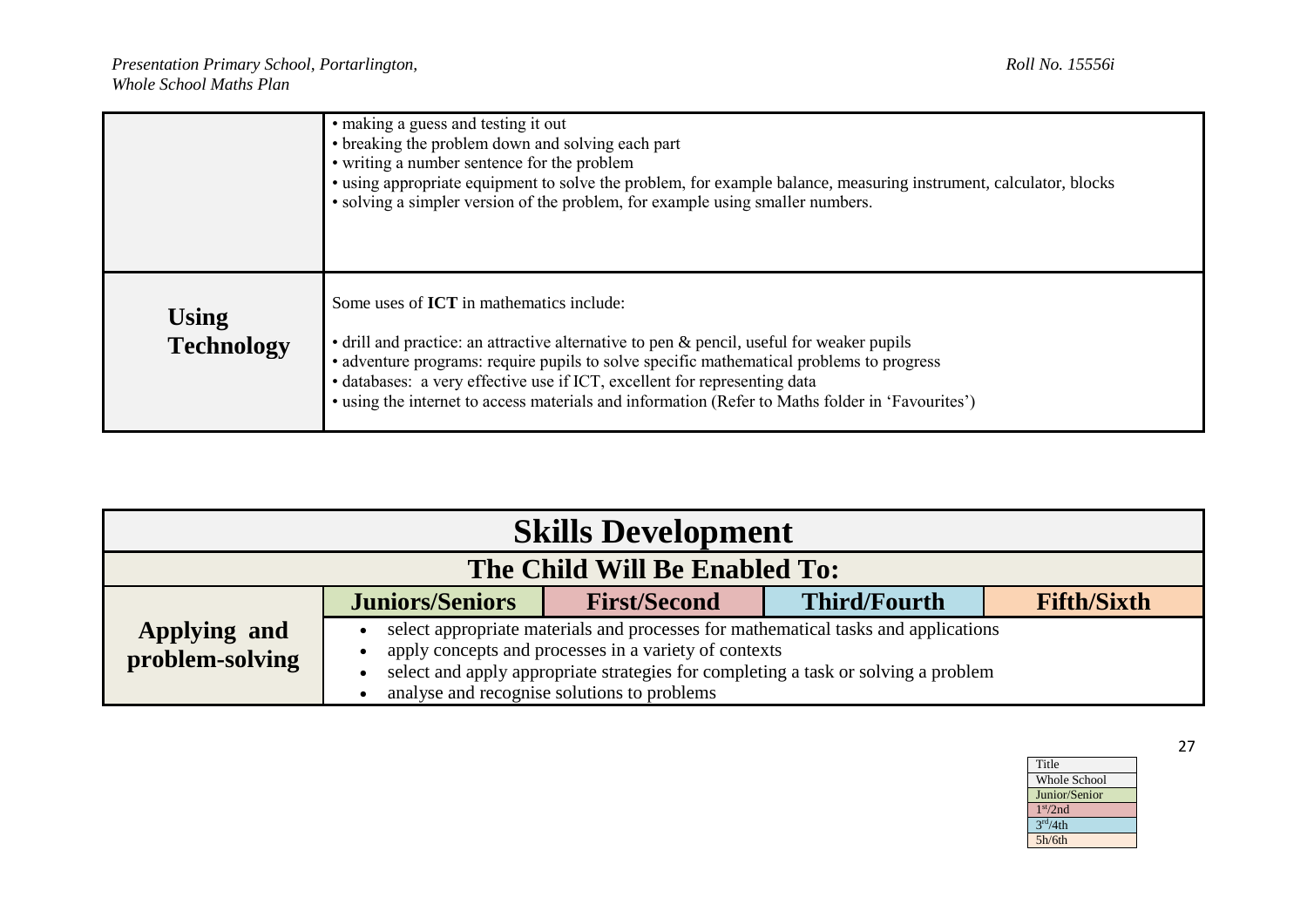|  |  |
|---|---|
|  | • making a guess and testing it out<br>• breaking the problem down and solving each part<br>• writing a number sentence for the problem<br>• using appropriate equipment to solve the problem, for example balance, measuring instrument, calculator, blocks<br>• solving a simpler version of the problem, for example using smaller numbers. |
| **Using Technology** | Some uses of **ICT** in mathematics include:<br><br>• drill and practice: an attractive alternative to pen & pencil, useful for weaker pupils<br>• adventure programs: require pupils to solve specific mathematical problems to progress<br>• databases: a very effective use if ICT, excellent for representing data<br>• using the internet to access materials and information (Refer to Maths folder in 'Favourites') |

| Skills Development | | | | |
|---|---|---|---|---|
| **The Child Will Be Enabled To:** | | | | |
|  | **Juniors/Seniors** | **First/Second** | **Third/Fourth** | **Fifth/Sixth** |
| **Applying and problem-solving** | • select appropriate materials and processes for mathematical tasks and applications<br>• apply concepts and processes in a variety of contexts<br>• select and apply appropriate strategies for completing a task or solving a problem<br>• analyse and recognise solutions to problems | | | |

| Title |
|---|
| Whole School |
| Junior/Senior |
| 1st/2nd |
| 3rd/4th |
| 5h/6th |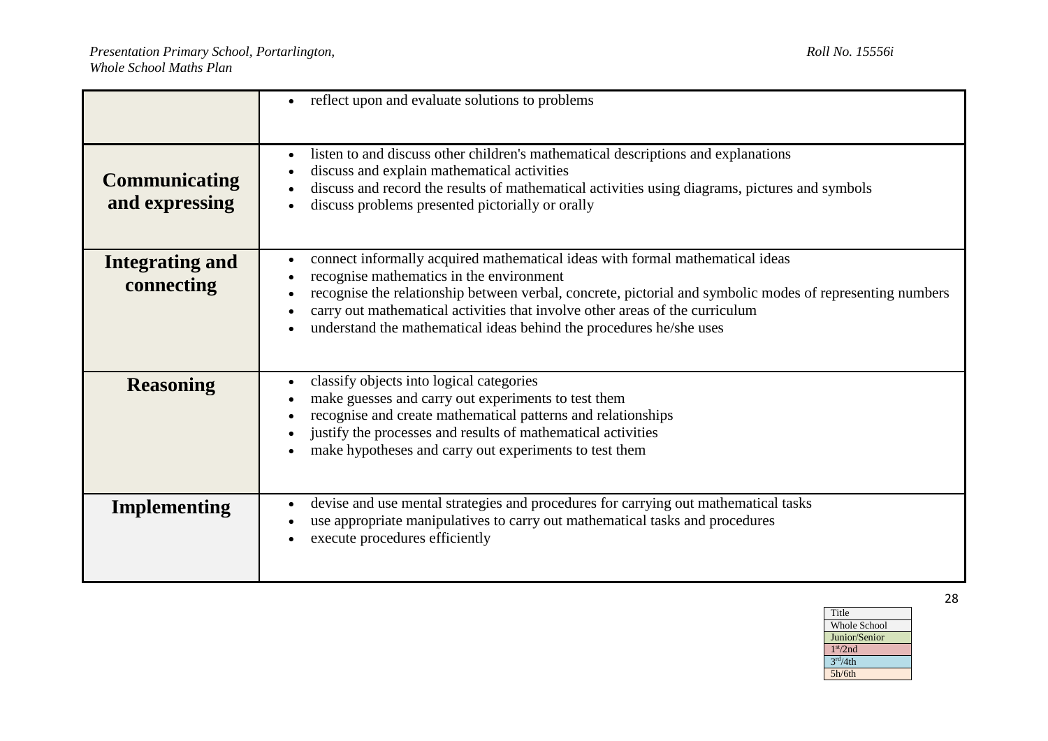| | |
|---|---|
| | • reflect upon and evaluate solutions to problems |
| **Communicating and expressing** | • listen to and discuss other children's mathematical descriptions and explanations<br>• discuss and explain mathematical activities<br>• discuss and record the results of mathematical activities using diagrams, pictures and symbols<br>• discuss problems presented pictorially or orally |
| **Integrating and connecting** | • connect informally acquired mathematical ideas with formal mathematical ideas<br>• recognise mathematics in the environment<br>• recognise the relationship between verbal, concrete, pictorial and symbolic modes of representing numbers<br>• carry out mathematical activities that involve other areas of the curriculum<br>• understand the mathematical ideas behind the procedures he/she uses |
| **Reasoning** | • classify objects into logical categories<br>• make guesses and carry out experiments to test them<br>• recognise and create mathematical patterns and relationships<br>• justify the processes and results of mathematical activities<br>• make hypotheses and carry out experiments to test them |
| **Implementing** | • devise and use mental strategies and procedures for carrying out mathematical tasks<br>• use appropriate manipulatives to carry out mathematical tasks and procedures<br>• execute procedures efficiently |

| Title |
|---|
| Whole School |
| Junior/Senior |
| 1st/2nd |
| 3rd/4th |
| 5h/6th |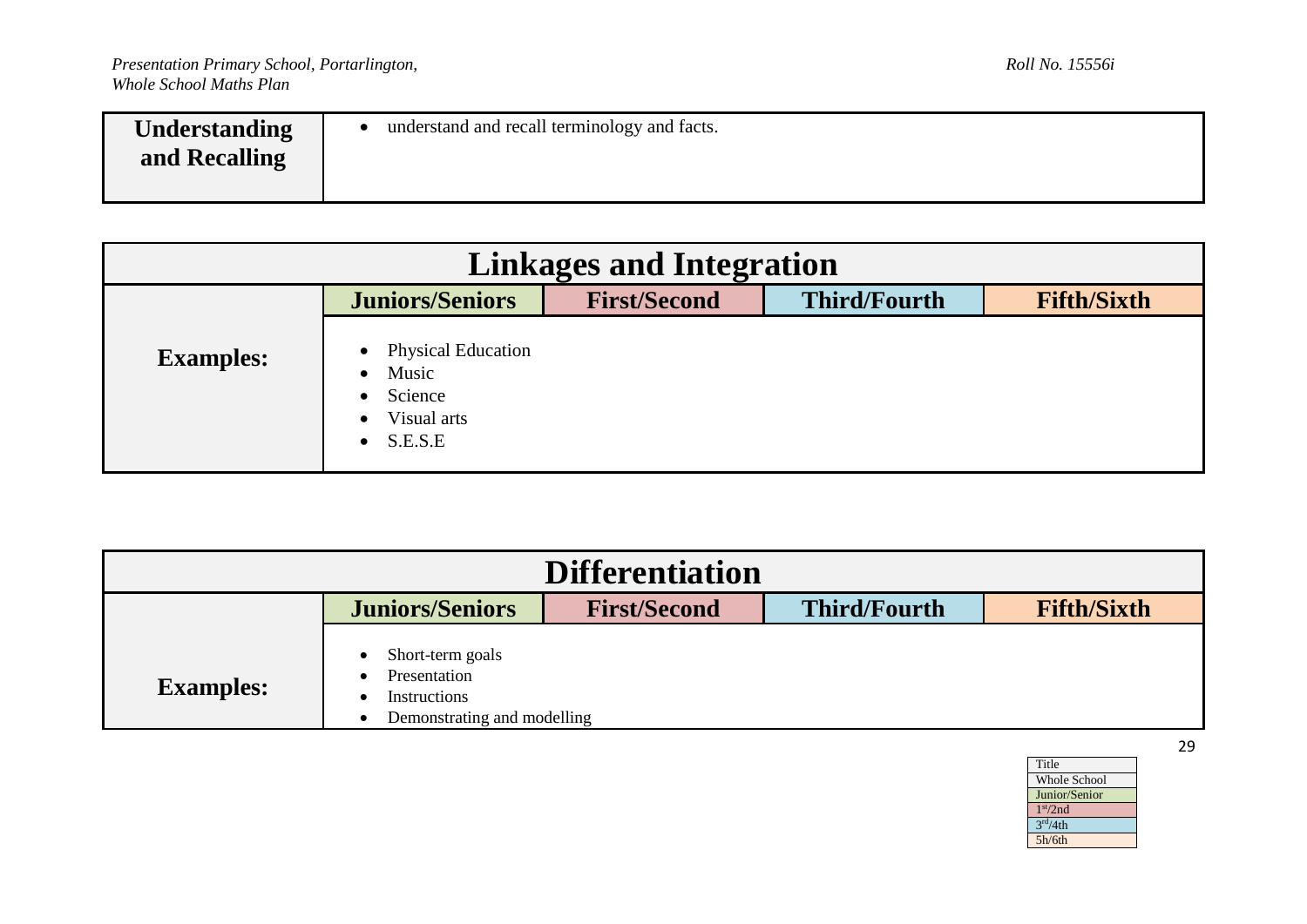| Understanding and Recalling | • understand and recall terminology and facts. |
|---|---|

| Linkages and Integration | | | | |
|---|---|---|---|---|
| | Juniors/Seniors | First/Second | Third/Fourth | Fifth/Sixth |
| **Examples:** | • Physical Education<br>• Music<br>• Science<br>• Visual arts<br>• S.E.S.E | | | |

| Differentiation | | | | |
|---|---|---|---|---|
| | Juniors/Seniors | First/Second | Third/Fourth | Fifth/Sixth |
| **Examples:** | • Short-term goals<br>• Presentation<br>• Instructions<br>• Demonstrating and modelling | | | |

| Title |
|---|
| Whole School |
| Junior/Senior |
| 1st/2nd |
| 3rd/4th |
| 5h/6th |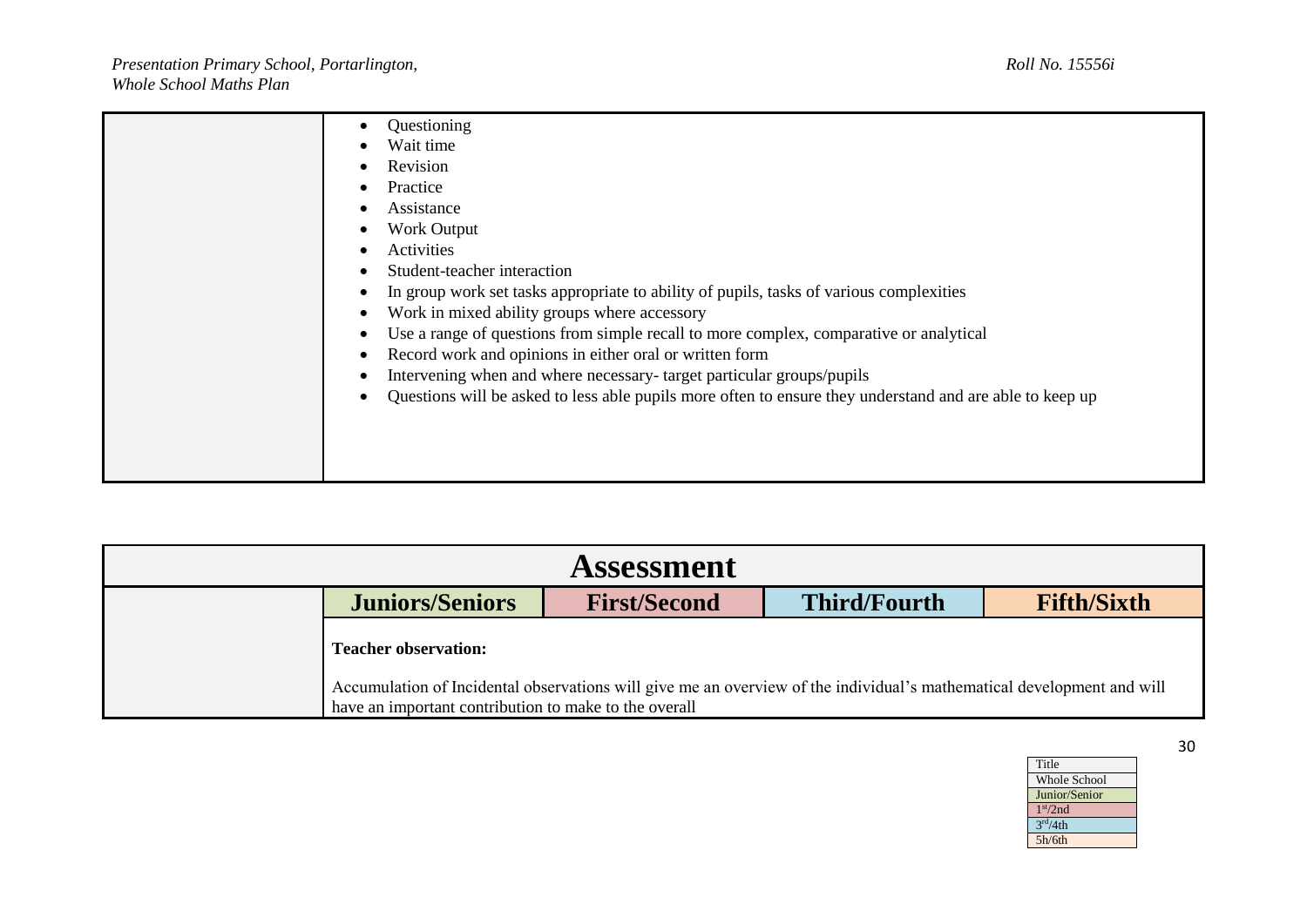| | |
|---|---|
| | • Questioning<br>• Wait time<br>• Revision<br>• Practice<br>• Assistance<br>• Work Output<br>• Activities<br>• Student-teacher interaction<br>• In group work set tasks appropriate to ability of pupils, tasks of various complexities<br>• Work in mixed ability groups where accessory<br>• Use a range of questions from simple recall to more complex, comparative or analytical<br>• Record work and opinions in either oral or written form<br>• Intervening when and where necessary- target particular groups/pupils<br>• Questions will be asked to less able pupils more often to ensure they understand and are able to keep up |

| Assessment | | | | |
|---|---|---|---|---|
| | **Juniors/Seniors** | **First/Second** | **Third/Fourth** | **Fifth/Sixth** |
| | **Teacher observation:**<br><br>Accumulation of Incidental observations will give me an overview of the individual's mathematical development and will have an important contribution to make to the overall | | | |

| Title |
|---|
| Whole School |
| Junior/Senior |
| 1st/2nd |
| 3rd/4th |
| 5h/6th |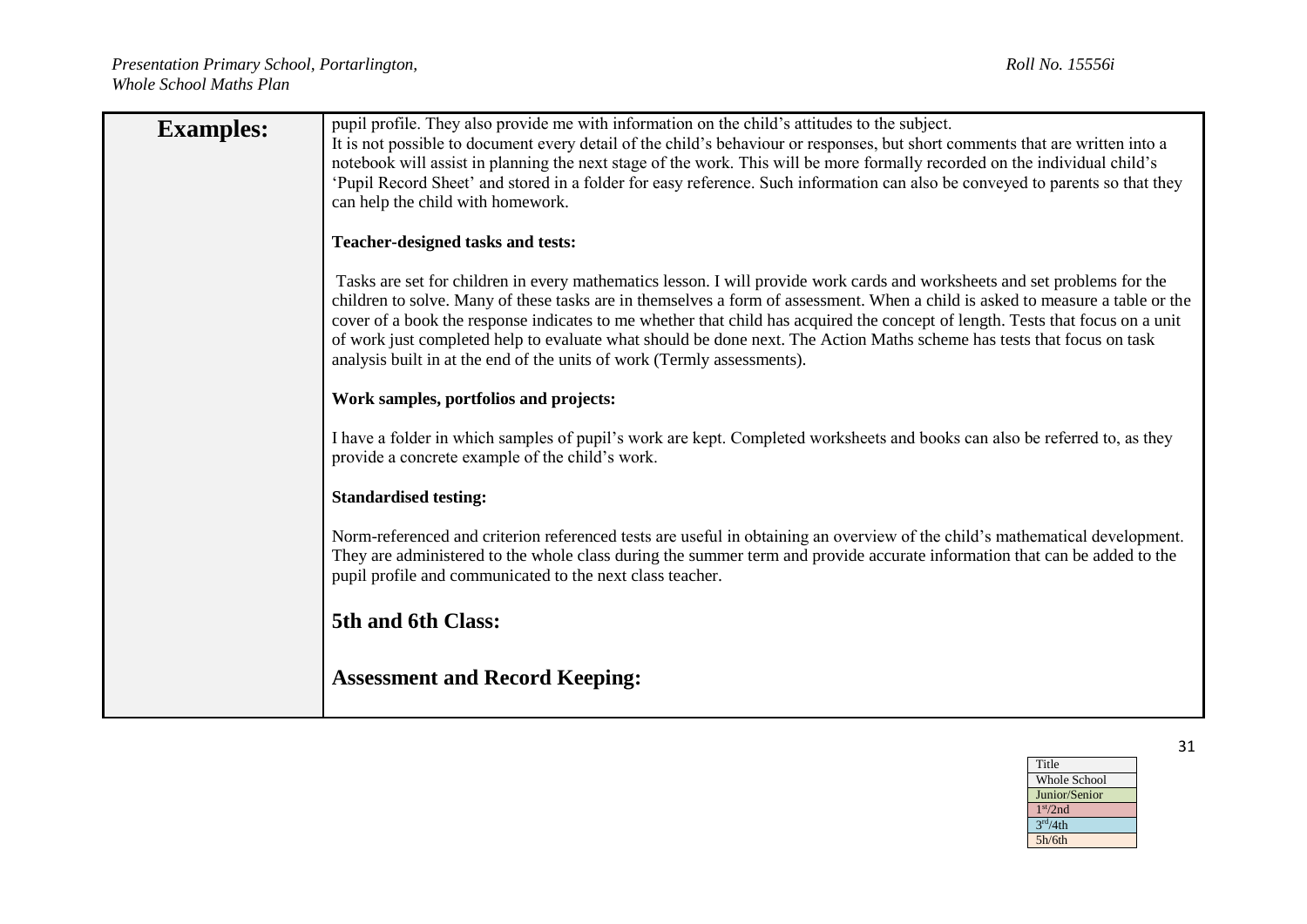| **Examples:** | pupil profile. They also provide me with information on the child's attitudes to the subject.<br>It is not possible to document every detail of the child's behaviour or responses, but short comments that are written into a notebook will assist in planning the next stage of the work. This will be more formally recorded on the individual child's 'Pupil Record Sheet' and stored in a folder for easy reference. Such information can also be conveyed to parents so that they can help the child with homework.<br><br>**Teacher-designed tasks and tests:**<br><br>Tasks are set for children in every mathematics lesson. I will provide work cards and worksheets and set problems for the children to solve. Many of these tasks are in themselves a form of assessment. When a child is asked to measure a table or the cover of a book the response indicates to me whether that child has acquired the concept of length. Tests that focus on a unit of work just completed help to evaluate what should be done next. The Action Maths scheme has tests that focus on task analysis built in at the end of the units of work (Termly assessments).<br><br>**Work samples, portfolios and projects:**<br><br>I have a folder in which samples of pupil's work are kept. Completed worksheets and books can also be referred to, as they provide a concrete example of the child's work.<br><br>**Standardised testing:**<br><br>Norm-referenced and criterion referenced tests are useful in obtaining an overview of the child's mathematical development. They are administered to the whole class during the summer term and provide accurate information that can be added to the pupil profile and communicated to the next class teacher.<br><br>**5th and 6th Class:**<br><br>**Assessment and Record Keeping:** |
|---|---|

| Title |
|---|
| Whole School |
| Junior/Senior |
| $1^{st}$/2nd |
| $3^{rd}$/4th |
| 5h/6th |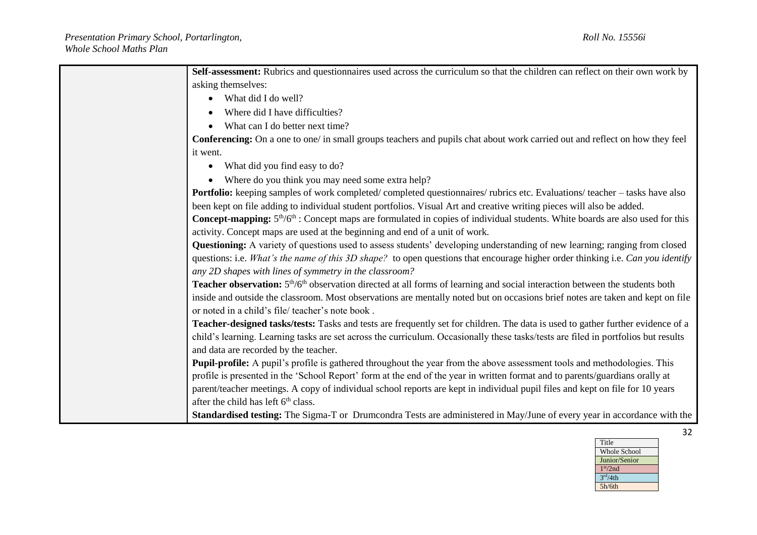| | |
|---|---|
| | **Self-assessment:** Rubrics and questionnaires used across the curriculum so that the children can reflect on their own work by asking themselves:<br>• What did I do well?<br>• Where did I have difficulties?<br>• What can I do better next time?<br>**Conferencing:** On a one to one/ in small groups teachers and pupils chat about work carried out and reflect on how they feel it went.<br>• What did you find easy to do?<br>• Where do you think you may need some extra help?<br>**Portfolio:** keeping samples of work completed/ completed questionnaires/ rubrics etc. Evaluations/ teacher – tasks have also been kept on file adding to individual student portfolios. Visual Art and creative writing pieces will also be added.<br>**Concept-mapping:** 5th/6th : Concept maps are formulated in copies of individual students. White boards are also used for this activity. Concept maps are used at the beginning and end of a unit of work.<br>**Questioning:** A variety of questions used to assess students' developing understanding of new learning; ranging from closed questions: i.e. *What's the name of this 3D shape?* to open questions that encourage higher order thinking i.e. *Can you identify any 2D shapes with lines of symmetry in the classroom?*<br>**Teacher observation:** 5th/6th observation directed at all forms of learning and social interaction between the students both inside and outside the classroom. Most observations are mentally noted but on occasions brief notes are taken and kept on file or noted in a child's file/ teacher's note book .<br>**Teacher-designed tasks/tests:** Tasks and tests are frequently set for children. The data is used to gather further evidence of a child's learning. Learning tasks are set across the curriculum. Occasionally these tasks/tests are filed in portfolios but results and data are recorded by the teacher.<br>**Pupil-profile:** A pupil's profile is gathered throughout the year from the above assessment tools and methodologies. This profile is presented in the 'School Report' form at the end of the year in written format and to parents/guardians orally at parent/teacher meetings. A copy of individual school reports are kept in individual pupil files and kept on file for 10 years after the child has left 6th class.<br>**Standardised testing:** The Sigma-T or Drumcondra Tests are administered in May/June of every year in accordance with the |

| Title |
|---|
| Whole School |
| Junior/Senior |
| 1st/2nd |
| 3rd/4th |
| 5h/6th |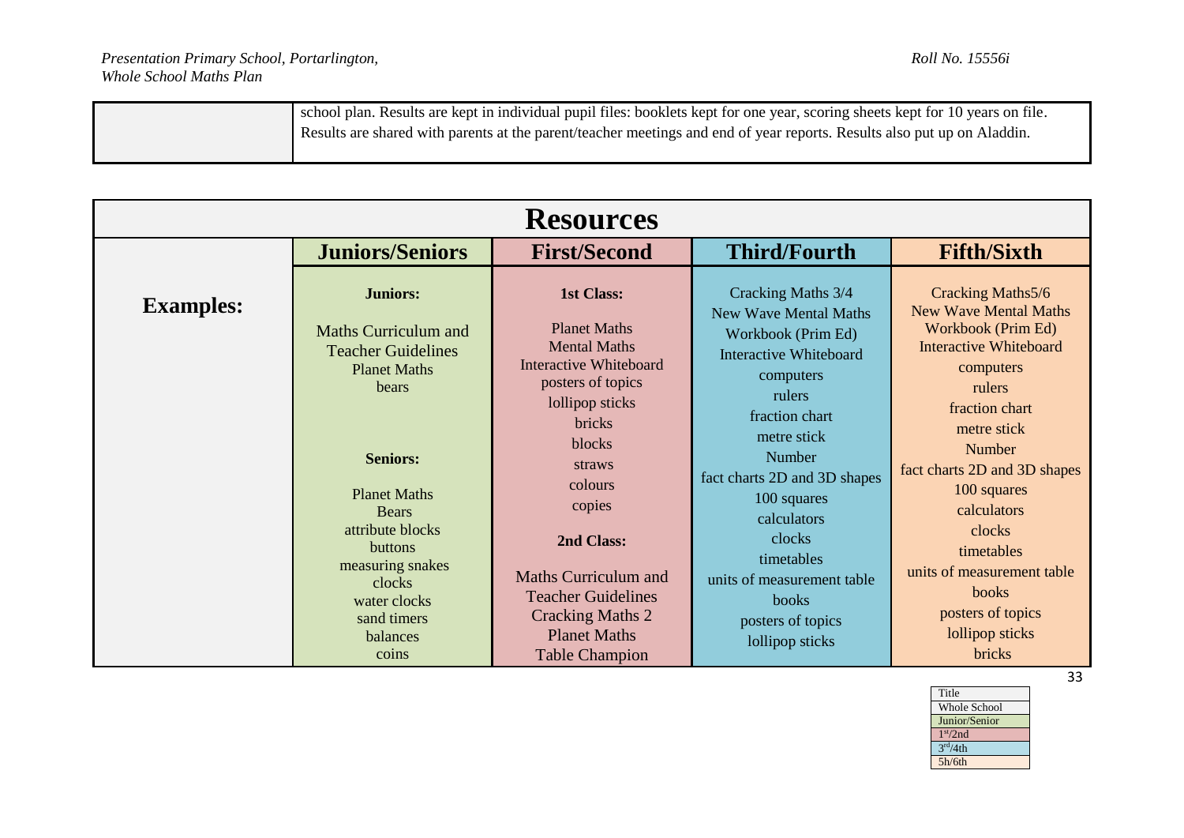| | |
|---|---|
| | school plan. Results are kept in individual pupil files: booklets kept for one year, scoring sheets kept for 10 years on file. Results are shared with parents at the parent/teacher meetings and end of year reports. Results also put up on Aladdin. |

## Resources

| | Juniors/Seniors | First/Second | Third/Fourth | Fifth/Sixth |
|---|---|---|---|---|
| **Examples:** | **Juniors:**<br><br>Maths Curriculum and Teacher Guidelines<br>Planet Maths<br>bears<br><br>**Seniors:**<br><br>Planet Maths<br>Bears<br>attribute blocks<br>buttons<br>measuring snakes<br>clocks<br>water clocks<br>sand timers<br>balances<br>coins | **1st Class:**<br><br>Planet Maths<br>Mental Maths<br>Interactive Whiteboard<br>posters of topics<br>lollipop sticks<br>bricks<br>blocks<br>straws<br>colours<br>copies<br><br>**2nd Class:**<br><br>Maths Curriculum and Teacher Guidelines<br>Cracking Maths 2<br>Planet Maths<br>Table Champion | Cracking Maths 3/4<br>New Wave Mental Maths Workbook (Prim Ed)<br>Interactive Whiteboard<br>computers<br>rulers<br>fraction chart<br>metre stick<br>Number<br>fact charts 2D and 3D shapes<br>100 squares<br>calculators<br>clocks<br>timetables<br>units of measurement table<br>books<br>posters of topics<br>lollipop sticks | Cracking Maths5/6<br>New Wave Mental Maths Workbook (Prim Ed)<br>Interactive Whiteboard<br>computers<br>rulers<br>fraction chart<br>metre stick<br>Number<br>fact charts 2D and 3D shapes<br>100 squares<br>calculators<br>clocks<br>timetables<br>units of measurement table<br>books<br>posters of topics<br>lollipop sticks<br>bricks |

| Title |
|---|
| Whole School |
| Junior/Senior |
| 1st/2nd |
| 3rd/4th |
| 5h/6th |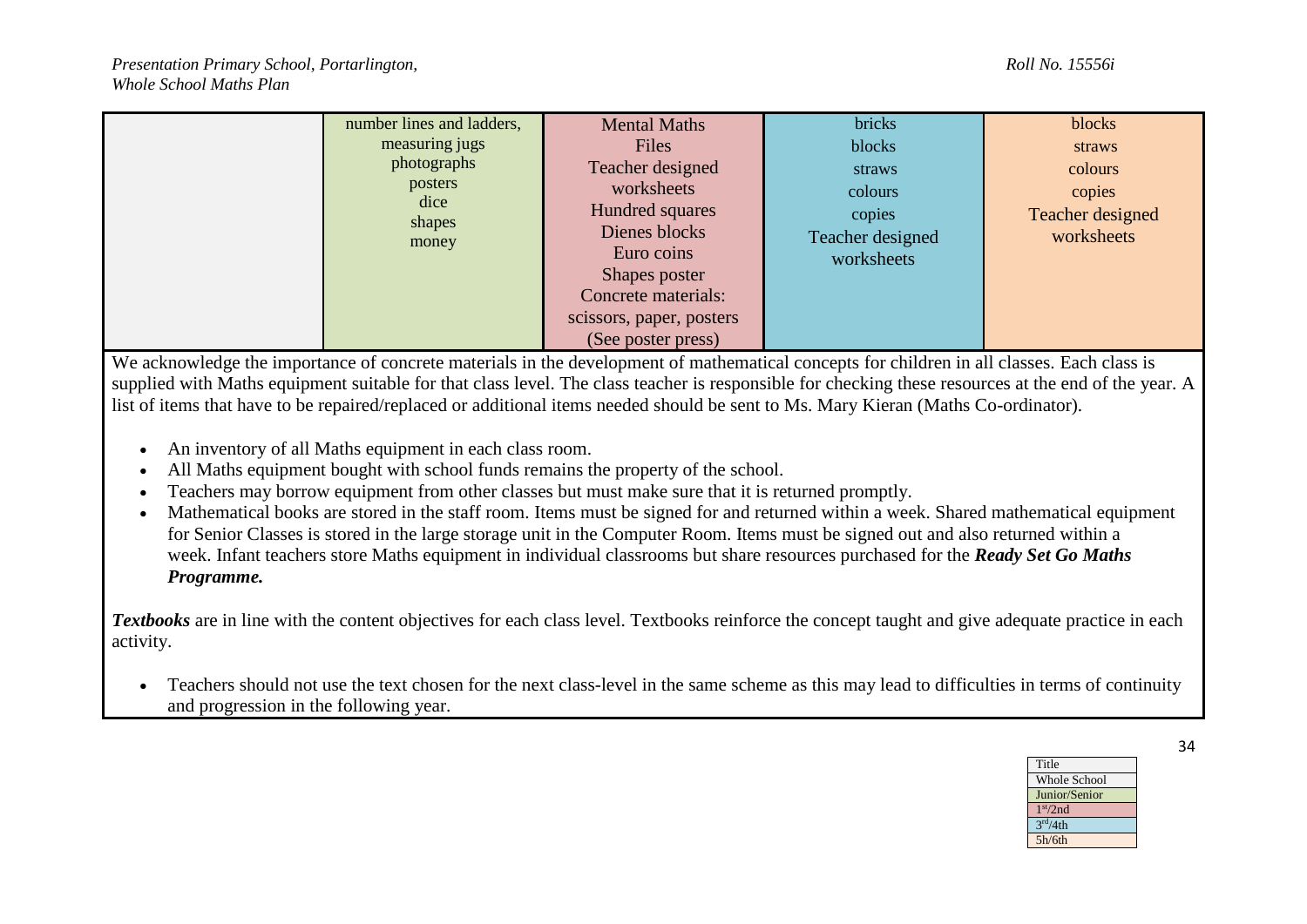| | | | | |
|---|---|---|---|---|
| | number lines and ladders, measuring jugs photographs posters dice shapes money | Mental Maths Files Teacher designed worksheets Hundred squares Dienes blocks Euro coins Shapes poster Concrete materials: scissors, paper, posters (See poster press) | bricks blocks straws colours copies Teacher designed worksheets | blocks straws colours copies Teacher designed worksheets |

We acknowledge the importance of concrete materials in the development of mathematical concepts for children in all classes. Each class is supplied with Maths equipment suitable for that class level. The class teacher is responsible for checking these resources at the end of the year. A list of items that have to be repaired/replaced or additional items needed should be sent to Ms. Mary Kieran (Maths Co-ordinator).

- An inventory of all Maths equipment in each class room.
- All Maths equipment bought with school funds remains the property of the school.
- Teachers may borrow equipment from other classes but must make sure that it is returned promptly.
- Mathematical books are stored in the staff room. Items must be signed for and returned within a week. Shared mathematical equipment for Senior Classes is stored in the large storage unit in the Computer Room. Items must be signed out and also returned within a week. Infant teachers store Maths equipment in individual classrooms but share resources purchased for the ***Ready Set Go Maths Programme.***

***Textbooks*** are in line with the content objectives for each class level. Textbooks reinforce the concept taught and give adequate practice in each activity.

- Teachers should not use the text chosen for the next class-level in the same scheme as this may lead to difficulties in terms of continuity and progression in the following year.

| Title |
|---|
| Whole School |
| Junior/Senior |
| 1st/2nd |
| 3rd/4th |
| 5h/6th |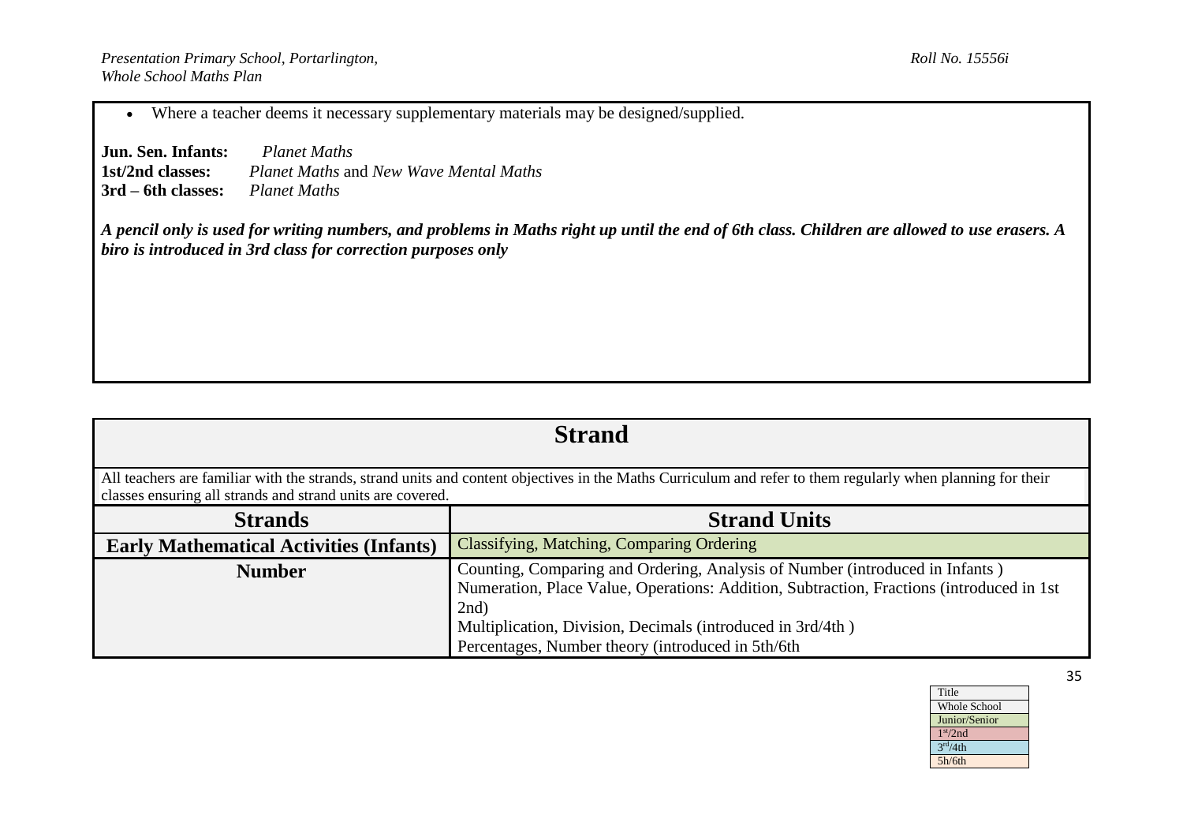- Where a teacher deems it necessary supplementary materials may be designed/supplied.

**Jun. Sen. Infants:** *Planet Maths*
**1st/2nd classes:** *Planet Maths* and *New Wave Mental Maths*
**3rd – 6th classes:** *Planet Maths*

***A pencil only is used for writing numbers, and problems in Maths right up until the end of 6th class. Children are allowed to use erasers. A biro is introduced in 3rd class for correction purposes only***

## Strand

All teachers are familiar with the strands, strand units and content objectives in the Maths Curriculum and refer to them regularly when planning for their classes ensuring all strands and strand units are covered.

| Strands | Strand Units |
|---|---|
| **Early Mathematical Activities (Infants)** | Classifying, Matching, Comparing Ordering |
| **Number** | Counting, Comparing and Ordering, Analysis of Number (introduced in Infants )<br>Numeration, Place Value, Operations: Addition, Subtraction, Fractions (introduced in 1st 2nd)<br>Multiplication, Division, Decimals (introduced in 3rd/4th )<br>Percentages, Number theory (introduced in 5th/6th |

| Title |
|---|
| Whole School |
| Junior/Senior |
| 1st/2nd |
| 3rd/4th |
| 5h/6th |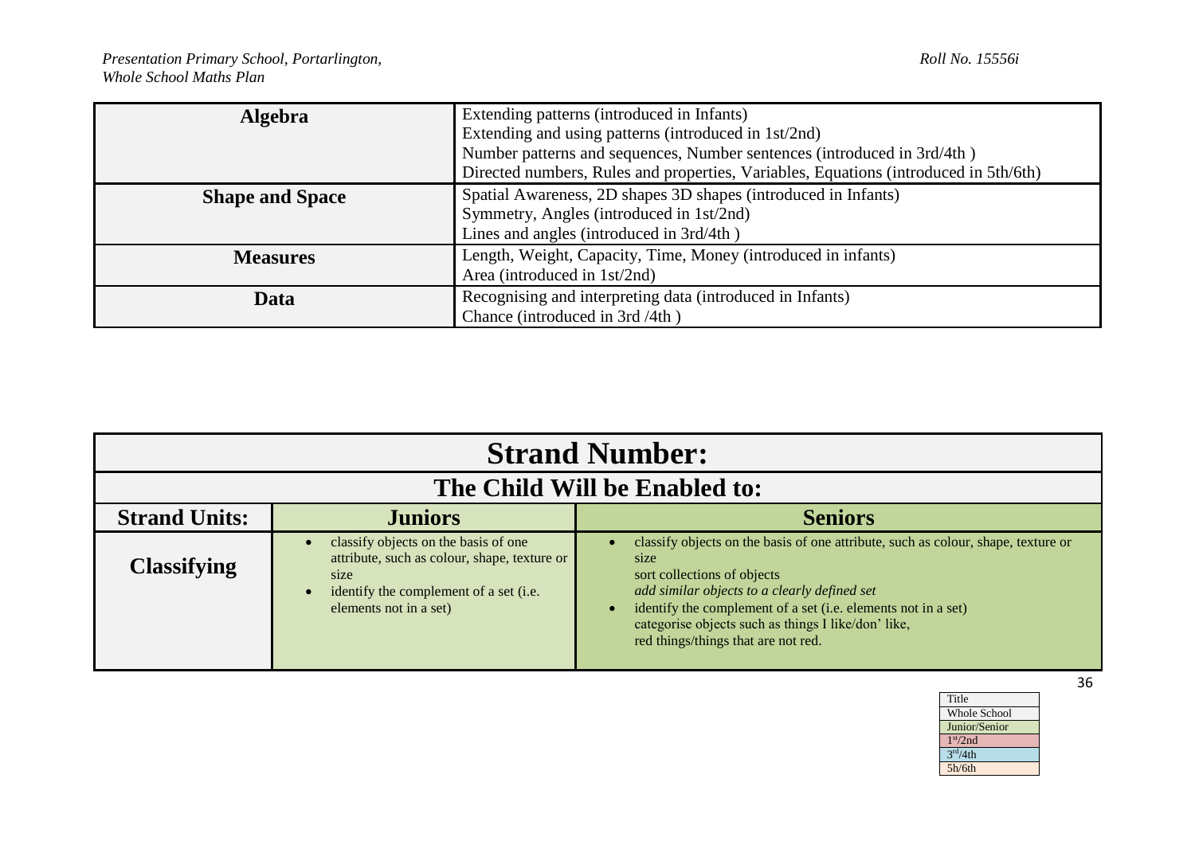| Algebra | Extending patterns (introduced in Infants)<br>Extending and using patterns (introduced in 1st/2nd)<br>Number patterns and sequences, Number sentences (introduced in 3rd/4th )<br>Directed numbers, Rules and properties, Variables, Equations (introduced in 5th/6th) |
|---|---|
| **Shape and Space** | Spatial Awareness, 2D shapes 3D shapes (introduced in Infants)<br>Symmetry, Angles (introduced in 1st/2nd)<br>Lines and angles (introduced in 3rd/4th ) |
| **Measures** | Length, Weight, Capacity, Time, Money (introduced in infants)<br>Area (introduced in 1st/2nd) |
| **Data** | Recognising and interpreting data (introduced in Infants)<br>Chance (introduced in 3rd /4th ) |

| Strand Number: | | |
|---|---|---|
| **The Child Will be Enabled to:** | | |
| **Strand Units:** | **Juniors** | **Seniors** |
| **Classifying** | • classify objects on the basis of one attribute, such as colour, shape, texture or size<br>• identify the complement of a set (i.e. elements not in a set) | • classify objects on the basis of one attribute, such as colour, shape, texture or size<br>sort collections of objects<br>*add similar objects to a clearly defined set*<br>• identify the complement of a set (i.e. elements not in a set)<br>categorise objects such as things I like/don' like,<br>red things/things that are not red. |

| Title |
|---|
| Whole School |
| Junior/Senior |
| 1st/2nd |
| 3rd/4th |
| 5h/6th |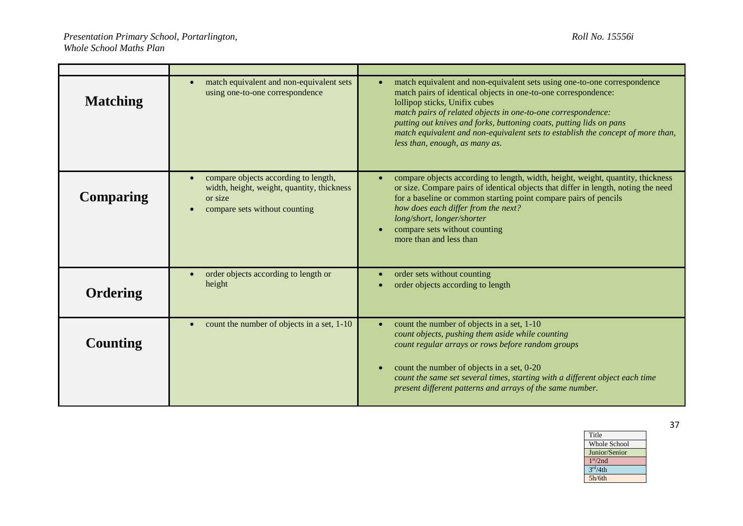| | | |
|---|---|---|
| **Matching** | • match equivalent and non-equivalent sets using one-to-one correspondence | • match equivalent and non-equivalent sets using one-to-one correspondence<br>match pairs of identical objects in one-to-one correspondence:<br>lollipop sticks, Unifix cubes<br>*match pairs of related objects in one-to-one correspondence:*<br>*putting out knives and forks, buttoning coats, putting lids on pans*<br>*match equivalent and non-equivalent sets to establish the concept of more than, less than, enough, as many as.* |
| **Comparing** | • compare objects according to length, width, height, weight, quantity, thickness or size<br>• compare sets without counting | • compare objects according to length, width, height, weight, quantity, thickness or size. Compare pairs of identical objects that differ in length, noting the need for a baseline or common starting point compare pairs of pencils<br>*how does each differ from the next?*<br>*long/short, longer/shorter*<br>• compare sets without counting<br>more than and less than |
| **Ordering** | • order objects according to length or height | • order sets without counting<br>• order objects according to length |
| **Counting** | • count the number of objects in a set, 1-10 | • count the number of objects in a set, 1-10<br>*count objects, pushing them aside while counting*<br>*count regular arrays or rows before random groups*<br><br>• count the number of objects in a set, 0-20<br>*count the same set several times, starting with a different object each time*<br>*present different patterns and arrays of the same number.* |

| Title |
|---|
| Whole School |
| Junior/Senior |
| 1st/2nd |
| 3rd/4th |
| 5h/6th |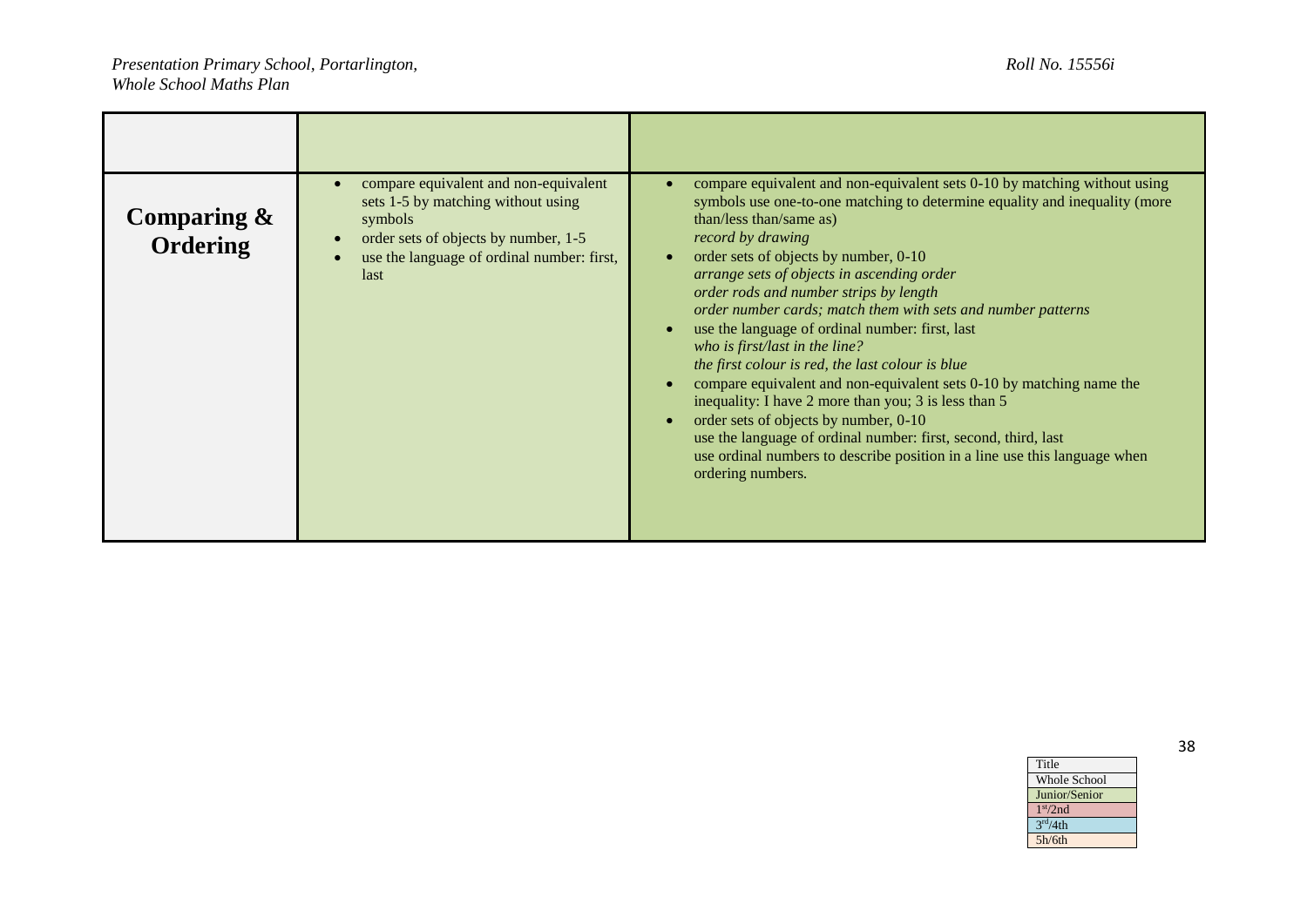| | | |
|---|---|---|
| **Comparing & Ordering** | <ul><li>compare equivalent and non-equivalent sets 1-5 by matching without using symbols</li><li>order sets of objects by number, 1-5</li><li>use the language of ordinal number: first, last</li></ul> | <ul><li>compare equivalent and non-equivalent sets 0-10 by matching without using symbols use one-to-one matching to determine equality and inequality (more than/less than/same as)<br>*record by drawing*</li><li>order sets of objects by number, 0-10<br>*arrange sets of objects in ascending order*<br>*order rods and number strips by length*<br>*order number cards; match them with sets and number patterns*</li><li>use the language of ordinal number: first, last<br>*who is first/last in the line?*<br>*the first colour is red, the last colour is blue*</li><li>compare equivalent and non-equivalent sets 0-10 by matching name the inequality: I have 2 more than you; 3 is less than 5</li><li>order sets of objects by number, 0-10<br>use the language of ordinal number: first, second, third, last<br>use ordinal numbers to describe position in a line use this language when ordering numbers.</li></ul> |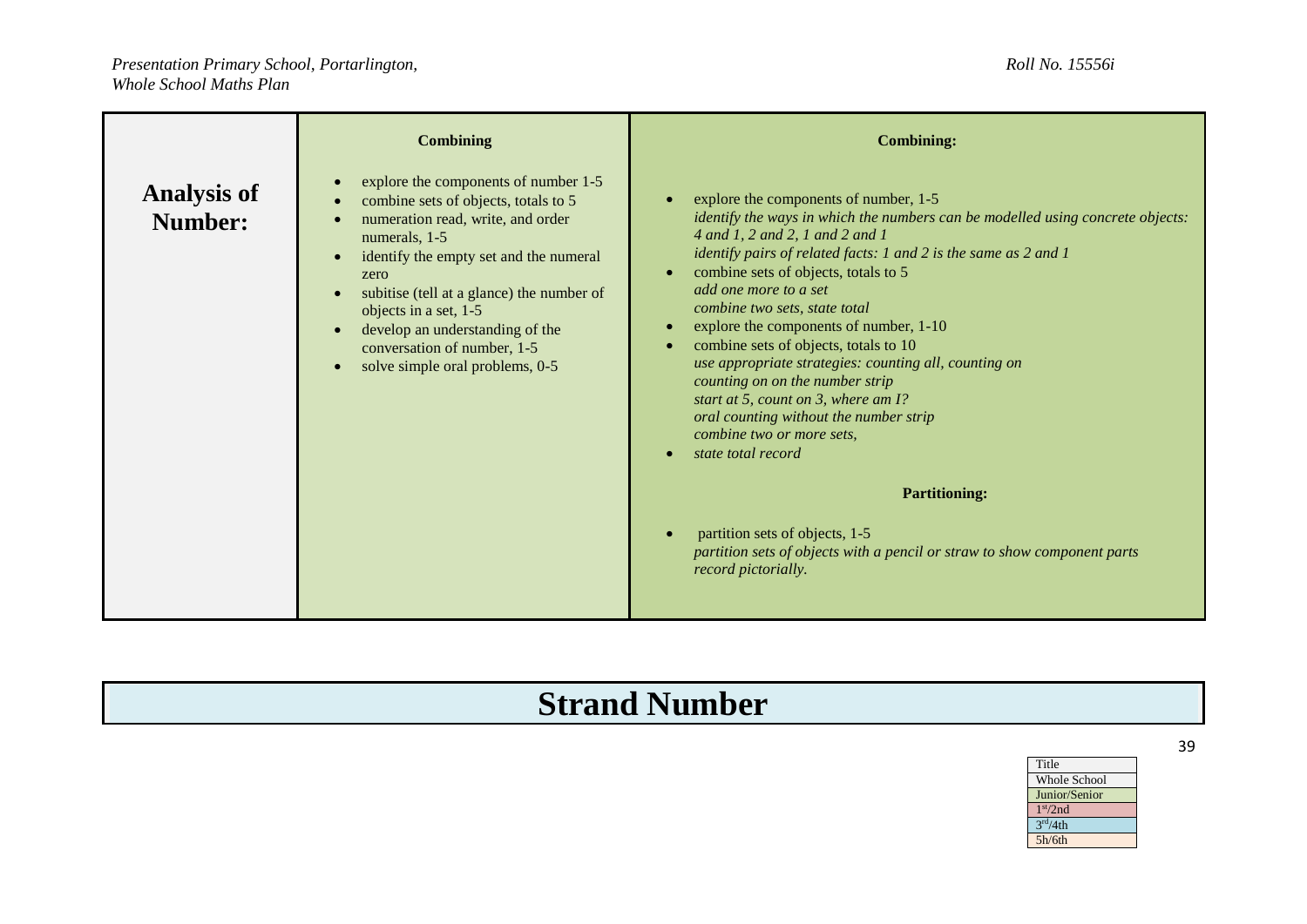| Analysis of Number: | **Combining**<br><br>• explore the components of number 1-5<br>• combine sets of objects, totals to 5<br>• numeration read, write, and order numerals, 1-5<br>• identify the empty set and the numeral zero<br>• subitise (tell at a glance) the number of objects in a set, 1-5<br>• develop an understanding of the conversation of number, 1-5<br>• solve simple oral problems, 0-5 | **Combining:**<br><br>• explore the components of number, 1-5<br>*identify the ways in which the numbers can be modelled using concrete objects: 4 and 1, 2 and 2, 1 and 2 and 1*<br>*identify pairs of related facts: 1 and 2 is the same as 2 and 1*<br>• combine sets of objects, totals to 5<br>*add one more to a set*<br>*combine two sets, state total*<br>• explore the components of number, 1-10<br>• combine sets of objects, totals to 10<br>*use appropriate strategies: counting all, counting on*<br>*counting on on the number strip*<br>*start at 5, count on 3, where am I?*<br>*oral counting without the number strip*<br>*combine two or more sets,*<br>• *state total record*<br><br>**Partitioning:**<br><br>• partition sets of objects, 1-5<br>*partition sets of objects with a pencil or straw to show component parts record pictorially.* |
|---|---|---|

# Strand Number

| Title |
|---|
| Whole School |
| Junior/Senior |
| 1st/2nd |
| 3rd/4th |
| 5h/6th |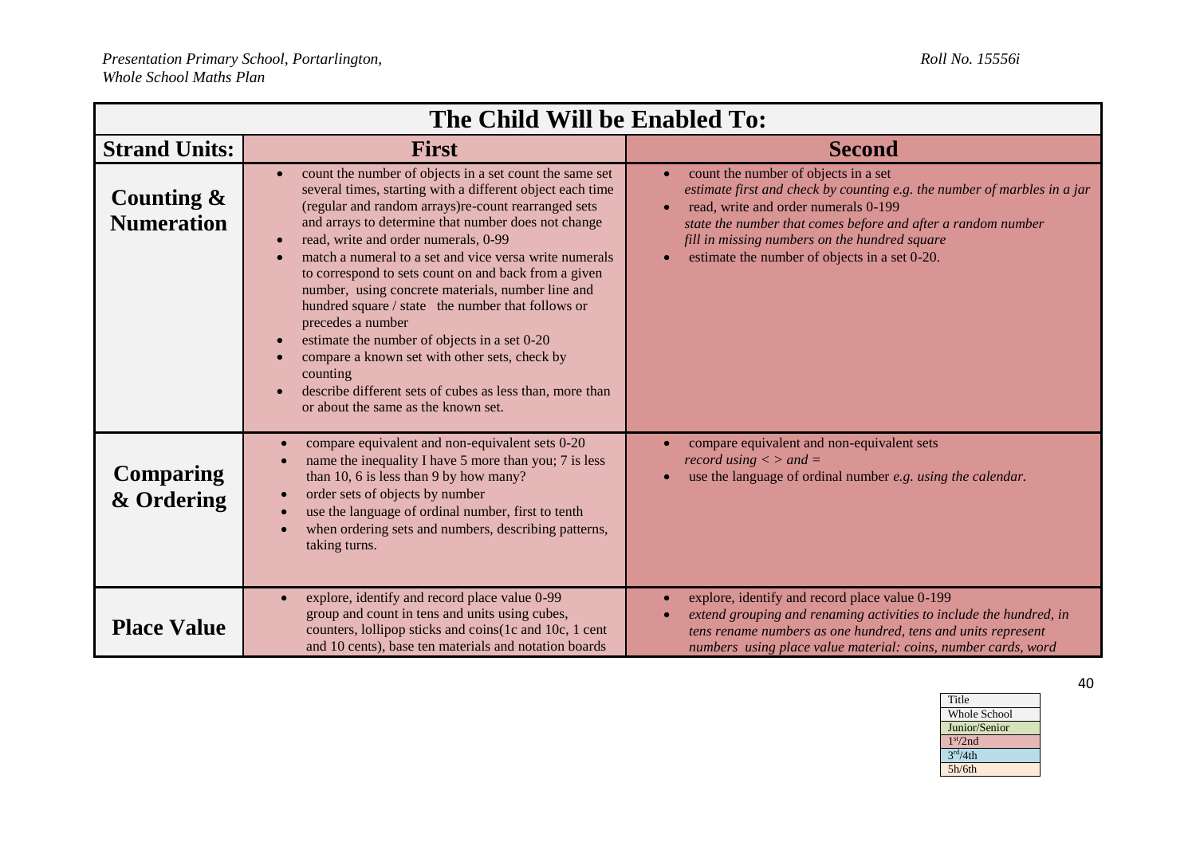| The Child Will be Enabled To: | | |
|---|---|---|
| **Strand Units:** | **First** | **Second** |
| **Counting & Numeration** | • count the number of objects in a set count the same set several times, starting with a different object each time (regular and random arrays)re-count rearranged sets and arrays to determine that number does not change<br>• read, write and order numerals, 0-99<br>• match a numeral to a set and vice versa write numerals to correspond to sets count on and back from a given number, using concrete materials, number line and hundred square / state the number that follows or precedes a number<br>• estimate the number of objects in a set 0-20<br>• compare a known set with other sets, check by counting<br>• describe different sets of cubes as less than, more than or about the same as the known set. | • count the number of objects in a set<br>*estimate first and check by counting e.g. the number of marbles in a jar*<br>• read, write and order numerals 0-199<br>*state the number that comes before and after a random number*<br>*fill in missing numbers on the hundred square*<br>• estimate the number of objects in a set 0-20. |
| **Comparing & Ordering** | • compare equivalent and non-equivalent sets 0-20<br>• name the inequality I have 5 more than you; 7 is less than 10, 6 is less than 9 by how many?<br>• order sets of objects by number<br>• use the language of ordinal number, first to tenth<br>• when ordering sets and numbers, describing patterns, taking turns. | • compare equivalent and non-equivalent sets<br>*record using < > and =*<br>• use the language of ordinal number *e.g. using the calendar.* |
| **Place Value** | • explore, identify and record place value 0-99<br>group and count in tens and units using cubes, counters, lollipop sticks and coins(1c and 10c, 1 cent and 10 cents), base ten materials and notation boards | • explore, identify and record place value 0-199<br>• *extend grouping and renaming activities to include the hundred, in tens rename numbers as one hundred, tens and units represent numbers using place value material: coins, number cards, word* |

| Title |
|---|
| Whole School |
| Junior/Senior |
| 1st/2nd |
| 3rd/4th |
| 5h/6th |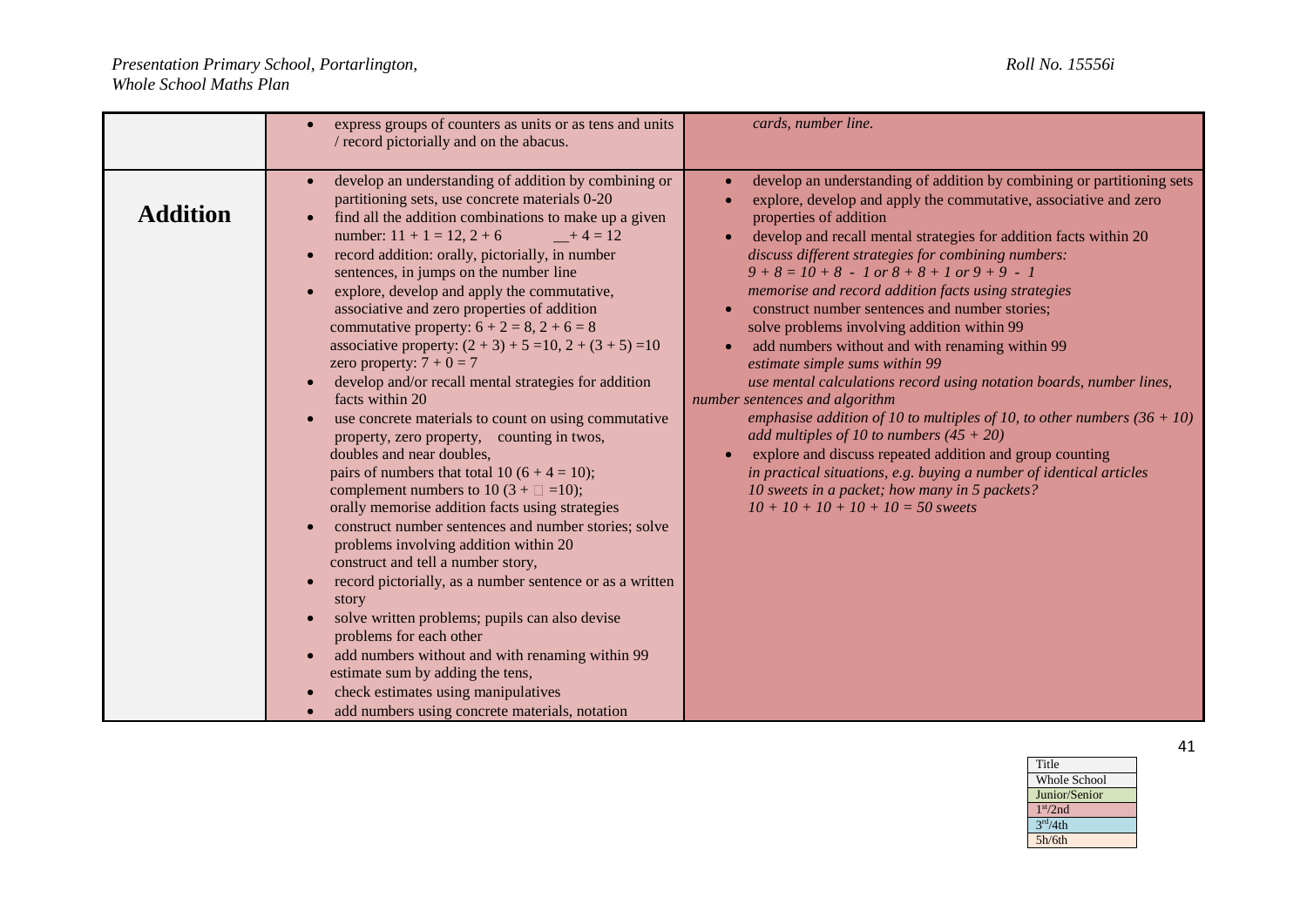| | | |
|---|---|---|
| | • express groups of counters as units or as tens and units / record pictorially and on the abacus. | *cards, number line.* |
| **Addition** | • develop an understanding of addition by combining or partitioning sets, use concrete materials 0-20<br>• find all the addition combinations to make up a given number: 11 + 1 = 12, 2 + 6 ___ + 4 = 12<br>• record addition: orally, pictorially, in number sentences, in jumps on the number line<br>• explore, develop and apply the commutative, associative and zero properties of addition<br>commutative property: $6 + 2 = 8$, $2 + 6 = 8$<br>associative property: $(2 + 3) + 5 = 10$, $2 + (3 + 5) = 10$<br>zero property: $7 + 0 = 7$<br>• develop and/or recall mental strategies for addition facts within 20<br>• use concrete materials to count on using commutative property, zero property, counting in twos, doubles and near doubles,<br>pairs of numbers that total 10 $(6 + 4 = 10)$;<br>complement numbers to 10 $(3 + \square = 10)$;<br>orally memorise addition facts using strategies<br>• construct number sentences and number stories; solve problems involving addition within 20<br>construct and tell a number story,<br>• record pictorially, as a number sentence or as a written story<br>• solve written problems; pupils can also devise problems for each other<br>• add numbers without and with renaming within 99<br>estimate sum by adding the tens,<br>• check estimates using manipulatives<br>• add numbers using concrete materials, notation | • develop an understanding of addition by combining or partitioning sets<br>• explore, develop and apply the commutative, associative and zero properties of addition<br>• develop and recall mental strategies for addition facts within 20<br>*discuss different strategies for combining numbers:*<br>*$9 + 8 = 10 + 8 - 1$ or $8 + 8 + 1$ or $9 + 9 - 1$*<br>*memorise and record addition facts using strategies*<br>• construct number sentences and number stories;<br>solve problems involving addition within 99<br>• add numbers without and with renaming within 99<br>*estimate simple sums within 99*<br>*use mental calculations record using notation boards, number lines, number sentences and algorithm*<br>*emphasise addition of 10 to multiples of 10, to other numbers (36 + 10) add multiples of 10 to numbers (45 + 20)*<br>• explore and discuss repeated addition and group counting<br>*in practical situations, e.g. buying a number of identical articles 10 sweets in a packet; how many in 5 packets?*<br>*$10 + 10 + 10 + 10 + 10 = 50$ sweets* |

| Title |
|---|
| Whole School |
| Junior/Senior |
| 1st/2nd |
| 3rd/4th |
| 5h/6th |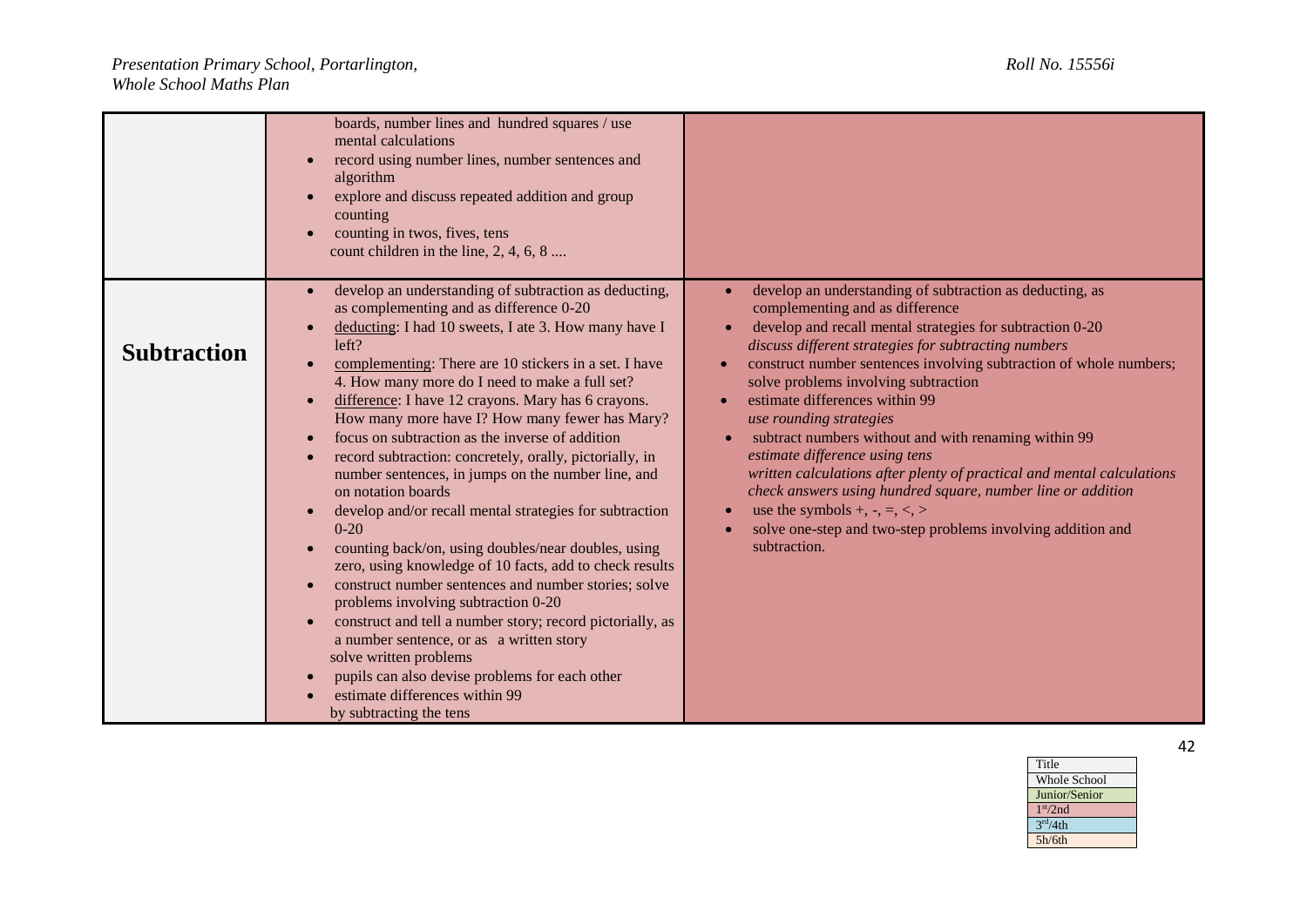| | | |
|---|---|---|
| | boards, number lines and hundred squares / use mental calculations<br>• record using number lines, number sentences and algorithm<br>• explore and discuss repeated addition and group counting<br>• counting in twos, fives, tens<br>count children in the line, 2, 4, 6, 8 .... | |
| **Subtraction** | • develop an understanding of subtraction as deducting, as complementing and as difference 0-20<br>• deducting: I had 10 sweets, I ate 3. How many have I left?<br>• complementing: There are 10 stickers in a set. I have 4. How many more do I need to make a full set?<br>• difference: I have 12 crayons. Mary has 6 crayons. How many more have I? How many fewer has Mary?<br>• focus on subtraction as the inverse of addition<br>• record subtraction: concretely, orally, pictorially, in number sentences, in jumps on the number line, and on notation boards<br>• develop and/or recall mental strategies for subtraction 0-20<br>• counting back/on, using doubles/near doubles, using zero, using knowledge of 10 facts, add to check results<br>• construct number sentences and number stories; solve problems involving subtraction 0-20<br>• construct and tell a number story; record pictorially, as a number sentence, or as a written story<br>solve written problems<br>• pupils can also devise problems for each other<br>• estimate differences within 99<br>by subtracting the tens | • develop an understanding of subtraction as deducting, as complementing and as difference<br>• develop and recall mental strategies for subtraction 0-20<br>*discuss different strategies for subtracting numbers*<br>• construct number sentences involving subtraction of whole numbers; solve problems involving subtraction<br>• estimate differences within 99<br>*use rounding strategies*<br>• subtract numbers without and with renaming within 99<br>*estimate difference using tens*<br>*written calculations after plenty of practical and mental calculations*<br>*check answers using hundred square, number line or addition*<br>• use the symbols +, -, =, <, ><br>• solve one-step and two-step problems involving addition and subtraction. |

| Title |
|---|
| Whole School |
| Junior/Senior |
| 1st/2nd |
| 3rd/4th |
| 5h/6th |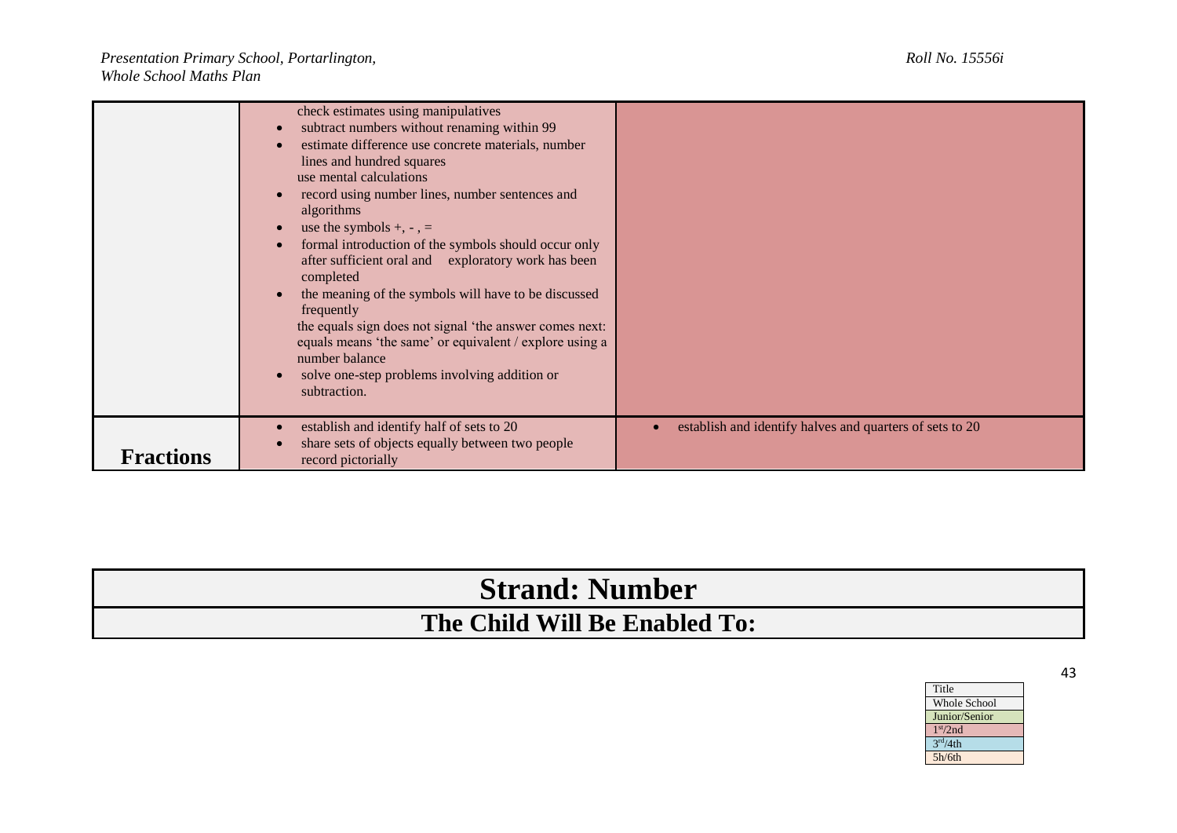| | | |
|---|---|---|
| | check estimates using manipulatives<br>• subtract numbers without renaming within 99<br>• estimate difference use concrete materials, number lines and hundred squares<br>use mental calculations<br>• record using number lines, number sentences and algorithms<br>• use the symbols +, - , =<br>• formal introduction of the symbols should occur only after sufficient oral and exploratory work has been completed<br>• the meaning of the symbols will have to be discussed frequently<br>the equals sign does not signal 'the answer comes next: equals means 'the same' or equivalent / explore using a number balance<br>• solve one-step problems involving addition or subtraction. | |
| **Fractions** | • establish and identify half of sets to 20<br>• share sets of objects equally between two people record pictorially | • establish and identify halves and quarters of sets to 20 |

| **Strand: Number** |
|---|
| **The Child Will Be Enabled To:** |

| Title |
|---|
| Whole School |
| Junior/Senior |
| 1st/2nd |
| 3rd/4th |
| 5h/6th |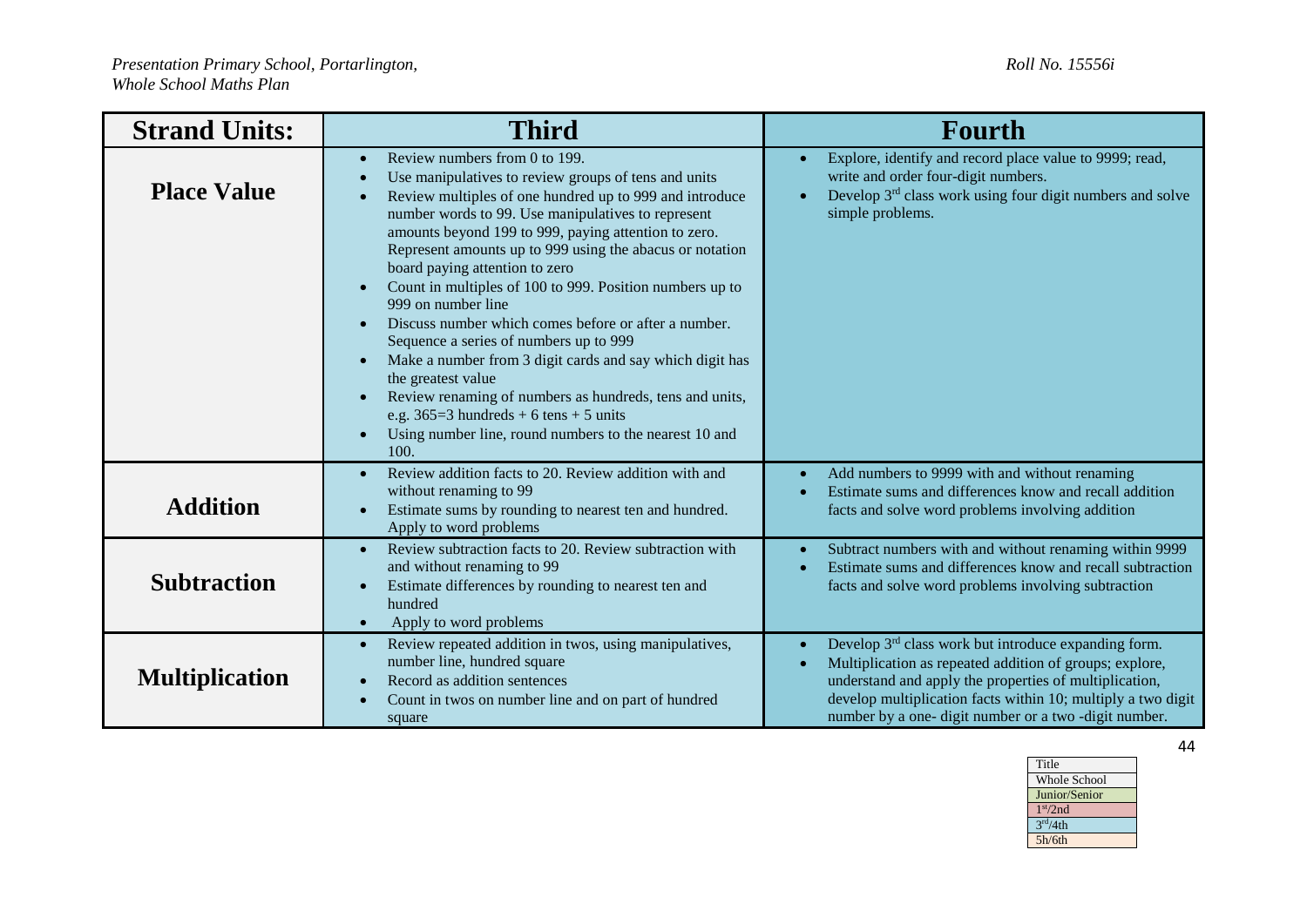| Strand Units: | Third | Fourth |
|---|---|---|
| **Place Value** | • Review numbers from 0 to 199.<br>• Use manipulatives to review groups of tens and units<br>• Review multiples of one hundred up to 999 and introduce number words to 99. Use manipulatives to represent amounts beyond 199 to 999, paying attention to zero. Represent amounts up to 999 using the abacus or notation board paying attention to zero<br>• Count in multiples of 100 to 999. Position numbers up to 999 on number line<br>• Discuss number which comes before or after a number. Sequence a series of numbers up to 999<br>• Make a number from 3 digit cards and say which digit has the greatest value<br>• Review renaming of numbers as hundreds, tens and units, e.g. 365=3 hundreds + 6 tens + 5 units<br>• Using number line, round numbers to the nearest 10 and 100. | • Explore, identify and record place value to 9999; read, write and order four-digit numbers.<br>• Develop 3rd class work using four digit numbers and solve simple problems. |
| **Addition** | • Review addition facts to 20. Review addition with and without renaming to 99<br>• Estimate sums by rounding to nearest ten and hundred. Apply to word problems | • Add numbers to 9999 with and without renaming<br>• Estimate sums and differences know and recall addition facts and solve word problems involving addition |
| **Subtraction** | • Review subtraction facts to 20. Review subtraction with and without renaming to 99<br>• Estimate differences by rounding to nearest ten and hundred<br>• Apply to word problems | • Subtract numbers with and without renaming within 9999<br>• Estimate sums and differences know and recall subtraction facts and solve word problems involving subtraction |
| **Multiplication** | • Review repeated addition in twos, using manipulatives, number line, hundred square<br>• Record as addition sentences<br>• Count in twos on number line and on part of hundred square | • Develop 3rd class work but introduce expanding form.<br>• Multiplication as repeated addition of groups; explore, understand and apply the properties of multiplication, develop multiplication facts within 10; multiply a two digit number by a one- digit number or a two -digit number. |

| Title |
|---|
| Whole School |
| Junior/Senior |
| 1st/2nd |
| 3rd/4th |
| 5h/6th |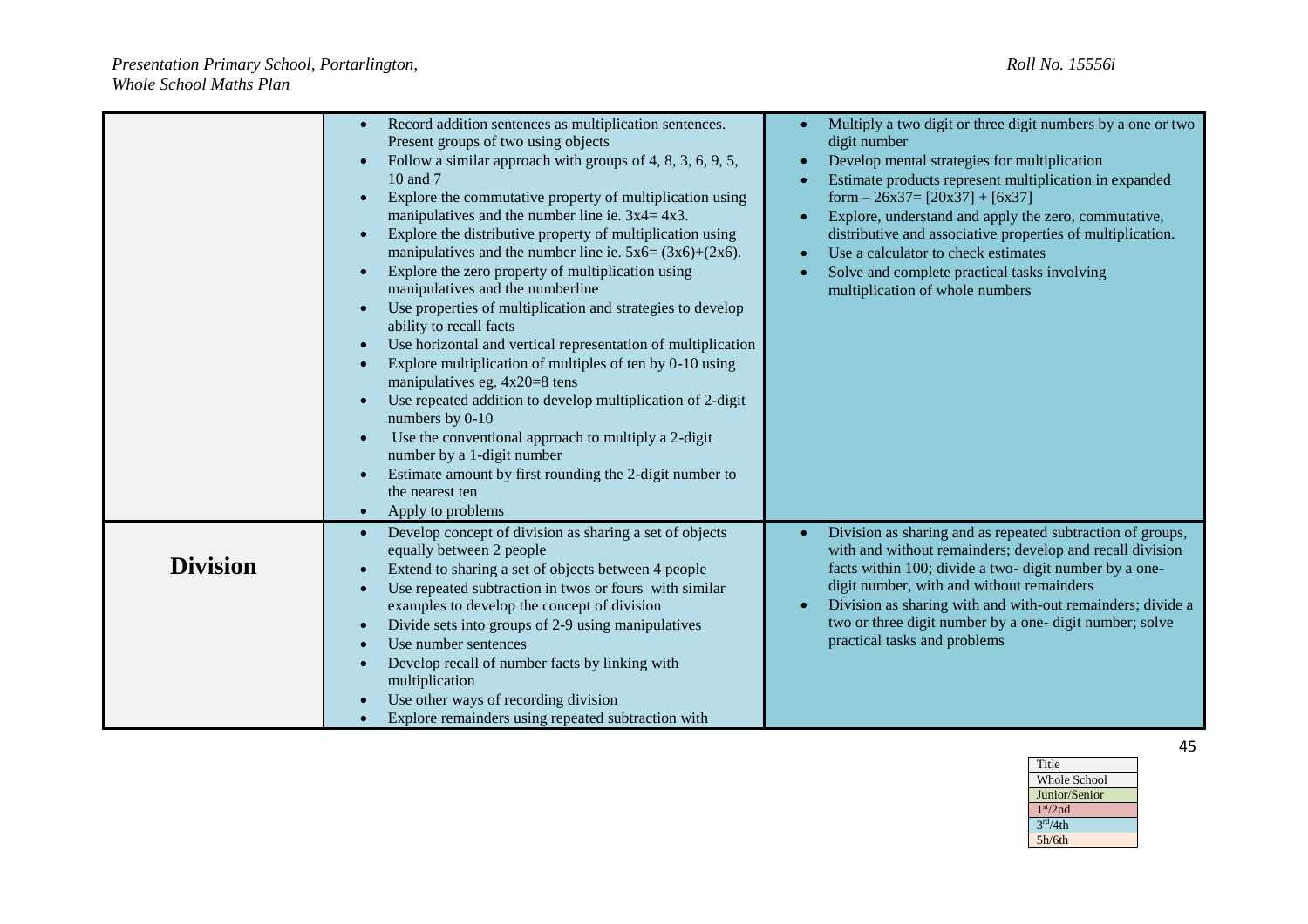| | | |
|---|---|---|
| | <ul><li>Record addition sentences as multiplication sentences. Present groups of two using objects</li><li>Follow a similar approach with groups of 4, 8, 3, 6, 9, 5, 10 and 7</li><li>Explore the commutative property of multiplication using manipulatives and the number line ie. 3x4= 4x3.</li><li>Explore the distributive property of multiplication using manipulatives and the number line ie. 5x6= (3x6)+(2x6).</li><li>Explore the zero property of multiplication using manipulatives and the numberline</li><li>Use properties of multiplication and strategies to develop ability to recall facts</li><li>Use horizontal and vertical representation of multiplication</li><li>Explore multiplication of multiples of ten by 0-10 using manipulatives eg. 4x20=8 tens</li><li>Use repeated addition to develop multiplication of 2-digit numbers by 0-10</li><li>Use the conventional approach to multiply a 2-digit number by a 1-digit number</li><li>Estimate amount by first rounding the 2-digit number to the nearest ten</li><li>Apply to problems</li></ul> | <ul><li>Multiply a two digit or three digit numbers by a one or two digit number</li><li>Develop mental strategies for multiplication</li><li>Estimate products represent multiplication in expanded form – 26x37= [20x37] + [6x37]</li><li>Explore, understand and apply the zero, commutative, distributive and associative properties of multiplication.</li><li>Use a calculator to check estimates</li><li>Solve and complete practical tasks involving multiplication of whole numbers</li></ul> |
| **Division** | <ul><li>Develop concept of division as sharing a set of objects equally between 2 people</li><li>Extend to sharing a set of objects between 4 people</li><li>Use repeated subtraction in twos or fours with similar examples to develop the concept of division</li><li>Divide sets into groups of 2-9 using manipulatives</li><li>Use number sentences</li><li>Develop recall of number facts by linking with multiplication</li><li>Use other ways of recording division</li><li>Explore remainders using repeated subtraction with</li></ul> | <ul><li>Division as sharing and as repeated subtraction of groups, with and without remainders; develop and recall division facts within 100; divide a two- digit number by a one-digit number, with and without remainders</li><li>Division as sharing with and with-out remainders; divide a two or three digit number by a one- digit number; solve practical tasks and problems</li></ul> |

| Title |
|---|
| Whole School |
| Junior/Senior |
| 1st/2nd |
| 3rd/4th |
| 5h/6th |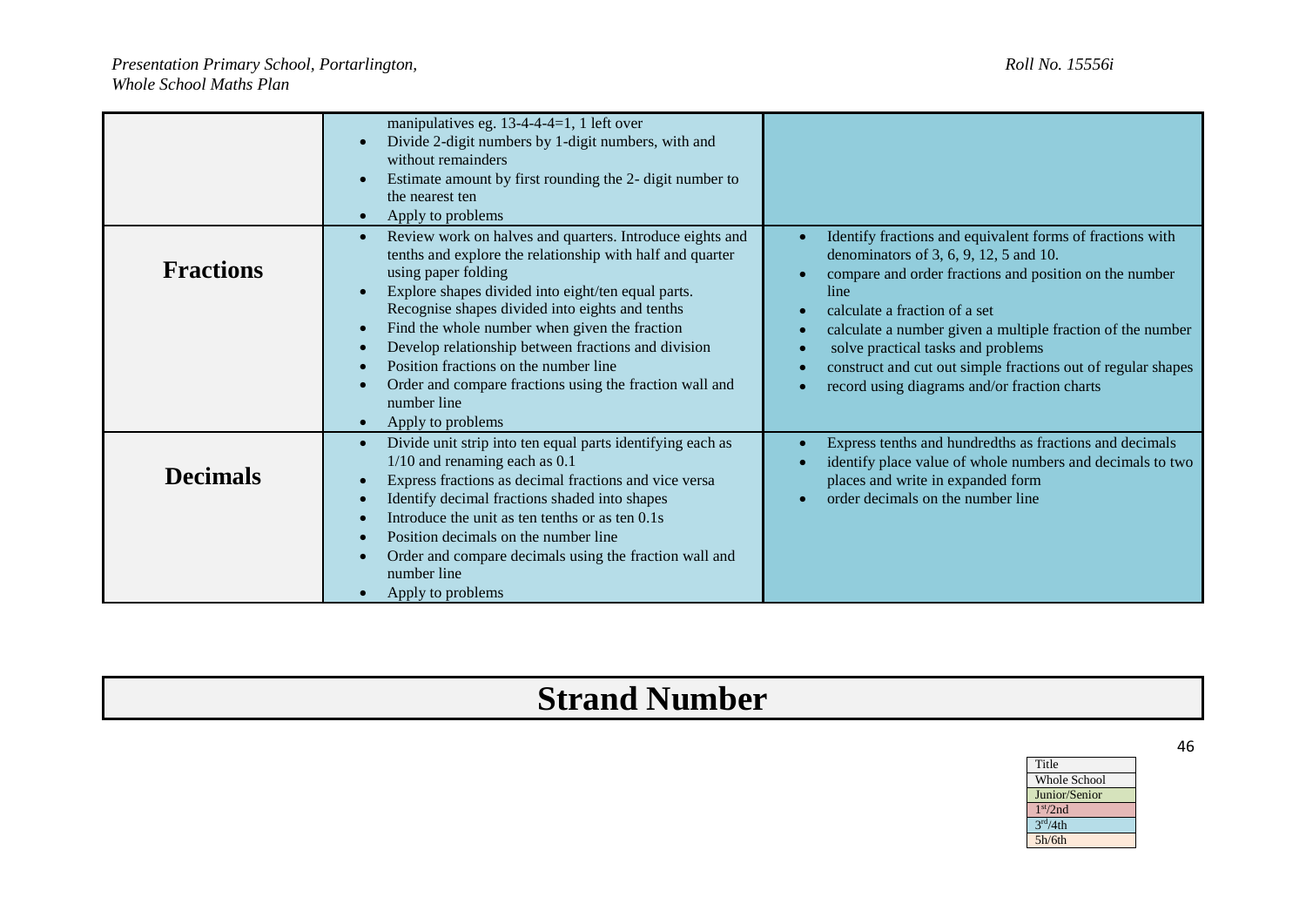| | | |
|---|---|---|
| | manipulatives eg. 13-4-4-4=1, 1 left over<br>• Divide 2-digit numbers by 1-digit numbers, with and without remainders<br>• Estimate amount by first rounding the 2- digit number to the nearest ten<br>• Apply to problems | |
| **Fractions** | • Review work on halves and quarters. Introduce eights and tenths and explore the relationship with half and quarter using paper folding<br>• Explore shapes divided into eight/ten equal parts. Recognise shapes divided into eighths and tenths<br>• Find the whole number when given the fraction<br>• Develop relationship between fractions and division<br>• Position fractions on the number line<br>• Order and compare fractions using the fraction wall and number line<br>• Apply to problems | • Identify fractions and equivalent forms of fractions with denominators of 3, 6, 9, 12, 5 and 10.<br>• compare and order fractions and position on the number line<br>• calculate a fraction of a set<br>• calculate a number given a multiple fraction of the number<br>• solve practical tasks and problems<br>• construct and cut out simple fractions out of regular shapes<br>• record using diagrams and/or fraction charts |
| **Decimals** | • Divide unit strip into ten equal parts identifying each as 1/10 and renaming each as 0.1<br>• Express fractions as decimal fractions and vice versa<br>• Identify decimal fractions shaded into shapes<br>• Introduce the unit as ten tenths or as ten 0.1s<br>• Position decimals on the number line<br>• Order and compare decimals using the fraction wall and number line<br>• Apply to problems | • Express tenths and hundredths as fractions and decimals<br>• identify place value of whole numbers and decimals to two places and write in expanded form<br>• order decimals on the number line |

# Strand Number

| |
|---|
| Title |
| Whole School |
| Junior/Senior |
| 1st/2nd |
| 3rd/4th |
| 5h/6th |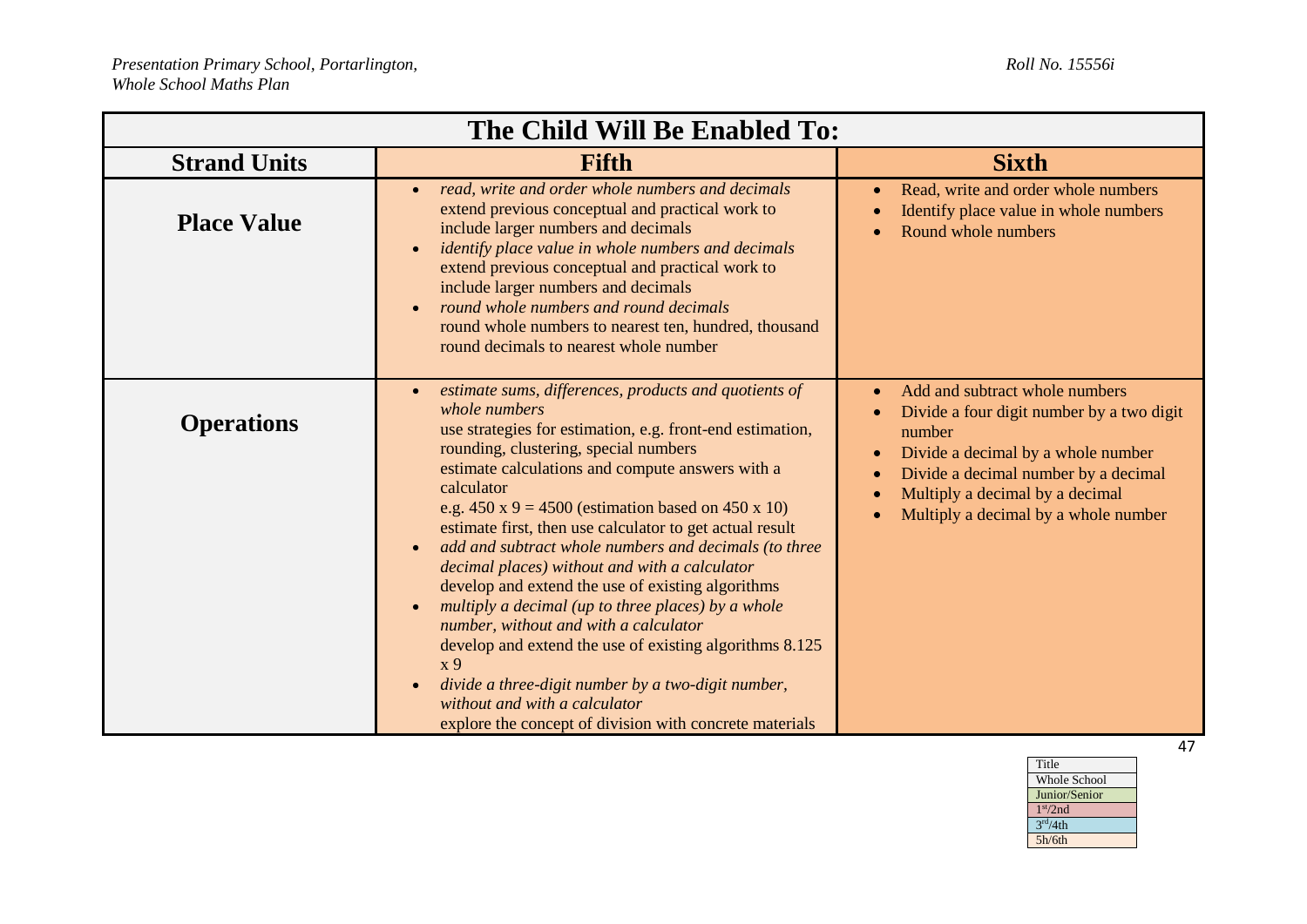| The Child Will Be Enabled To: | | |
|---|---|---|
| **Strand Units** | **Fifth** | **Sixth** |
| **Place Value** | • *read, write and order whole numbers and decimals* extend previous conceptual and practical work to include larger numbers and decimals<br>• *identify place value in whole numbers and decimals* extend previous conceptual and practical work to include larger numbers and decimals<br>• *round whole numbers and round decimals* round whole numbers to nearest ten, hundred, thousand round decimals to nearest whole number | • Read, write and order whole numbers<br>• Identify place value in whole numbers<br>• Round whole numbers |
| **Operations** | • *estimate sums, differences, products and quotients of whole numbers* use strategies for estimation, e.g. front-end estimation, rounding, clustering, special numbers estimate calculations and compute answers with a calculator e.g. 450 x 9 = 4500 (estimation based on 450 x 10) estimate first, then use calculator to get actual result<br>• *add and subtract whole numbers and decimals (to three decimal places) without and with a calculator* develop and extend the use of existing algorithms<br>• *multiply a decimal (up to three places) by a whole number, without and with a calculator* develop and extend the use of existing algorithms 8.125 x 9<br>• *divide a three-digit number by a two-digit number, without and with a calculator* explore the concept of division with concrete materials | • Add and subtract whole numbers<br>• Divide a four digit number by a two digit number<br>• Divide a decimal by a whole number<br>• Divide a decimal number by a decimal<br>• Multiply a decimal by a decimal<br>• Multiply a decimal by a whole number |

| Title |
|---|
| Whole School |
| Junior/Senior |
| 1st/2nd |
| 3rd/4th |
| 5h/6th |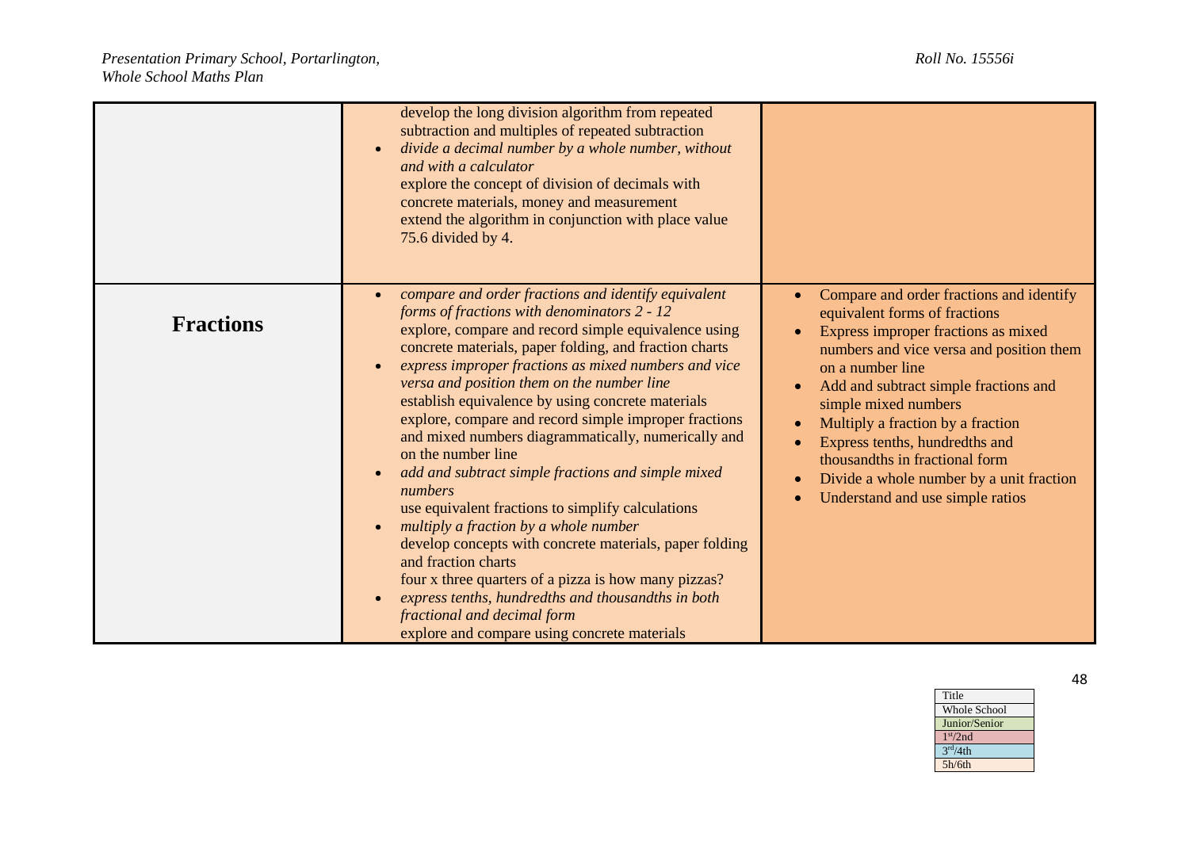| | | |
|---|---|---|
| | develop the long division algorithm from repeated subtraction and multiples of repeated subtraction<br>• *divide a decimal number by a whole number, without and with a calculator*<br>explore the concept of division of decimals with concrete materials, money and measurement<br>extend the algorithm in conjunction with place value 75.6 divided by 4. | |
| **Fractions** | • *compare and order fractions and identify equivalent forms of fractions with denominators 2 - 12*<br>explore, compare and record simple equivalence using concrete materials, paper folding, and fraction charts<br>• *express improper fractions as mixed numbers and vice versa and position them on the number line*<br>establish equivalence by using concrete materials<br>explore, compare and record simple improper fractions and mixed numbers diagrammatically, numerically and on the number line<br>• *add and subtract simple fractions and simple mixed numbers*<br>use equivalent fractions to simplify calculations<br>• *multiply a fraction by a whole number*<br>develop concepts with concrete materials, paper folding and fraction charts<br>four x three quarters of a pizza is how many pizzas?<br>• *express tenths, hundredths and thousandths in both fractional and decimal form*<br>explore and compare using concrete materials | • Compare and order fractions and identify equivalent forms of fractions<br>• Express improper fractions as mixed numbers and vice versa and position them on a number line<br>• Add and subtract simple fractions and simple mixed numbers<br>• Multiply a fraction by a fraction<br>• Express tenths, hundredths and thousandths in fractional form<br>• Divide a whole number by a unit fraction<br>• Understand and use simple ratios |

| Title |
|---|
| Whole School |
| Junior/Senior |
| 1st/2nd |
| 3rd/4th |
| 5h/6th |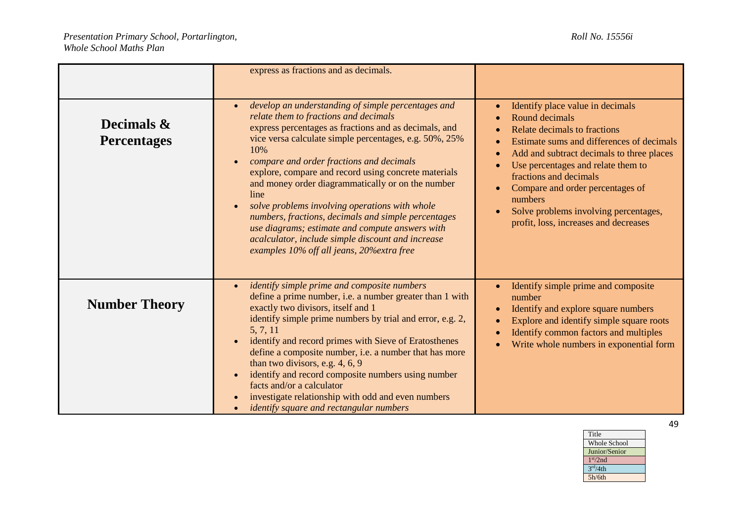| | | |
|---|---|---|
| | express as fractions and as decimals. | |
| **Decimals & Percentages** | • *develop an understanding of simple percentages and relate them to fractions and decimals* express percentages as fractions and as decimals, and vice versa calculate simple percentages, e.g. 50%, 25% 10%<br>• *compare and order fractions and decimals* explore, compare and record using concrete materials and money order diagrammatically or on the number line<br>• *solve problems involving operations with whole numbers, fractions, decimals and simple percentages use diagrams; estimate and compute answers with acalculator, include simple discount and increase examples 10% off all jeans, 20%extra free* | • Identify place value in decimals<br>• Round decimals<br>• Relate decimals to fractions<br>• Estimate sums and differences of decimals<br>• Add and subtract decimals to three places<br>• Use percentages and relate them to fractions and decimals<br>• Compare and order percentages of numbers<br>• Solve problems involving percentages, profit, loss, increases and decreases |
| **Number Theory** | • *identify simple prime and composite numbers* define a prime number, i.e. a number greater than 1 with exactly two divisors, itself and 1 identify simple prime numbers by trial and error, e.g. 2, 5, 7, 11<br>• identify and record primes with Sieve of Eratosthenes define a composite number, i.e. a number that has more than two divisors, e.g. 4, 6, 9<br>• identify and record composite numbers using number facts and/or a calculator<br>• investigate relationship with odd and even numbers<br>• *identify square and rectangular numbers* | • Identify simple prime and composite number<br>• Identify and explore square numbers<br>• Explore and identify simple square roots<br>• Identify common factors and multiples<br>• Write whole numbers in exponential form |

| Title |
|---|
| Whole School |
| Junior/Senior |
| 1st/2nd |
| 3rd/4th |
| 5h/6th |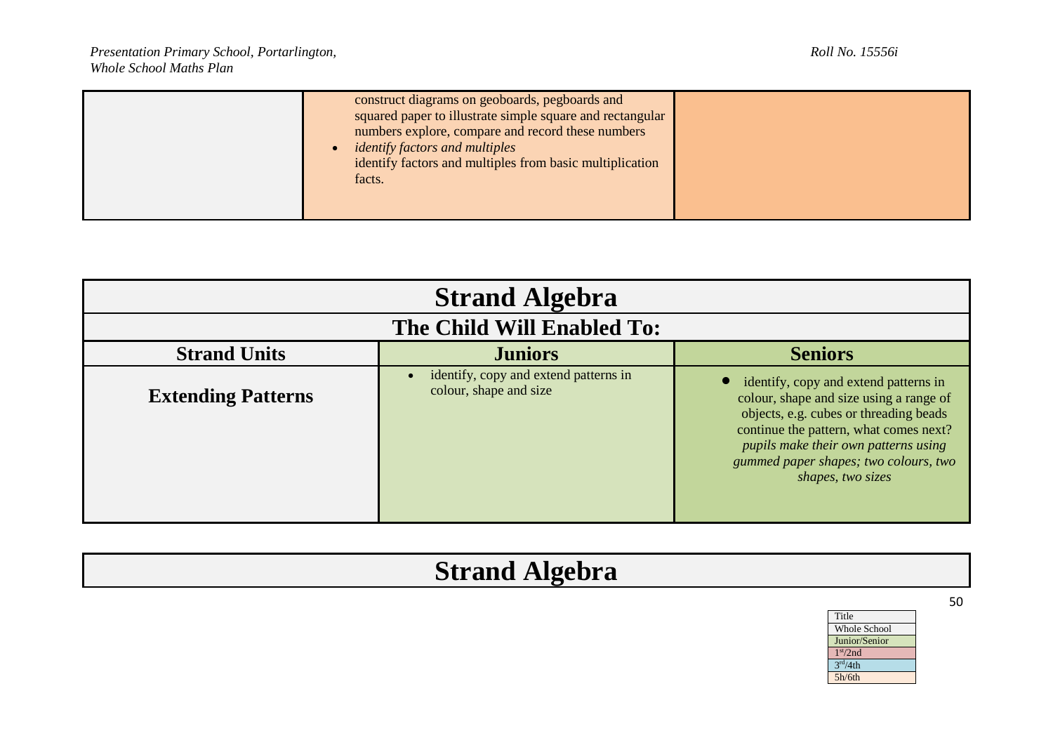|  | construct diagrams on geoboards, pegboards and squared paper to illustrate simple square and rectangular numbers explore, compare and record these numbers<br>• *identify factors and multiples*<br>identify factors and multiples from basic multiplication facts. |  |
|---|---|---|

| Strand Algebra | | |
|---|---|---|
| **The Child Will Enabled To:** | | |
| **Strand Units** | **Juniors** | **Seniors** |
| **Extending Patterns** | • identify, copy and extend patterns in colour, shape and size | • identify, copy and extend patterns in colour, shape and size using a range of objects, e.g. cubes or threading beads continue the pattern, what comes next? *pupils make their own patterns using gummed paper shapes; two colours, two shapes, two sizes* |

| Strand Algebra |
|---|

| Title |
|---|
| Whole School |
| Junior/Senior |
| 1st/2nd |
| 3rd/4th |
| 5h/6th |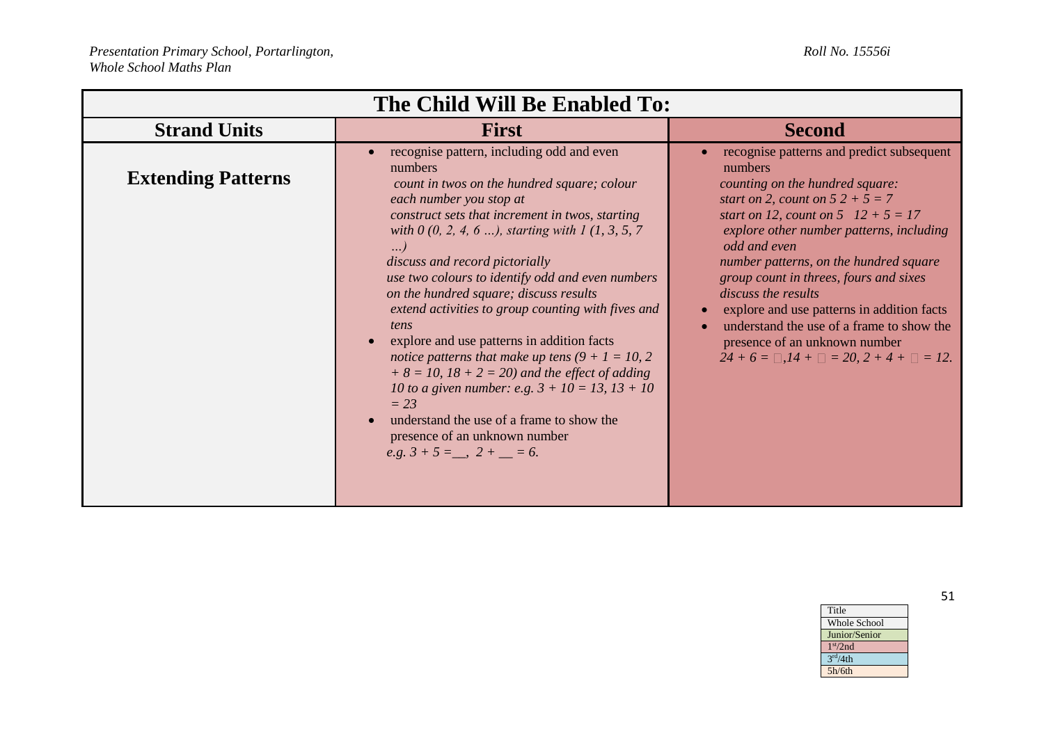| The Child Will Be Enabled To: | | |
|---|---|---|
| **Strand Units** | **First** | **Second** |
| **Extending Patterns** | • recognise pattern, including odd and even numbers<br>*count in twos on the hundred square; colour each number you stop at*<br>*construct sets that increment in twos, starting with 0 (0, 2, 4, 6 ...), starting with 1 (1, 3, 5, 7 ...)*<br>*discuss and record pictorially*<br>*use two colours to identify odd and even numbers on the hundred square; discuss results*<br>*extend activities to group counting with fives and tens*<br>• explore and use patterns in addition facts<br>*notice patterns that make up tens ($9 + 1 = 10$, $2 + 8 = 10$, $18 + 2 = 20$) and the effect of adding 10 to a given number: e.g. $3 + 10 = 13$, $13 + 10 = 23$*<br>• understand the use of a frame to show the presence of an unknown number<br>*e.g. $3 + 5 =$ __, $2 +$ __ $= 6$.* | • recognise patterns and predict subsequent numbers<br>*counting on the hundred square:*<br>*start on 2, count on 5 $2 + 5 = 7$*<br>*start on 12, count on 5 $12 + 5 = 17$*<br>*explore other number patterns, including odd and even*<br>*number patterns, on the hundred square*<br>*group count in threes, fours and sixes*<br>*discuss the results*<br>• explore and use patterns in addition facts<br>• understand the use of a frame to show the presence of an unknown number<br>*$24 + 6 = \square$, $14 + \square = 20$, $2 + 4 + \square = 12$.* |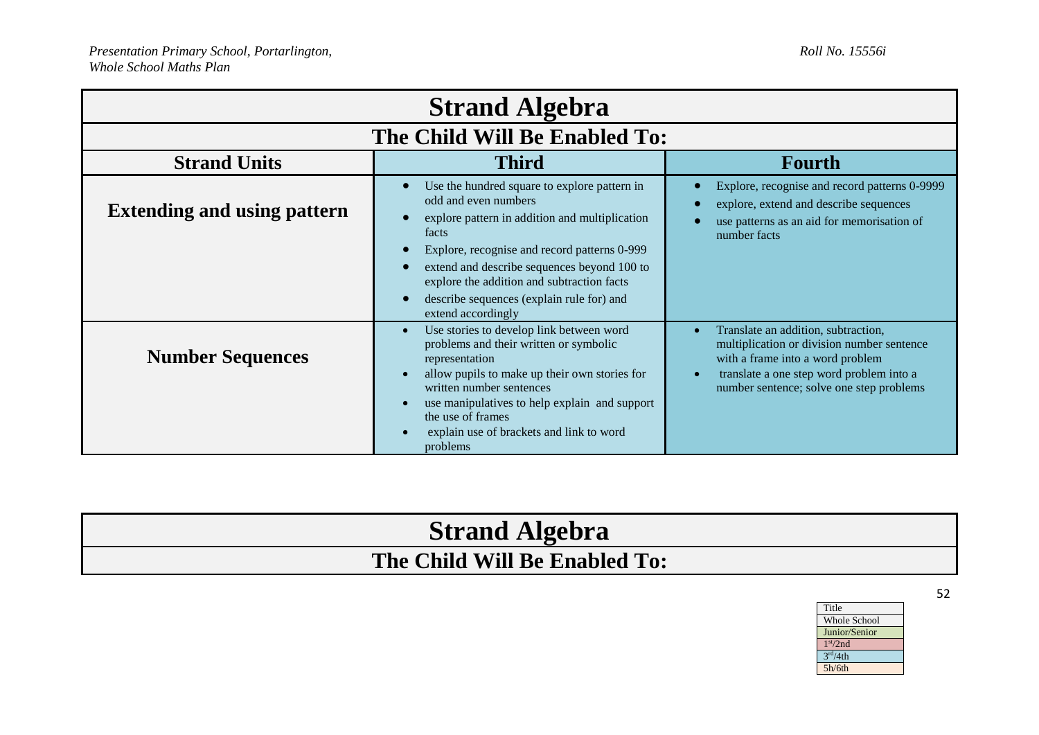| Strand Algebra | | |
|---|---|---|
| **The Child Will Be Enabled To:** | | |
| **Strand Units** | **Third** | **Fourth** |
| **Extending and using pattern** | • Use the hundred square to explore pattern in odd and even numbers<br>• explore pattern in addition and multiplication facts<br>• Explore, recognise and record patterns 0-999<br>• extend and describe sequences beyond 100 to explore the addition and subtraction facts<br>• describe sequences (explain rule for) and extend accordingly | • Explore, recognise and record patterns 0-9999<br>• explore, extend and describe sequences<br>• use patterns as an aid for memorisation of number facts |
| **Number Sequences** | • Use stories to develop link between word problems and their written or symbolic representation<br>• allow pupils to make up their own stories for written number sentences<br>• use manipulatives to help explain and support the use of frames<br>• explain use of brackets and link to word problems | • Translate an addition, subtraction, multiplication or division number sentence with a frame into a word problem<br>• translate a one step word problem into a number sentence; solve one step problems |

| Strand Algebra |
|---|
| **The Child Will Be Enabled To:** |

| Title |
|---|
| Whole School |
| Junior/Senior |
| 1st/2nd |
| 3rd/4th |
| 5h/6th |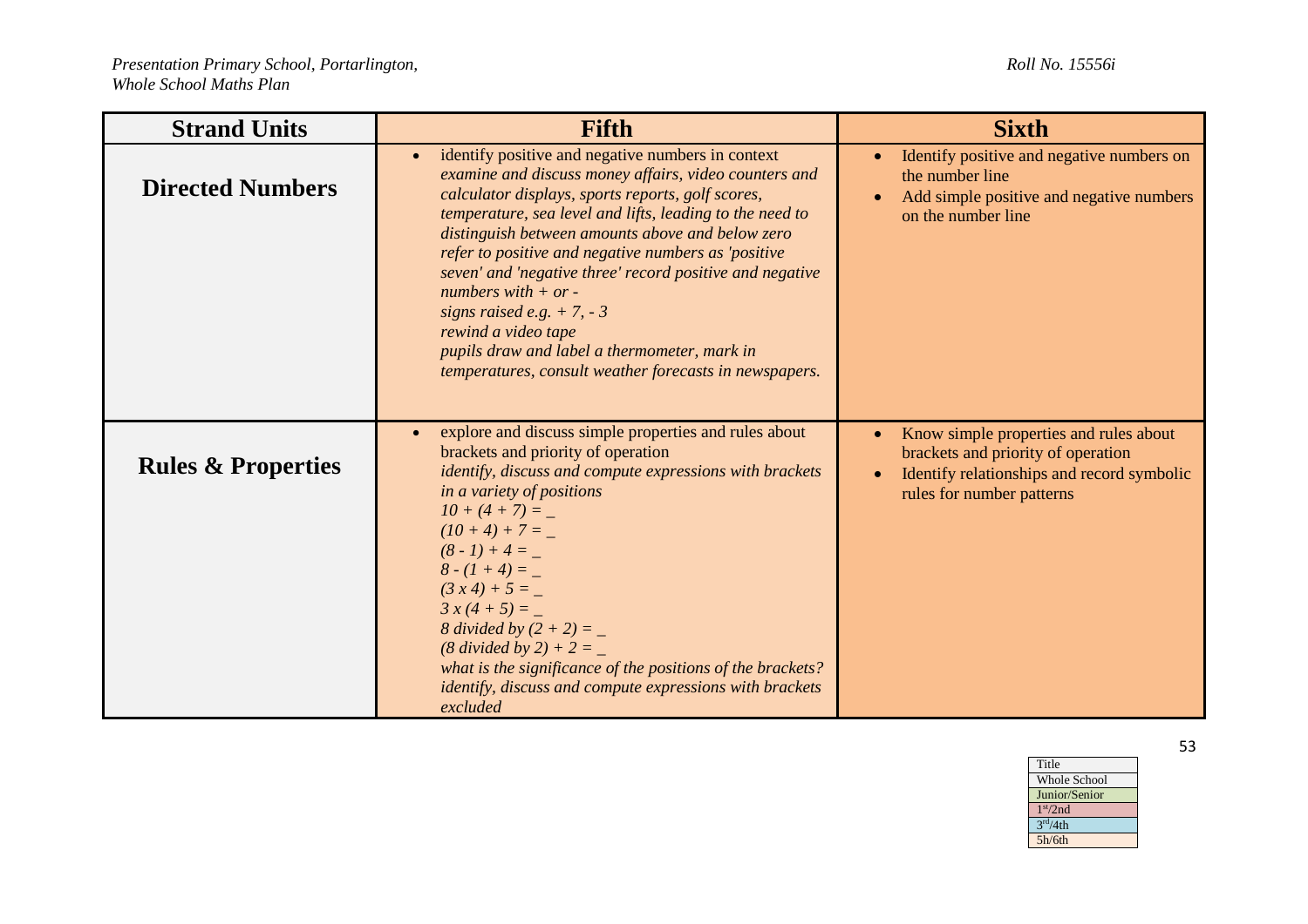| Strand Units | Fifth | Sixth |
| --- | --- | --- |
| **Directed Numbers** | • identify positive and negative numbers in context<br>*examine and discuss money affairs, video counters and calculator displays, sports reports, golf scores, temperature, sea level and lifts, leading to the need to distinguish between amounts above and below zero*<br>*refer to positive and negative numbers as 'positive seven' and 'negative three' record positive and negative numbers with + or -*<br>*signs raised e.g. + 7, - 3*<br>*rewind a video tape*<br>*pupils draw and label a thermometer, mark in temperatures, consult weather forecasts in newspapers.* | • Identify positive and negative numbers on the number line<br>• Add simple positive and negative numbers on the number line |
| **Rules & Properties** | • explore and discuss simple properties and rules about brackets and priority of operation<br>*identify, discuss and compute expressions with brackets in a variety of positions*<br>*10 + (4 + 7) = _*<br>*(10 + 4) + 7 = _*<br>*(8 - 1) + 4 = _*<br>*8 - (1 + 4) = _*<br>*(3 x 4) + 5 = _*<br>*3 x (4 + 5) = _*<br>*8 divided by (2 + 2) = _*<br>*(8 divided by 2) + 2 = _*<br>*what is the significance of the positions of the brackets?*<br>*identify, discuss and compute expressions with brackets excluded* | • Know simple properties and rules about brackets and priority of operation<br>• Identify relationships and record symbolic rules for number patterns |

| Title |
| --- |
| Whole School |
| Junior/Senior |
| 1st/2nd |
| 3rd/4th |
| 5h/6th |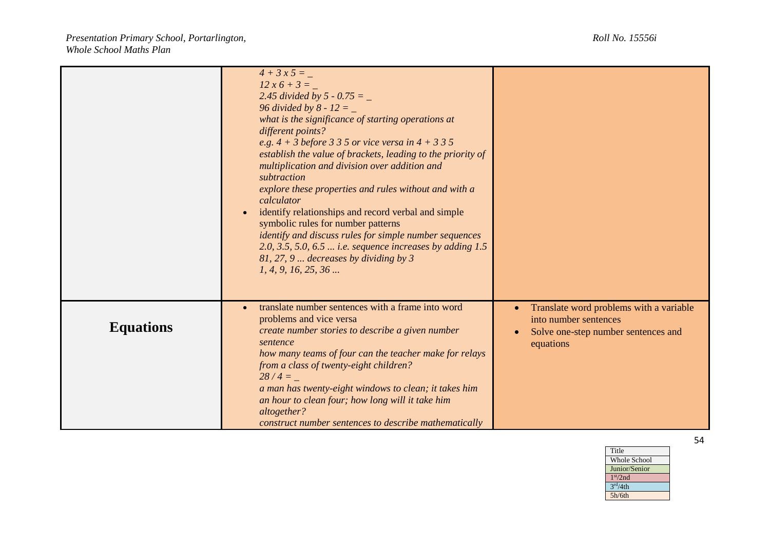| | | |
|---|---|---|
| | *4 + 3 x 5 = _*<br>*12 x 6 + 3 = _*<br>*2.45 divided by 5 - 0.75 = _*<br>*96 divided by 8 - 12 = _*<br>*what is the significance of starting operations at different points?*<br>*e.g. 4 + 3 before 3 3 5 or vice versa in 4 + 3 3 5*<br>*establish the value of brackets, leading to the priority of multiplication and division over addition and subtraction*<br>*explore these properties and rules without and with a calculator*<br>• identify relationships and record verbal and simple symbolic rules for number patterns<br>*identify and discuss rules for simple number sequences*<br>*2.0, 3.5, 5.0, 6.5 ... i.e. sequence increases by adding 1.5*<br>*81, 27, 9 ... decreases by dividing by 3*<br>*1, 4, 9, 16, 25, 36 ...* | |
| **Equations** | • translate number sentences with a frame into word problems and vice versa<br>*create number stories to describe a given number sentence*<br>*how many teams of four can the teacher make for relays from a class of twenty-eight children?*<br>*28 / 4 = _*<br>*a man has twenty-eight windows to clean; it takes him an hour to clean four; how long will it take him altogether?*<br>*construct number sentences to describe mathematically* | • Translate word problems with a variable into number sentences<br>• Solve one-step number sentences and equations |

| |
|---|
| Title |
| Whole School |
| Junior/Senior |
| 1st/2nd |
| 3rd/4th |
| 5h/6th |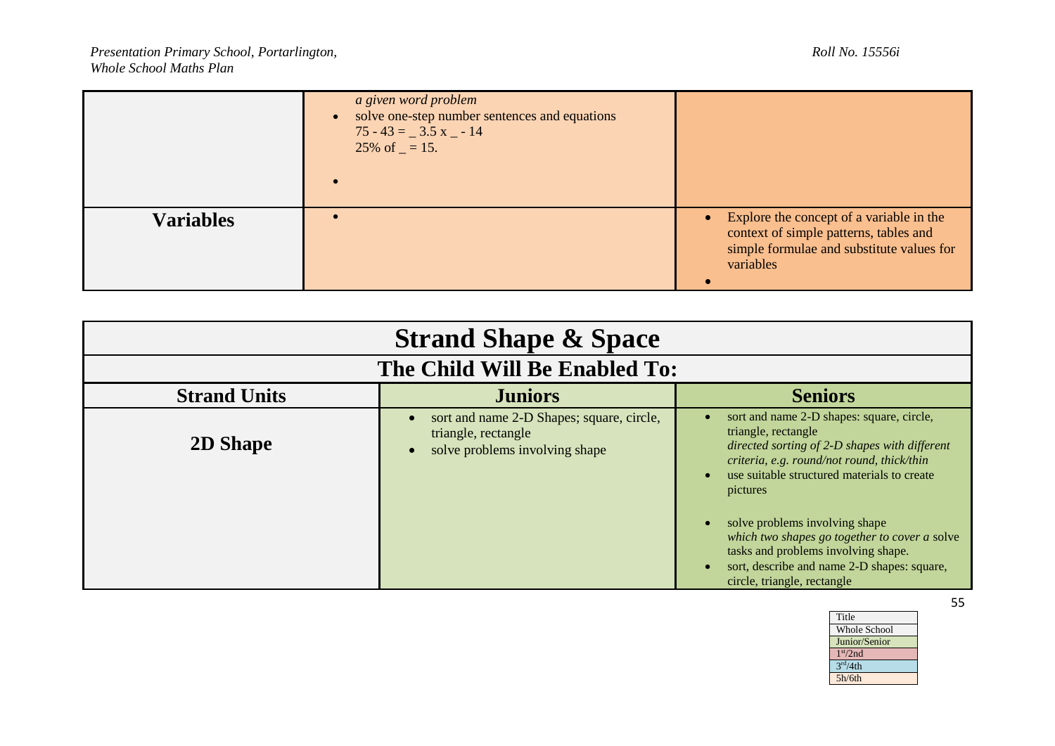| | | |
|---|---|---|
| | *a given word problem*<br>• solve one-step number sentences and equations<br>75 - 43 = _ 3.5 x _ - 14<br>25% of _ = 15.<br>• | |
| **Variables** | • | • Explore the concept of a variable in the context of simple patterns, tables and simple formulae and substitute values for variables<br>• |

| **Strand Shape & Space** | | |
|---|---|---|
| **The Child Will Be Enabled To:** | | |
| **Strand Units** | **Juniors** | **Seniors** |
| **2D Shape** | • sort and name 2-D Shapes; square, circle, triangle, rectangle<br>• solve problems involving shape | • sort and name 2-D shapes: square, circle, triangle, rectangle<br>*directed sorting of 2-D shapes with different criteria, e.g. round/not round, thick/thin*<br>• use suitable structured materials to create pictures<br><br>• solve problems involving shape<br>*which two shapes go together to cover a* solve tasks and problems involving shape.<br>• sort, describe and name 2-D shapes: square, circle, triangle, rectangle |

| Title |
|---|
| Whole School |
| Junior/Senior |
| 1st/2nd |
| 3rd/4th |
| 5h/6th |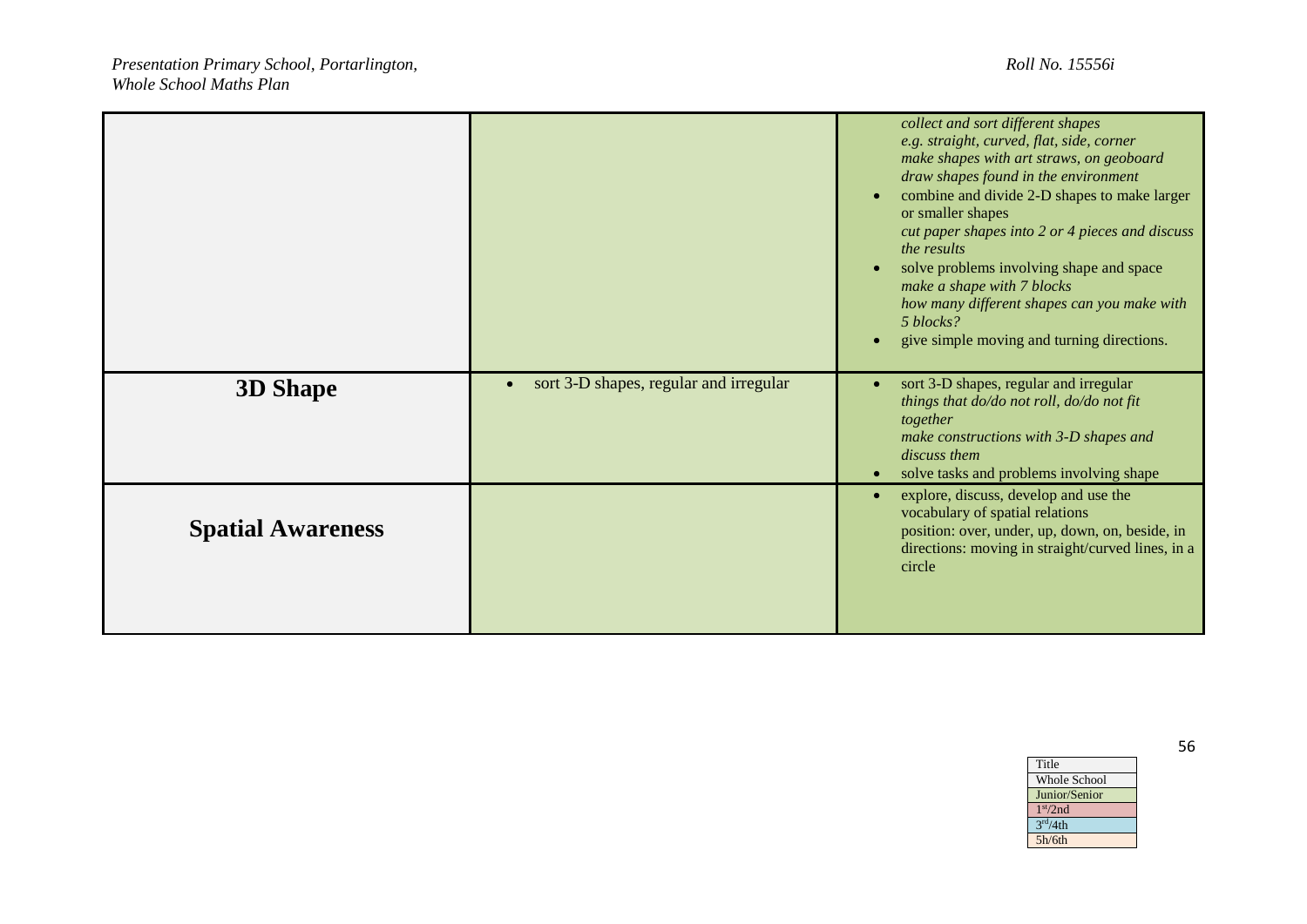| | | |
|---|---|---|
| | | *collect and sort different shapes*<br>*e.g. straight, curved, flat, side, corner*<br>*make shapes with art straws, on geoboard*<br>*draw shapes found in the environment*<br>• combine and divide 2-D shapes to make larger or smaller shapes<br>*cut paper shapes into 2 or 4 pieces and discuss the results*<br>• solve problems involving shape and space<br>*make a shape with 7 blocks*<br>*how many different shapes can you make with 5 blocks?*<br>• give simple moving and turning directions. |
| **3D Shape** | • sort 3-D shapes, regular and irregular | • sort 3-D shapes, regular and irregular<br>*things that do/do not roll, do/do not fit together*<br>*make constructions with 3-D shapes and discuss them*<br>• solve tasks and problems involving shape |
| **Spatial Awareness** | | • explore, discuss, develop and use the vocabulary of spatial relations<br>position: over, under, up, down, on, beside, in<br>directions: moving in straight/curved lines, in a circle |

| Title |
|---|
| Whole School |
| Junior/Senior |
| 1st/2nd |
| 3rd/4th |
| 5h/6th |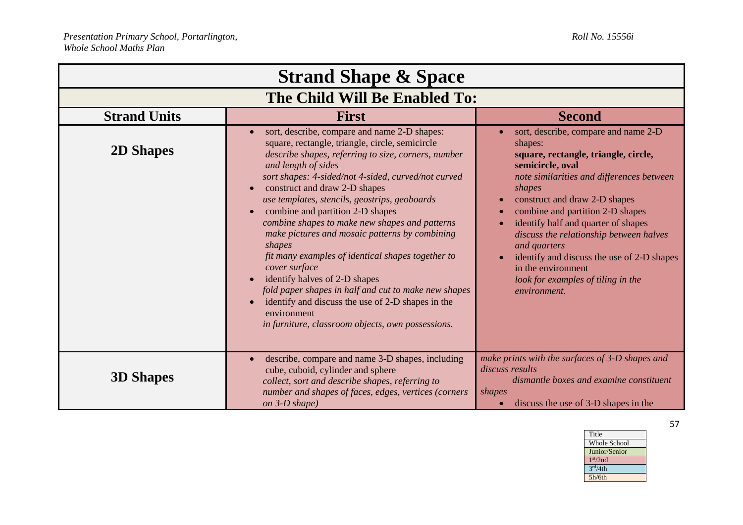| Strand Shape & Space | | |
|---|---|---|
| **The Child Will Be Enabled To:** | | |
| **Strand Units** | **First** | **Second** |
| **2D Shapes** | • sort, describe, compare and name 2-D shapes: square, rectangle, triangle, circle, semicircle *describe shapes, referring to size, corners, number and length of sides* *sort shapes: 4-sided/not 4-sided, curved/not curved* • construct and draw 2-D shapes *use templates, stencils, geostrips, geoboards* • combine and partition 2-D shapes *combine shapes to make new shapes and patterns* *make pictures and mosaic patterns by combining shapes* *fit many examples of identical shapes together to cover surface* • identify halves of 2-D shapes *fold paper shapes in half and cut to make new shapes* • identify and discuss the use of 2-D shapes in the environment *in furniture, classroom objects, own possessions.* | • sort, describe, compare and name 2-D shapes: **square, rectangle, triangle, circle, semicircle, oval** *note similarities and differences between shapes* • construct and draw 2-D shapes • combine and partition 2-D shapes • identify half and quarter of shapes *discuss the relationship between halves and quarters* • identify and discuss the use of 2-D shapes in the environment *look for examples of tiling in the environment.* |
| **3D Shapes** | • describe, compare and name 3-D shapes, including cube, cuboid, cylinder and sphere *collect, sort and describe shapes, referring to number and shapes of faces, edges, vertices (corners on 3-D shape)* | *make prints with the surfaces of 3-D shapes and discuss results* *dismantle boxes and examine constituent shapes* • discuss the use of 3-D shapes in the |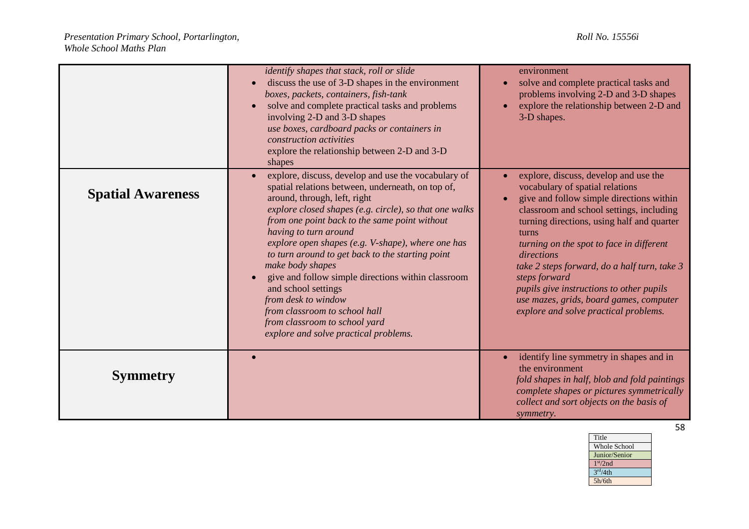| | | |
|---|---|---|
| | *identify shapes that stack, roll or slide*<br>• discuss the use of 3-D shapes in the environment<br>*boxes, packets, containers, fish-tank*<br>• solve and complete practical tasks and problems involving 2-D and 3-D shapes<br>*use boxes, cardboard packs or containers in construction activities*<br>explore the relationship between 2-D and 3-D shapes | environment<br>• solve and complete practical tasks and problems involving 2-D and 3-D shapes<br>• explore the relationship between 2-D and 3-D shapes. |
| **Spatial Awareness** | • explore, discuss, develop and use the vocabulary of spatial relations between, underneath, on top of, around, through, left, right<br>*explore closed shapes (e.g. circle), so that one walks from one point back to the same point without having to turn around*<br>*explore open shapes (e.g. V-shape), where one has to turn around to get back to the starting point*<br>*make body shapes*<br>• give and follow simple directions within classroom and school settings<br>*from desk to window*<br>*from classroom to school hall*<br>*from classroom to school yard*<br>*explore and solve practical problems.* | • explore, discuss, develop and use the vocabulary of spatial relations<br>• give and follow simple directions within classroom and school settings, including turning directions, using half and quarter turns<br>*turning on the spot to face in different directions*<br>*take 2 steps forward, do a half turn, take 3 steps forward*<br>*pupils give instructions to other pupils*<br>*use mazes, grids, board games, computer*<br>*explore and solve practical problems.* |
| **Symmetry** | • | • identify line symmetry in shapes and in the environment<br>*fold shapes in half, blob and fold paintings*<br>*complete shapes or pictures symmetrically*<br>*collect and sort objects on the basis of symmetry.* |

| |
|---|
| Title |
| Whole School |
| Junior/Senior |
| 1st/2nd |
| 3rd/4th |
| 5h/6th |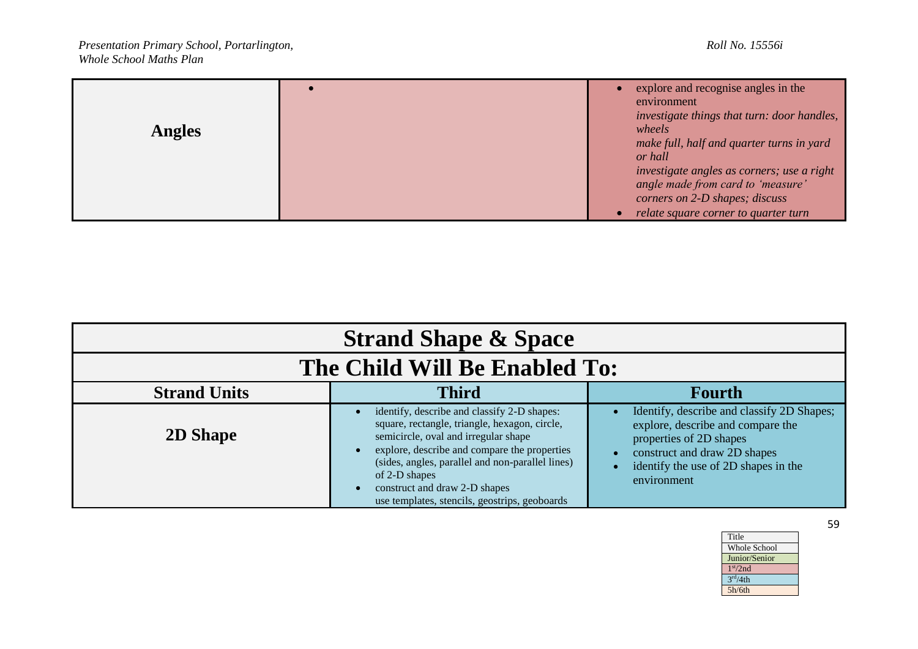| Angles | • | • explore and recognise angles in the environment<br>*investigate things that turn: door handles, wheels*<br>*make full, half and quarter turns in yard or hall*<br>*investigate angles as corners; use a right angle made from card to 'measure' corners on 2-D shapes; discuss*<br>• *relate square corner to quarter turn* |
|---|---|---|

| **Strand Shape & Space** | | |
|---|---|---|
| **The Child Will Be Enabled To:** | | |
| **Strand Units** | **Third** | **Fourth** |
| **2D Shape** | • identify, describe and classify 2-D shapes: square, rectangle, triangle, hexagon, circle, semicircle, oval and irregular shape<br>• explore, describe and compare the properties (sides, angles, parallel and non-parallel lines) of 2-D shapes<br>• construct and draw 2-D shapes<br>use templates, stencils, geostrips, geoboards | • Identify, describe and classify 2D Shapes; explore, describe and compare the properties of 2D shapes<br>• construct and draw 2D shapes<br>• identify the use of 2D shapes in the environment |

| Title |
|---|
| Whole School |
| Junior/Senior |
| 1st/2nd |
| 3rd/4th |
| 5h/6th |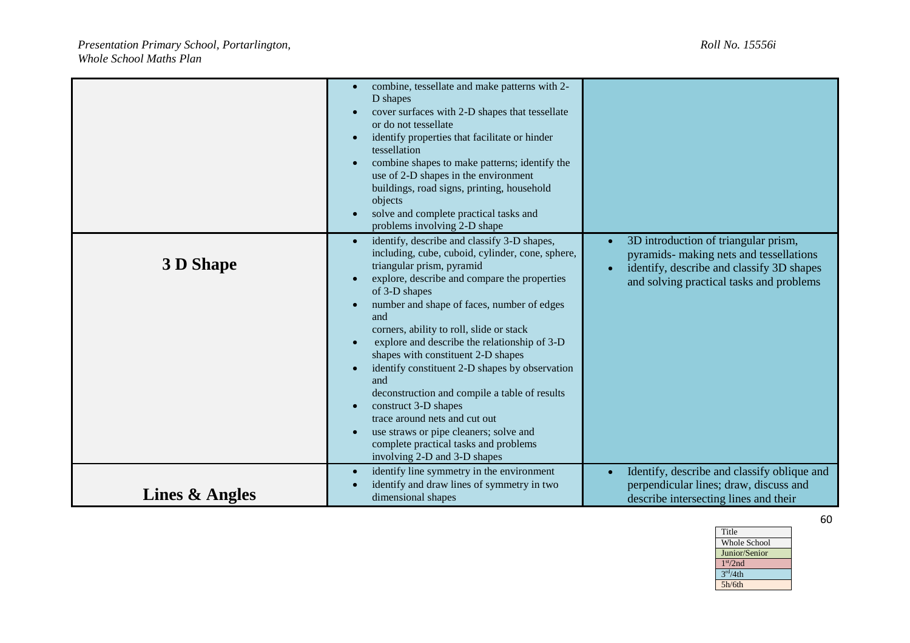| | | |
|---|---|---|
| | • combine, tessellate and make patterns with 2-D shapes<br>• cover surfaces with 2-D shapes that tessellate or do not tessellate<br>• identify properties that facilitate or hinder tessellation<br>• combine shapes to make patterns; identify the use of 2-D shapes in the environment buildings, road signs, printing, household objects<br>• solve and complete practical tasks and problems involving 2-D shape | |
| **3 D Shape** | • identify, describe and classify 3-D shapes, including, cube, cuboid, cylinder, cone, sphere, triangular prism, pyramid<br>• explore, describe and compare the properties of 3-D shapes<br>• number and shape of faces, number of edges and corners, ability to roll, slide or stack<br>• explore and describe the relationship of 3-D shapes with constituent 2-D shapes<br>• identify constituent 2-D shapes by observation and deconstruction and compile a table of results<br>• construct 3-D shapes trace around nets and cut out<br>• use straws or pipe cleaners; solve and complete practical tasks and problems involving 2-D and 3-D shapes | • 3D introduction of triangular prism, pyramids- making nets and tessellations<br>• identify, describe and classify 3D shapes and solving practical tasks and problems |
| **Lines & Angles** | • identify line symmetry in the environment<br>• identify and draw lines of symmetry in two dimensional shapes | • Identify, describe and classify oblique and perpendicular lines; draw, discuss and describe intersecting lines and their |

| Title |
|---|
| Whole School |
| Junior/Senior |
| 1st/2nd |
| 3rd/4th |
| 5h/6th |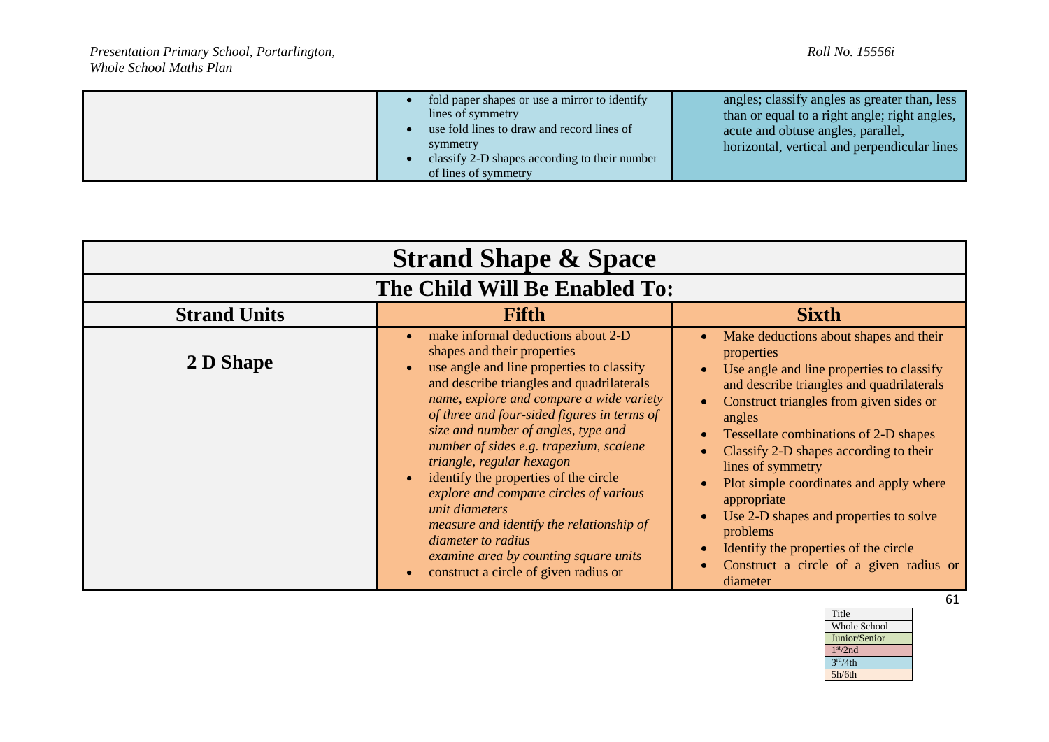| | | |
|---|---|---|
| | • fold paper shapes or use a mirror to identify lines of symmetry<br>• use fold lines to draw and record lines of symmetry<br>• classify 2-D shapes according to their number of lines of symmetry | angles; classify angles as greater than, less than or equal to a right angle; right angles, acute and obtuse angles, parallel, horizontal, vertical and perpendicular lines |

| **Strand Shape & Space** | | |
|---|---|---|
| **The Child Will Be Enabled To:** | | |
| **Strand Units** | **Fifth** | **Sixth** |
| **2 D Shape** | • make informal deductions about 2-D shapes and their properties<br>• use angle and line properties to classify and describe triangles and quadrilaterals<br>*name, explore and compare a wide variety of three and four-sided figures in terms of size and number of angles, type and number of sides e.g. trapezium, scalene triangle, regular hexagon*<br>• identify the properties of the circle<br>*explore and compare circles of various unit diameters*<br>*measure and identify the relationship of diameter to radius*<br>*examine area by counting square units*<br>• construct a circle of given radius or | • Make deductions about shapes and their properties<br>• Use angle and line properties to classify and describe triangles and quadrilaterals<br>• Construct triangles from given sides or angles<br>• Tessellate combinations of 2-D shapes<br>• Classify 2-D shapes according to their lines of symmetry<br>• Plot simple coordinates and apply where appropriate<br>• Use 2-D shapes and properties to solve problems<br>• Identify the properties of the circle<br>• Construct a circle of a given radius or diameter |

| Title |
|---|
| Whole School |
| Junior/Senior |
| 1st/2nd |
| 3rd/4th |
| 5h/6th |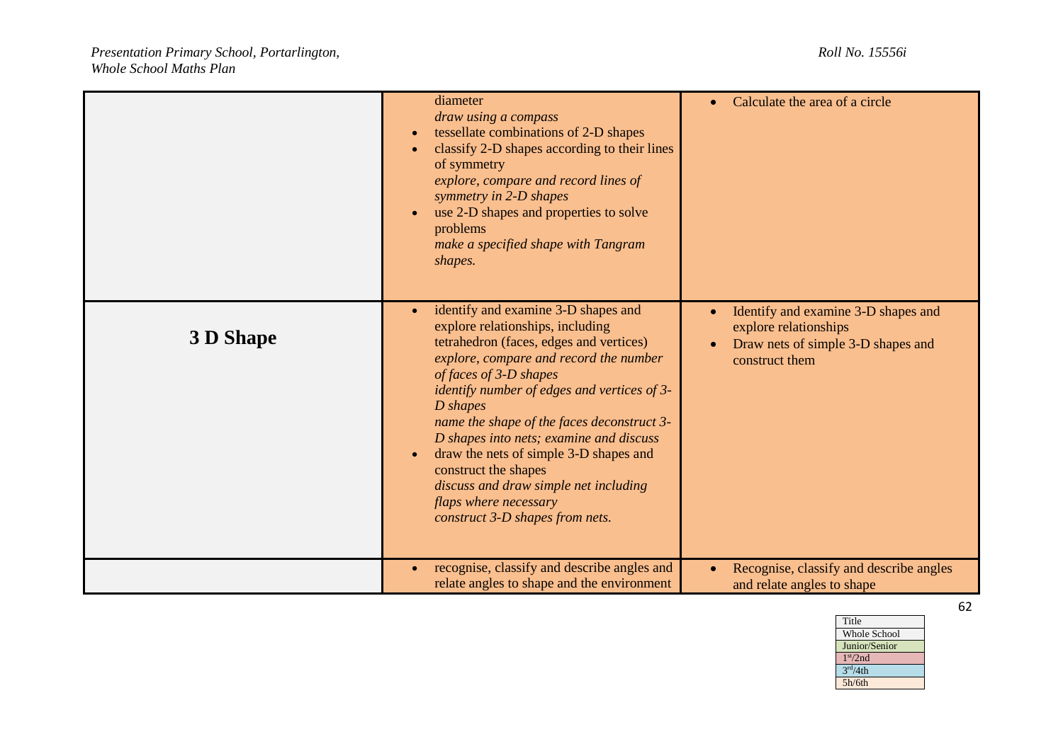| | | |
|---|---|---|
| | diameter<br>*draw using a compass*<br>• tessellate combinations of 2-D shapes<br>• classify 2-D shapes according to their lines of symmetry<br>*explore, compare and record lines of symmetry in 2-D shapes*<br>• use 2-D shapes and properties to solve problems<br>*make a specified shape with Tangram shapes.* | • Calculate the area of a circle |
| **3 D Shape** | • identify and examine 3-D shapes and explore relationships, including tetrahedron (faces, edges and vertices)<br>*explore, compare and record the number of faces of 3-D shapes*<br>*identify number of edges and vertices of 3-D shapes*<br>*name the shape of the faces deconstruct 3-D shapes into nets; examine and discuss*<br>• draw the nets of simple 3-D shapes and construct the shapes<br>*discuss and draw simple net including flaps where necessary*<br>*construct 3-D shapes from nets.* | • Identify and examine 3-D shapes and explore relationships<br>• Draw nets of simple 3-D shapes and construct them |
| | • recognise, classify and describe angles and relate angles to shape and the environment | • Recognise, classify and describe angles and relate angles to shape |

| |
|---|
| Title |
| Whole School |
| Junior/Senior |
| 1st/2nd |
| 3rd/4th |
| 5h/6th |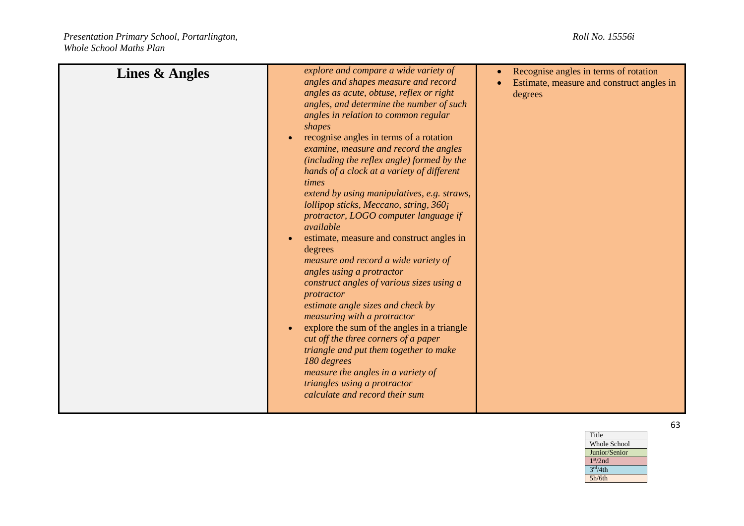| Lines & Angles | *explore and compare a wide variety of angles and shapes measure and record angles as acute, obtuse, reflex or right angles, and determine the number of such angles in relation to common regular shapes*<br>• recognise angles in terms of a rotation<br>*examine, measure and record the angles (including the reflex angle) formed by the hands of a clock at a variety of different times*<br>*extend by using manipulatives, e.g. straws, lollipop sticks, Meccano, string, 360¡ protractor, LOGO computer language if available*<br>• estimate, measure and construct angles in degrees<br>*measure and record a wide variety of angles using a protractor*<br>*construct angles of various sizes using a protractor*<br>*estimate angle sizes and check by measuring with a protractor*<br>• explore the sum of the angles in a triangle<br>*cut off the three corners of a paper triangle and put them together to make 180 degrees*<br>*measure the angles in a variety of triangles using a protractor*<br>*calculate and record their sum* | • Recognise angles in terms of rotation<br>• Estimate, measure and construct angles in degrees |
|---|---|---|

| Title |
|---|
| Whole School |
| Junior/Senior |
| 1st/2nd |
| 3rd/4th |
| 5h/6th |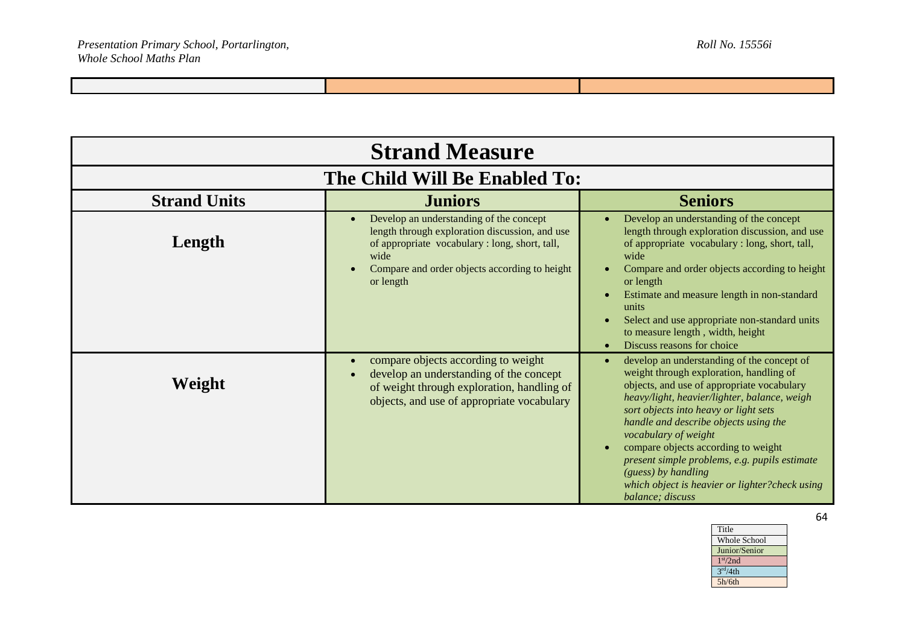| Strand Measure | | |
|---|---|---|
| **The Child Will Be Enabled To:** | | |
| **Strand Units** | **Juniors** | **Seniors** |
| **Length** | • Develop an understanding of the concept length through exploration discussion, and use of appropriate vocabulary : long, short, tall, wide<br>• Compare and order objects according to height or length | • Develop an understanding of the concept length through exploration discussion, and use of appropriate vocabulary : long, short, tall, wide<br>• Compare and order objects according to height or length<br>• Estimate and measure length in non-standard units<br>• Select and use appropriate non-standard units to measure length , width, height<br>• Discuss reasons for choice |
| **Weight** | • compare objects according to weight<br>• develop an understanding of the concept of weight through exploration, handling of objects, and use of appropriate vocabulary | • develop an understanding of the concept of weight through exploration, handling of objects, and use of appropriate vocabulary *heavy/light, heavier/lighter, balance, weigh sort objects into heavy or light sets handle and describe objects using the vocabulary of weight*<br>• compare objects according to weight *present simple problems, e.g. pupils estimate (guess) by handling which object is heavier or lighter?check using balance; discuss* |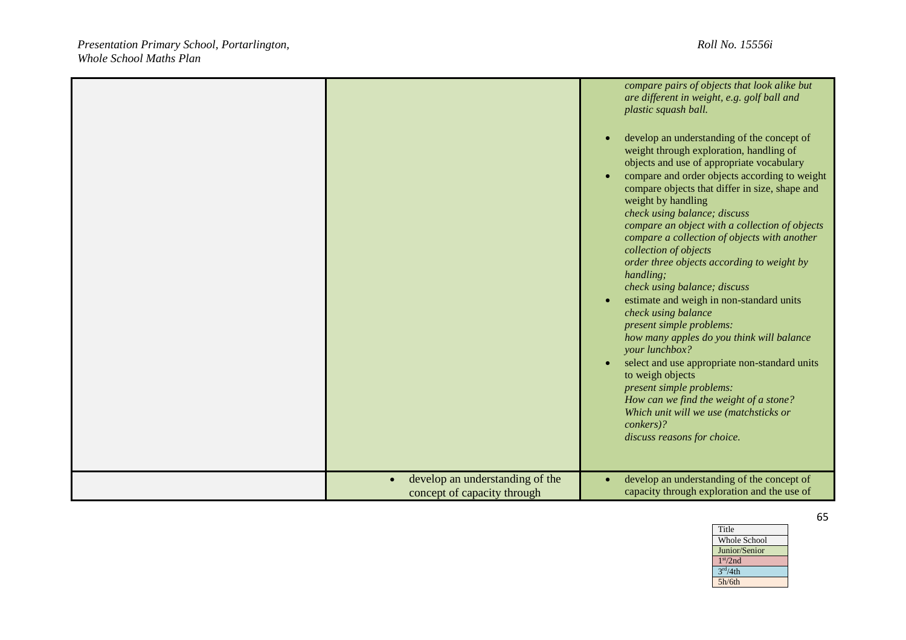| | | |
|---|---|---|
| | | *compare pairs of objects that look alike but are different in weight, e.g. golf ball and plastic squash ball.*<br><br>• develop an understanding of the concept of weight through exploration, handling of objects and use of appropriate vocabulary<br>• compare and order objects according to weight compare objects that differ in size, shape and weight by handling<br>*check using balance; discuss*<br>*compare an object with a collection of objects*<br>*compare a collection of objects with another collection of objects*<br>*order three objects according to weight by handling;*<br>*check using balance; discuss*<br>• estimate and weigh in non-standard units<br>*check using balance*<br>*present simple problems:*<br>*how many apples do you think will balance your lunchbox?*<br>• select and use appropriate non-standard units to weigh objects<br>*present simple problems:*<br>*How can we find the weight of a stone? Which unit will we use (matchsticks or conkers)?*<br>*discuss reasons for choice.* |
| | • develop an understanding of the concept of capacity through | • develop an understanding of the concept of capacity through exploration and the use of |

| Title |
|---|
| Whole School |
| Junior/Senior |
| 1st/2nd |
| 3rd/4th |
| 5h/6th |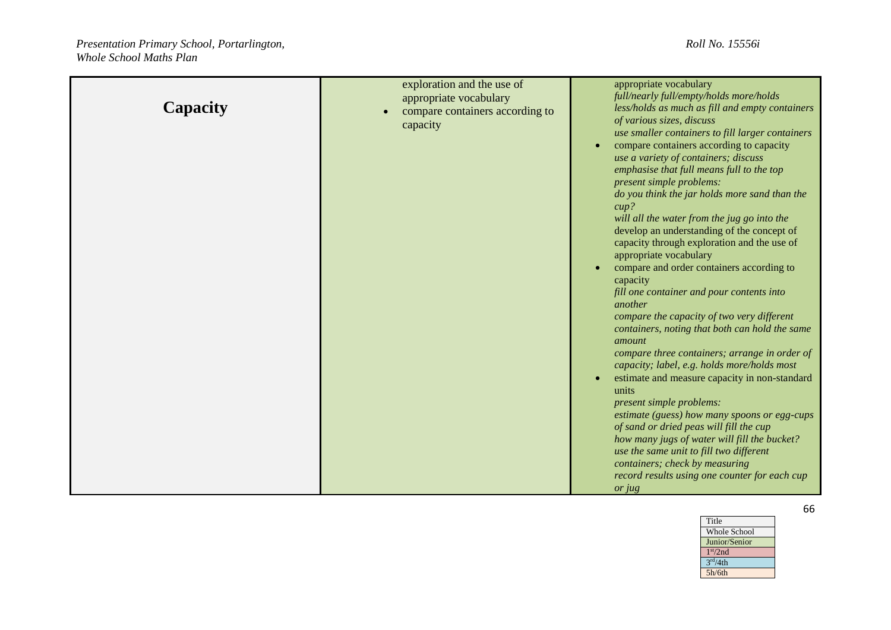| | | |
|---|---|---|
| **Capacity** | exploration and the use of appropriate vocabulary<br>• compare containers according to capacity | appropriate vocabulary<br>*full/nearly full/empty/holds more/holds less/holds as much as fill and empty containers of various sizes, discuss*<br>*use smaller containers to fill larger containers*<br>• compare containers according to capacity<br>*use a variety of containers; discuss*<br>*emphasise that full means full to the top*<br>*present simple problems:*<br>*do you think the jar holds more sand than the cup?*<br>*will all the water from the jug go into the*<br>develop an understanding of the concept of capacity through exploration and the use of appropriate vocabulary<br>• compare and order containers according to capacity<br>*fill one container and pour contents into another*<br>*compare the capacity of two very different containers, noting that both can hold the same amount*<br>*compare three containers; arrange in order of capacity; label, e.g. holds more/holds most*<br>• estimate and measure capacity in non-standard units<br>*present simple problems:*<br>*estimate (guess) how many spoons or egg-cups of sand or dried peas will fill the cup*<br>*how many jugs of water will fill the bucket?*<br>*use the same unit to fill two different containers; check by measuring*<br>*record results using one counter for each cup or jug* |

| Title |
|---|
| Whole School |
| Junior/Senior |
| 1st/2nd |
| 3rd/4th |
| 5h/6th |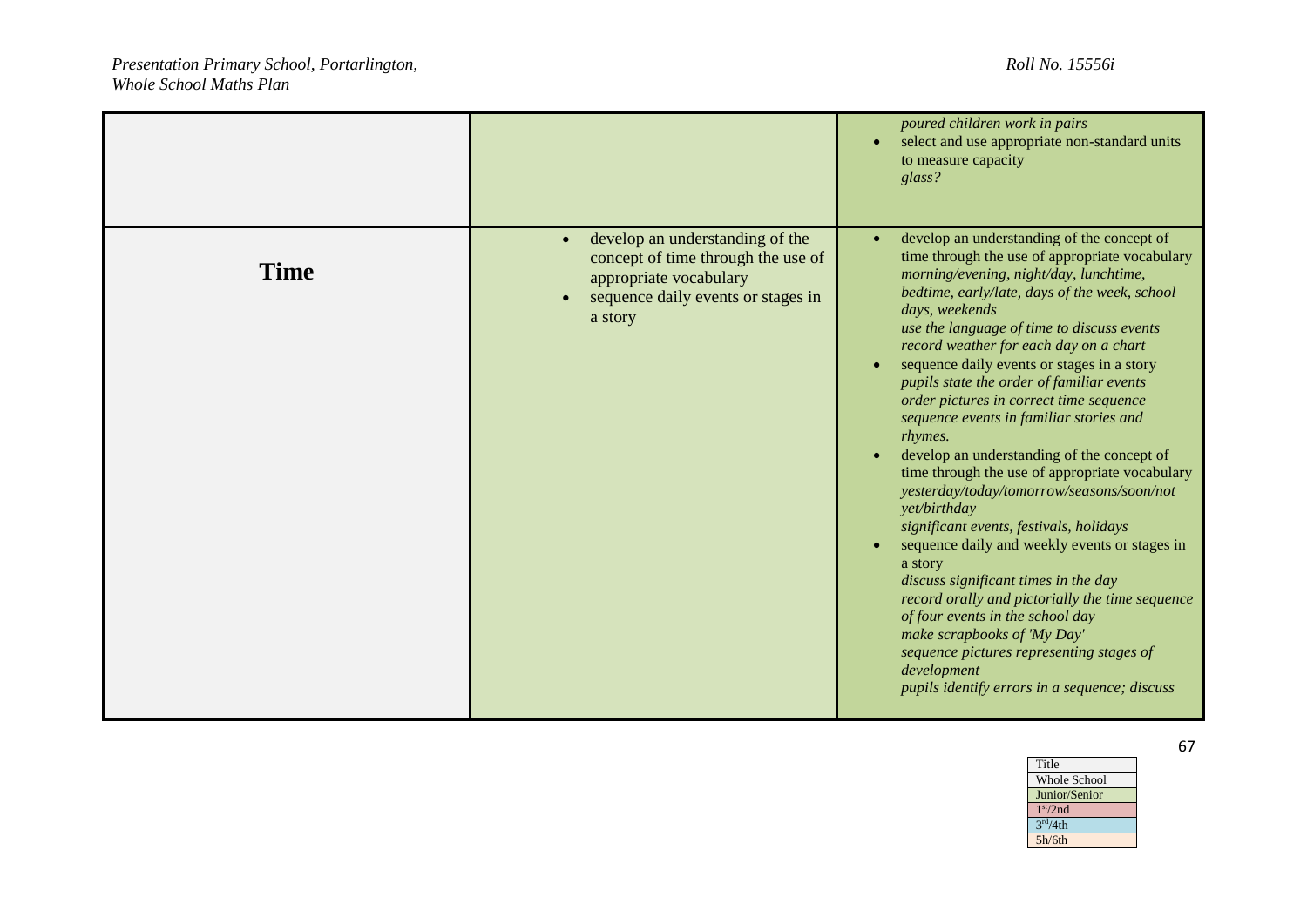| | | |
|---|---|---|
| | | *poured children work in pairs*<br>• select and use appropriate non-standard units to measure capacity<br>*glass?* |
| **Time** | • develop an understanding of the concept of time through the use of appropriate vocabulary<br>• sequence daily events or stages in a story | • develop an understanding of the concept of time through the use of appropriate vocabulary<br>*morning/evening, night/day, lunchtime, bedtime, early/late, days of the week, school days, weekends*<br>*use the language of time to discuss events*<br>*record weather for each day on a chart*<br>• sequence daily events or stages in a story<br>*pupils state the order of familiar events*<br>*order pictures in correct time sequence*<br>*sequence events in familiar stories and rhymes.*<br>• develop an understanding of the concept of time through the use of appropriate vocabulary<br>*yesterday/today/tomorrow/seasons/soon/not yet/birthday*<br>*significant events, festivals, holidays*<br>• sequence daily and weekly events or stages in a story<br>*discuss significant times in the day*<br>*record orally and pictorially the time sequence of four events in the school day*<br>*make scrapbooks of 'My Day'*<br>*sequence pictures representing stages of development*<br>*pupils identify errors in a sequence; discuss* |

| Title |
|---|
| Whole School |
| Junior/Senior |
| 1st/2nd |
| 3rd/4th |
| 5h/6th |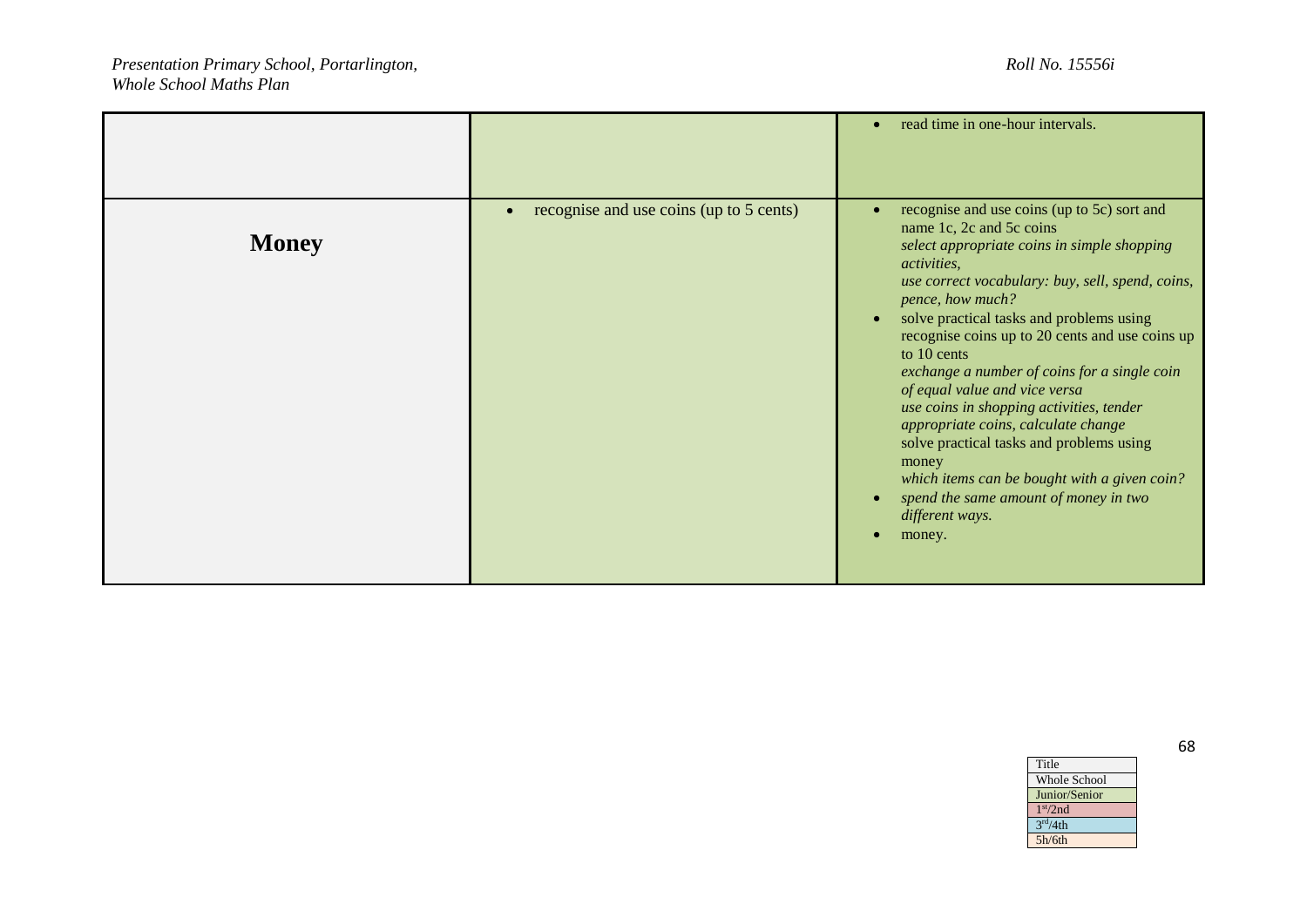| | | |
|---|---|---|
| | | • read time in one-hour intervals. |
| **Money** | • recognise and use coins (up to 5 cents) | • recognise and use coins (up to 5c) sort and name 1c, 2c and 5c coins<br>*select appropriate coins in simple shopping activities,*<br>*use correct vocabulary: buy, sell, spend, coins, pence, how much?*<br>• solve practical tasks and problems using recognise coins up to 20 cents and use coins up to 10 cents<br>*exchange a number of coins for a single coin of equal value and vice versa*<br>*use coins in shopping activities, tender appropriate coins, calculate change*<br>solve practical tasks and problems using money<br>*which items can be bought with a given coin?*<br>• *spend the same amount of money in two different ways.*<br>• money. |

| Title |
|---|
| Whole School |
| Junior/Senior |
| 1st/2nd |
| 3rd/4th |
| 5h/6th |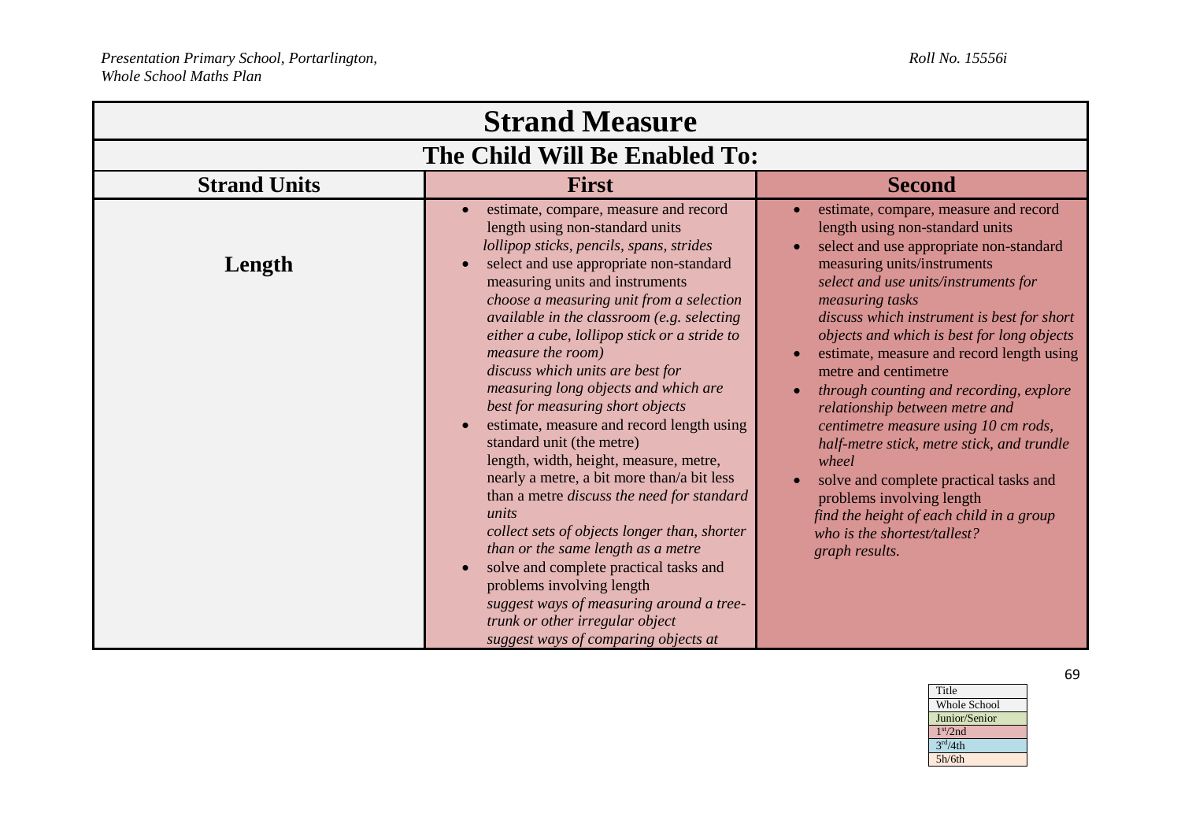| Strand Measure | | |
|---|---|---|
| **The Child Will Be Enabled To:** | | |
| **Strand Units** | **First** | **Second** |
| **Length** | • estimate, compare, measure and record length using non-standard units <br> *lollipop sticks, pencils, spans, strides* <br> • select and use appropriate non-standard measuring units and instruments <br> *choose a measuring unit from a selection available in the classroom (e.g. selecting either a cube, lollipop stick or a stride to measure the room)* <br> *discuss which units are best for measuring long objects and which are best for measuring short objects* <br> • estimate, measure and record length using standard unit (the metre) <br> length, width, height, measure, metre, nearly a metre, a bit more than/a bit less than a metre *discuss the need for standard units* <br> *collect sets of objects longer than, shorter than or the same length as a metre* <br> • solve and complete practical tasks and problems involving length <br> *suggest ways of measuring around a tree-trunk or other irregular object* <br> *suggest ways of comparing objects at* | • estimate, compare, measure and record length using non-standard units <br> • select and use appropriate non-standard measuring units/instruments <br> *select and use units/instruments for measuring tasks* <br> *discuss which instrument is best for short objects and which is best for long objects* <br> • estimate, measure and record length using metre and centimetre <br> • *through counting and recording, explore relationship between metre and centimetre measure using 10 cm rods, half-metre stick, metre stick, and trundle wheel* <br> • solve and complete practical tasks and problems involving length <br> *find the height of each child in a group who is the shortest/tallest?* <br> *graph results.* |

| Title |
|---|
| Whole School |
| Junior/Senior |
| 1st/2nd |
| 3rd/4th |
| 5h/6th |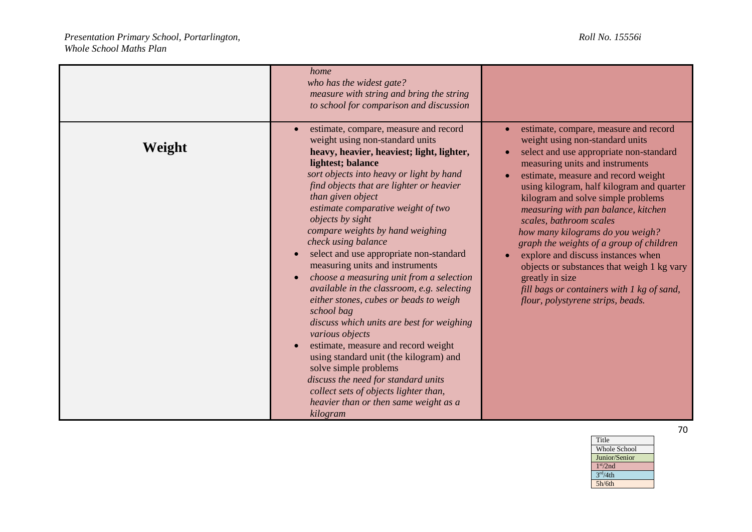| | | |
|---|---|---|
| | *home*<br>*who has the widest gate?*<br>*measure with string and bring the string to school for comparison and discussion* | |
| **Weight** | • estimate, compare, measure and record weight using non-standard units<br>**heavy, heavier, heaviest; light, lighter, lightest; balance**<br>*sort objects into heavy or light by hand*<br>*find objects that are lighter or heavier than given object*<br>*estimate comparative weight of two objects by sight*<br>*compare weights by hand weighing*<br>*check using balance*<br>• select and use appropriate non-standard measuring units and instruments<br>• *choose a measuring unit from a selection available in the classroom, e.g. selecting either stones, cubes or beads to weigh school bag*<br>*discuss which units are best for weighing various objects*<br>• estimate, measure and record weight using standard unit (the kilogram) and solve simple problems<br>*discuss the need for standard units*<br>*collect sets of objects lighter than, heavier than or then same weight as a kilogram* | • estimate, compare, measure and record weight using non-standard units<br>• select and use appropriate non-standard measuring units and instruments<br>• estimate, measure and record weight using kilogram, half kilogram and quarter kilogram and solve simple problems<br>*measuring with pan balance, kitchen scales, bathroom scales*<br>*how many kilograms do you weigh?*<br>*graph the weights of a group of children*<br>• explore and discuss instances when objects or substances that weigh 1 kg vary greatly in size<br>*fill bags or containers with 1 kg of sand, flour, polystyrene strips, beads.* |

| Title |
|---|
| Whole School |
| Junior/Senior |
| 1st/2nd |
| 3rd/4th |
| 5h/6th |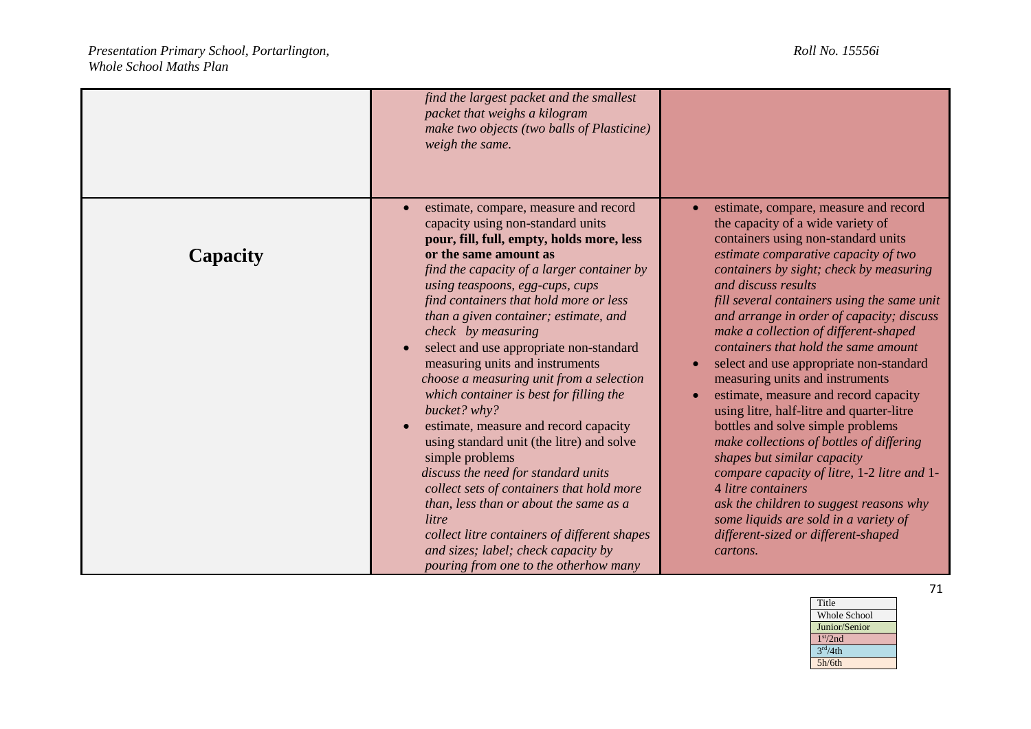| | | |
|---|---|---|
| | *find the largest packet and the smallest packet that weighs a kilogram*<br>*make two objects (two balls of Plasticine) weigh the same.* | |
| **Capacity** | • estimate, compare, measure and record capacity using non-standard units<br>**pour, fill, full, empty, holds more, less or the same amount as**<br>*find the capacity of a larger container by using teaspoons, egg-cups, cups*<br>*find containers that hold more or less than a given container; estimate, and check by measuring*<br>• select and use appropriate non-standard measuring units and instruments<br>*choose a measuring unit from a selection which container is best for filling the bucket? why?*<br>• estimate, measure and record capacity using standard unit (the litre) and solve simple problems<br>*discuss the need for standard units*<br>*collect sets of containers that hold more than, less than or about the same as a litre*<br>*collect litre containers of different shapes and sizes; label; check capacity by pouring from one to the otherhow many* | • estimate, compare, measure and record the capacity of a wide variety of containers using non-standard units<br>*estimate comparative capacity of two containers by sight; check by measuring and discuss results*<br>*fill several containers using the same unit and arrange in order of capacity; discuss make a collection of different-shaped containers that hold the same amount*<br>• select and use appropriate non-standard measuring units and instruments<br>• estimate, measure and record capacity using litre, half-litre and quarter-litre bottles and solve simple problems<br>*make collections of bottles of differing shapes but similar capacity*<br>*compare capacity of litre,* 1-2 *litre and* 1-4 *litre containers*<br>*ask the children to suggest reasons why some liquids are sold in a variety of different-sized or different-shaped cartons.* |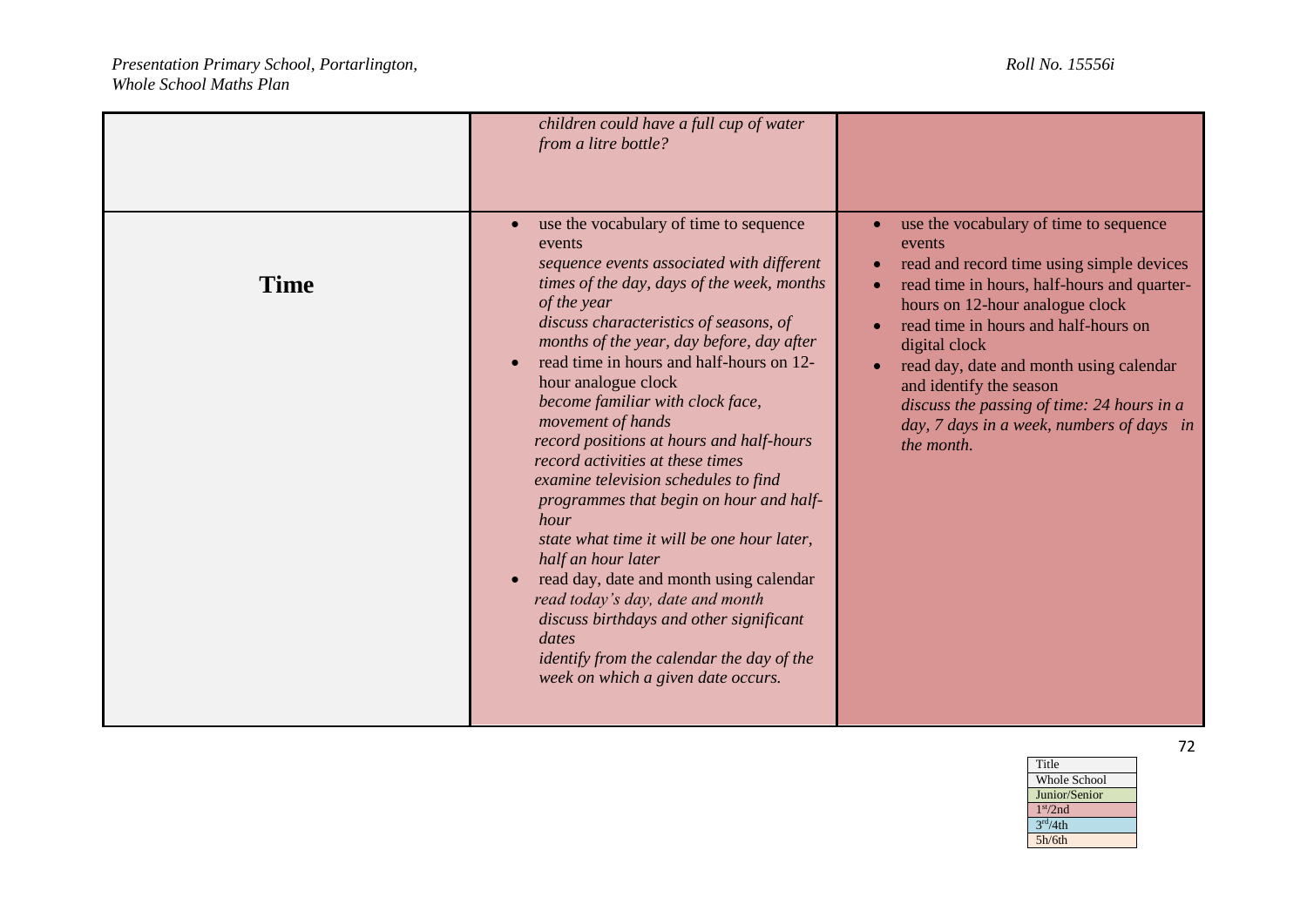| | | |
|---|---|---|
| | *children could have a full cup of water from a litre bottle?* | |
| **Time** | • use the vocabulary of time to sequence events<br>*sequence events associated with different times of the day, days of the week, months of the year*<br>*discuss characteristics of seasons, of months of the year, day before, day after*<br>• read time in hours and half-hours on 12-hour analogue clock<br>*become familiar with clock face, movement of hands*<br>*record positions at hours and half-hours*<br>*record activities at these times*<br>*examine television schedules to find programmes that begin on hour and half-hour*<br>*state what time it will be one hour later, half an hour later*<br>• read day, date and month using calendar<br>*read today's day, date and month*<br>*discuss birthdays and other significant dates*<br>*identify from the calendar the day of the week on which a given date occurs.* | • use the vocabulary of time to sequence events<br>• read and record time using simple devices<br>• read time in hours, half-hours and quarter-hours on 12-hour analogue clock<br>• read time in hours and half-hours on digital clock<br>• read day, date and month using calendar and identify the season<br>*discuss the passing of time: 24 hours in a day, 7 days in a week, numbers of days in the month.* |

| Title |
|---|
| Whole School |
| Junior/Senior |
| 1st/2nd |
| 3rd/4th |
| 5h/6th |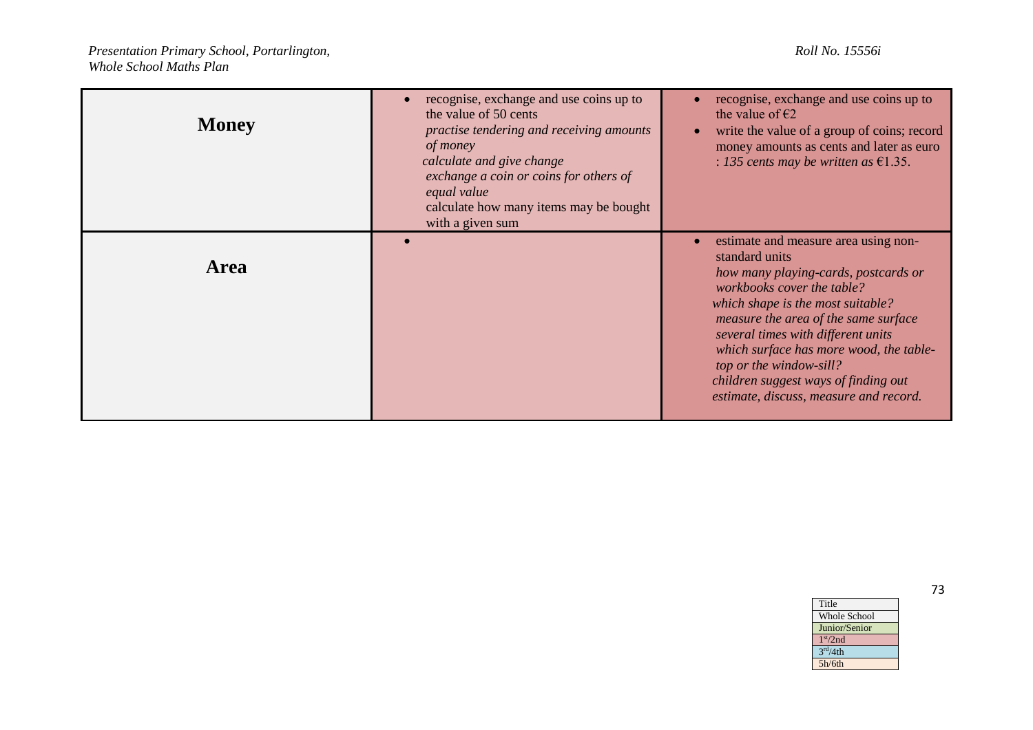| | | |
|---|---|---|
| **Money** | • recognise, exchange and use coins up to the value of 50 cents<br>*practise tendering and receiving amounts of money*<br>*calculate and give change*<br>*exchange a coin or coins for others of equal value*<br>calculate how many items may be bought with a given sum | • recognise, exchange and use coins up to the value of €2<br>• write the value of a group of coins; record money amounts as cents and later as euro *: 135 cents may be written as €1.35.* |
| **Area** | • | • estimate and measure area using non-standard units<br>*how many playing-cards, postcards or workbooks cover the table?*<br>*which shape is the most suitable?*<br>*measure the area of the same surface several times with different units*<br>*which surface has more wood, the table-top or the window-sill?*<br>*children suggest ways of finding out*<br>*estimate, discuss, measure and record.* |

| Title |
|---|
| Whole School |
| Junior/Senior |
| 1st/2nd |
| 3rd/4th |
| 5h/6th |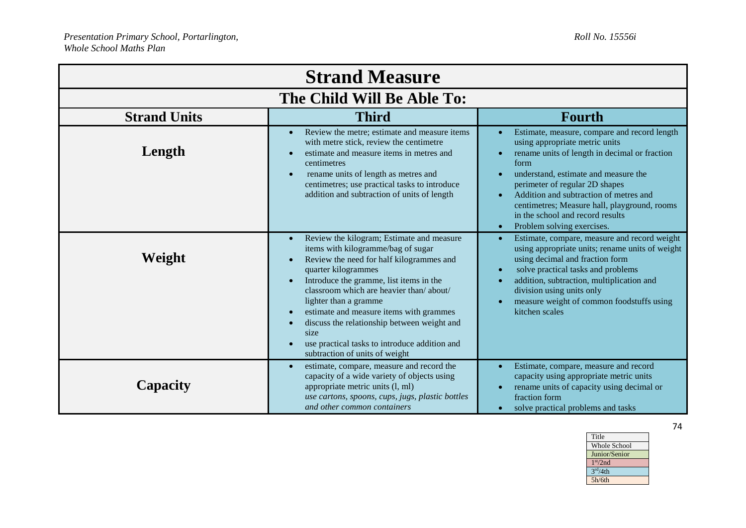| Strand Measure | | |
|---|---|---|
| **The Child Will Be Able To:** | | |
| **Strand Units** | **Third** | **Fourth** |
| **Length** | • Review the metre; estimate and measure items with metre stick, review the centimetre<br>• estimate and measure items in metres and centimetres<br>• rename units of length as metres and centimetres; use practical tasks to introduce addition and subtraction of units of length | • Estimate, measure, compare and record length using appropriate metric units<br>• rename units of length in decimal or fraction form<br>• understand, estimate and measure the perimeter of regular 2D shapes<br>• Addition and subtraction of metres and centimetres; Measure hall, playground, rooms in the school and record results<br>• Problem solving exercises. |
| **Weight** | • Review the kilogram; Estimate and measure items with kilogramme/bag of sugar<br>• Review the need for half kilogrammes and quarter kilogrammes<br>• Introduce the gramme, list items in the classroom which are heavier than/ about/ lighter than a gramme<br>• estimate and measure items with grammes<br>• discuss the relationship between weight and size<br>• use practical tasks to introduce addition and subtraction of units of weight | • Estimate, compare, measure and record weight using appropriate units; rename units of weight using decimal and fraction form<br>• solve practical tasks and problems<br>• addition, subtraction, multiplication and division using units only<br>• measure weight of common foodstuffs using kitchen scales |
| **Capacity** | • estimate, compare, measure and record the capacity of a wide variety of objects using appropriate metric units (l, ml)<br>*use cartons, spoons, cups, jugs, plastic bottles and other common containers* | • Estimate, compare, measure and record capacity using appropriate metric units<br>• rename units of capacity using decimal or fraction form<br>• solve practical problems and tasks |

| Title |
|---|
| Whole School |
| Junior/Senior |
| 1st/2nd |
| 3rd/4th |
| 5h/6th |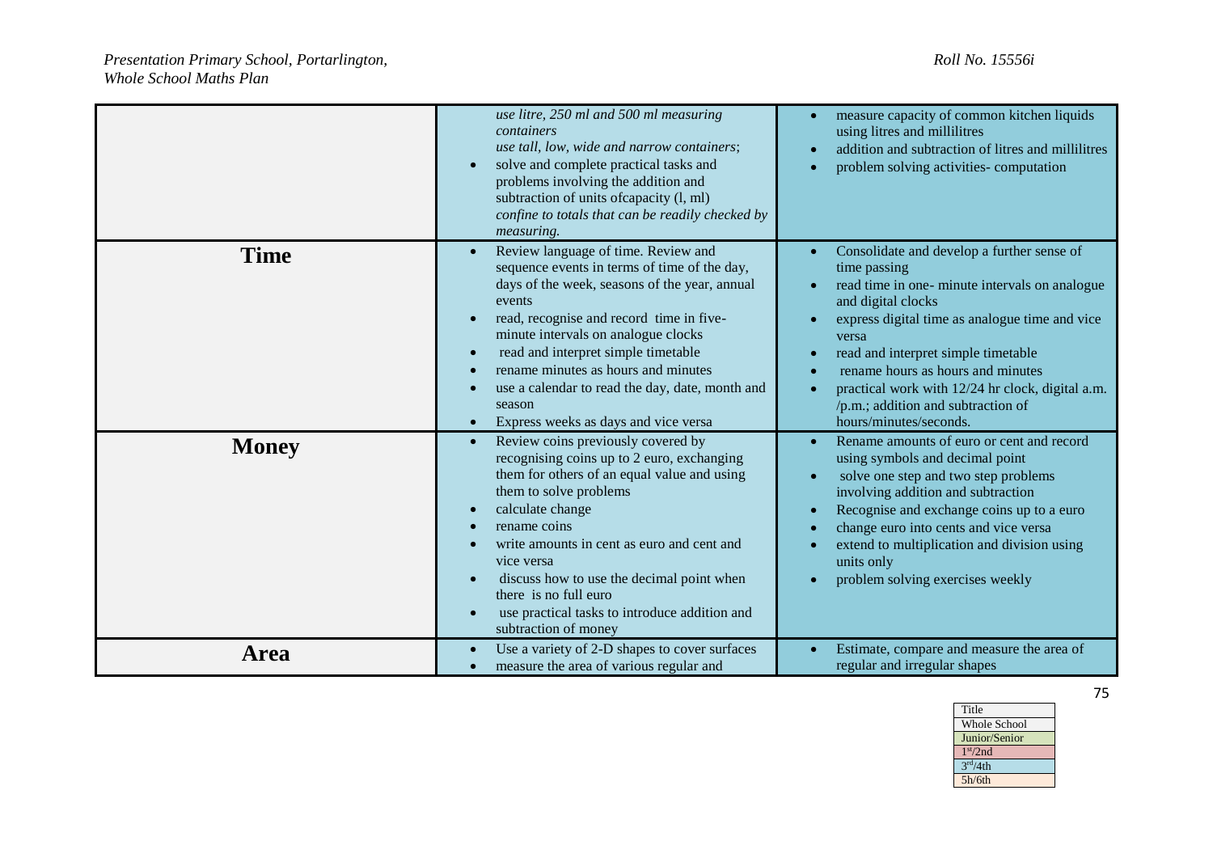|  |  |  |
|---|---|---|
|  | *use litre, 250 ml and 500 ml measuring containers*<br>*use tall, low, wide and narrow containers*;<br>• solve and complete practical tasks and problems involving the addition and subtraction of units ofcapacity (l, ml)<br>*confine to totals that can be readily checked by measuring.* | • measure capacity of common kitchen liquids using litres and millilitres<br>• addition and subtraction of litres and millilitres<br>• problem solving activities- computation |
| **Time** | • Review language of time. Review and sequence events in terms of time of the day, days of the week, seasons of the year, annual events<br>• read, recognise and record time in five-minute intervals on analogue clocks<br>• read and interpret simple timetable<br>• rename minutes as hours and minutes<br>• use a calendar to read the day, date, month and season<br>• Express weeks as days and vice versa | • Consolidate and develop a further sense of time passing<br>• read time in one- minute intervals on analogue and digital clocks<br>• express digital time as analogue time and vice versa<br>• read and interpret simple timetable<br>• rename hours as hours and minutes<br>• practical work with 12/24 hr clock, digital a.m. /p.m.; addition and subtraction of hours/minutes/seconds. |
| **Money** | • Review coins previously covered by recognising coins up to 2 euro, exchanging them for others of an equal value and using them to solve problems<br>• calculate change<br>• rename coins<br>• write amounts in cent as euro and cent and vice versa<br>• discuss how to use the decimal point when there is no full euro<br>• use practical tasks to introduce addition and subtraction of money | • Rename amounts of euro or cent and record using symbols and decimal point<br>• solve one step and two step problems involving addition and subtraction<br>• Recognise and exchange coins up to a euro<br>• change euro into cents and vice versa<br>• extend to multiplication and division using units only<br>• problem solving exercises weekly |
| **Area** | • Use a variety of 2-D shapes to cover surfaces<br>• measure the area of various regular and | • Estimate, compare and measure the area of regular and irregular shapes |

| Title |
|---|
| Whole School |
| Junior/Senior |
| 1st/2nd |
| 3rd/4th |
| 5h/6th |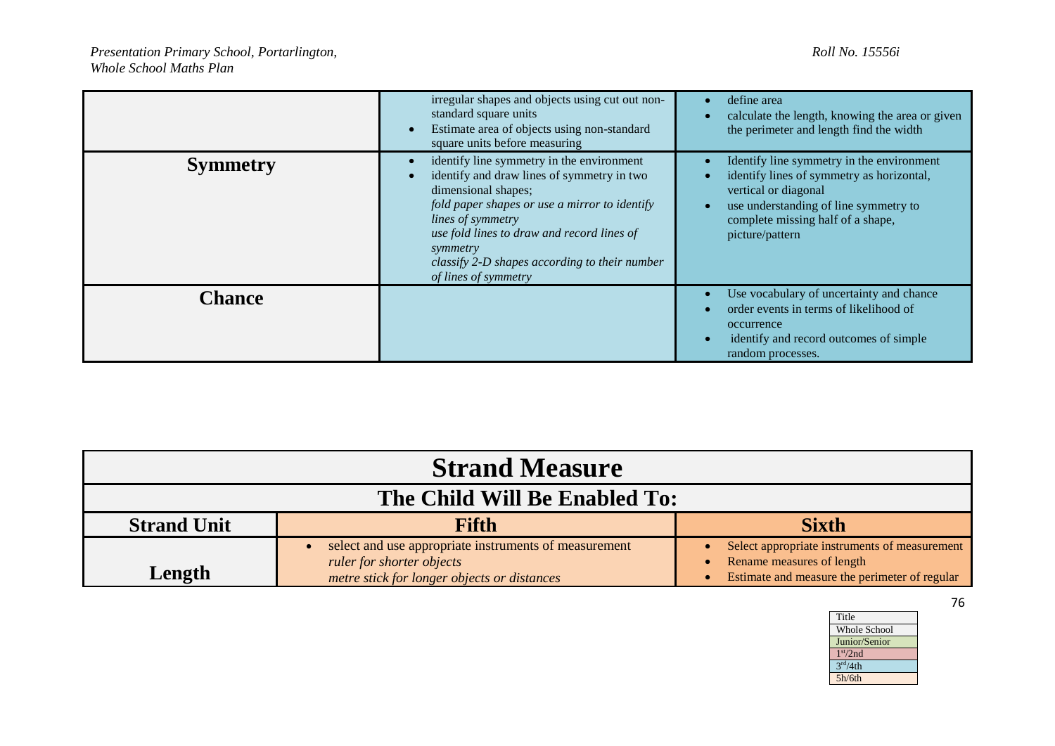| | | |
|---|---|---|
| | irregular shapes and objects using cut out non-standard square units<br>• Estimate area of objects using non-standard square units before measuring | • define area<br>• calculate the length, knowing the area or given the perimeter and length find the width |
| **Symmetry** | • identify line symmetry in the environment<br>• identify and draw lines of symmetry in two dimensional shapes;<br>*fold paper shapes or use a mirror to identify lines of symmetry*<br>*use fold lines to draw and record lines of symmetry*<br>*classify 2-D shapes according to their number of lines of symmetry* | • Identify line symmetry in the environment<br>• identify lines of symmetry as horizontal, vertical or diagonal<br>• use understanding of line symmetry to complete missing half of a shape, picture/pattern |
| **Chance** | | • Use vocabulary of uncertainty and chance<br>• order events in terms of likelihood of occurrence<br>• identify and record outcomes of simple random processes. |

| **Strand Measure** | | |
|---|---|---|
| **The Child Will Be Enabled To:** | | |
| **Strand Unit** | **Fifth** | **Sixth** |
| **Length** | • select and use appropriate instruments of measurement<br>*ruler for shorter objects*<br>*metre stick for longer objects or distances* | • Select appropriate instruments of measurement<br>• Rename measures of length<br>• Estimate and measure the perimeter of regular |

| Title |
|---|
| Whole School |
| Junior/Senior |
| 1st/2nd |
| 3rd/4th |
| 5h/6th |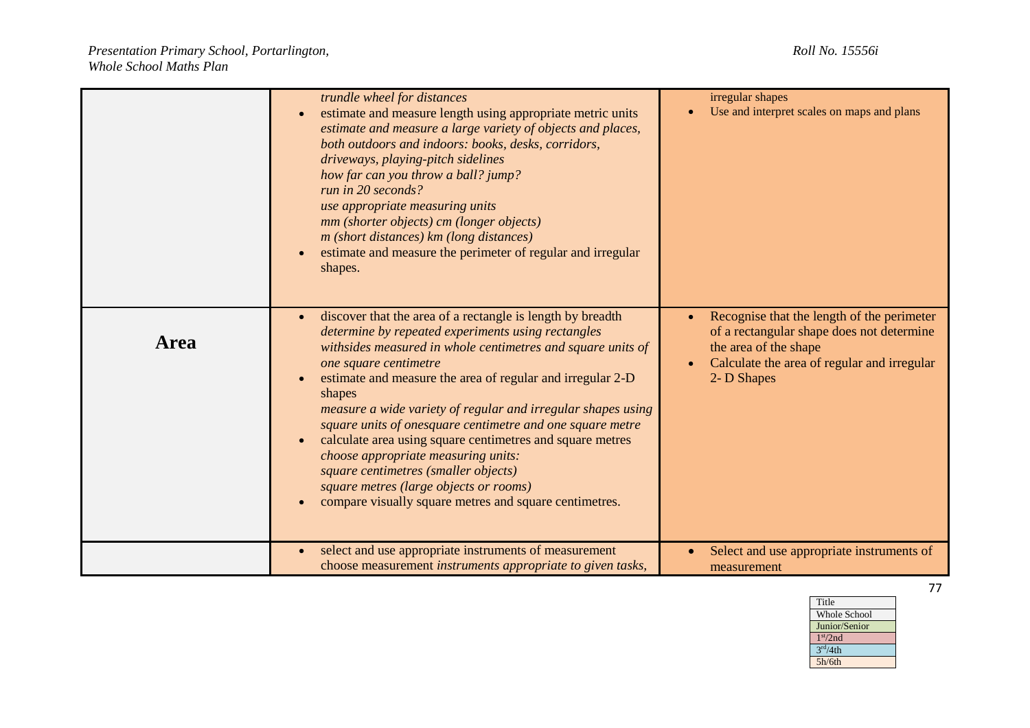| | | |
|---|---|---|
| | *trundle wheel for distances*<br>• estimate and measure length using appropriate metric units<br>*estimate and measure a large variety of objects and places, both outdoors and indoors: books, desks, corridors, driveways, playing-pitch sidelines*<br>*how far can you throw a ball? jump?*<br>*run in 20 seconds?*<br>*use appropriate measuring units*<br>*mm (shorter objects) cm (longer objects)*<br>*m (short distances) km (long distances)*<br>• estimate and measure the perimeter of regular and irregular shapes. | irregular shapes<br>• Use and interpret scales on maps and plans |
| **Area** | • discover that the area of a rectangle is length by breadth<br>*determine by repeated experiments using rectangles withsides measured in whole centimetres and square units of one square centimetre*<br>• estimate and measure the area of regular and irregular 2-D shapes<br>*measure a wide variety of regular and irregular shapes using square units of onesquare centimetre and one square metre*<br>• calculate area using square centimetres and square metres<br>*choose appropriate measuring units:*<br>*square centimetres (smaller objects)*<br>*square metres (large objects or rooms)*<br>• compare visually square metres and square centimetres. | • Recognise that the length of the perimeter of a rectangular shape does not determine the area of the shape<br>• Calculate the area of regular and irregular 2- D Shapes |
| | • select and use appropriate instruments of measurement<br>choose measurement *instruments appropriate to given tasks,* | • Select and use appropriate instruments of measurement |

| Title |
|---|
| Whole School |
| Junior/Senior |
| 1st/2nd |
| 3rd/4th |
| 5h/6th |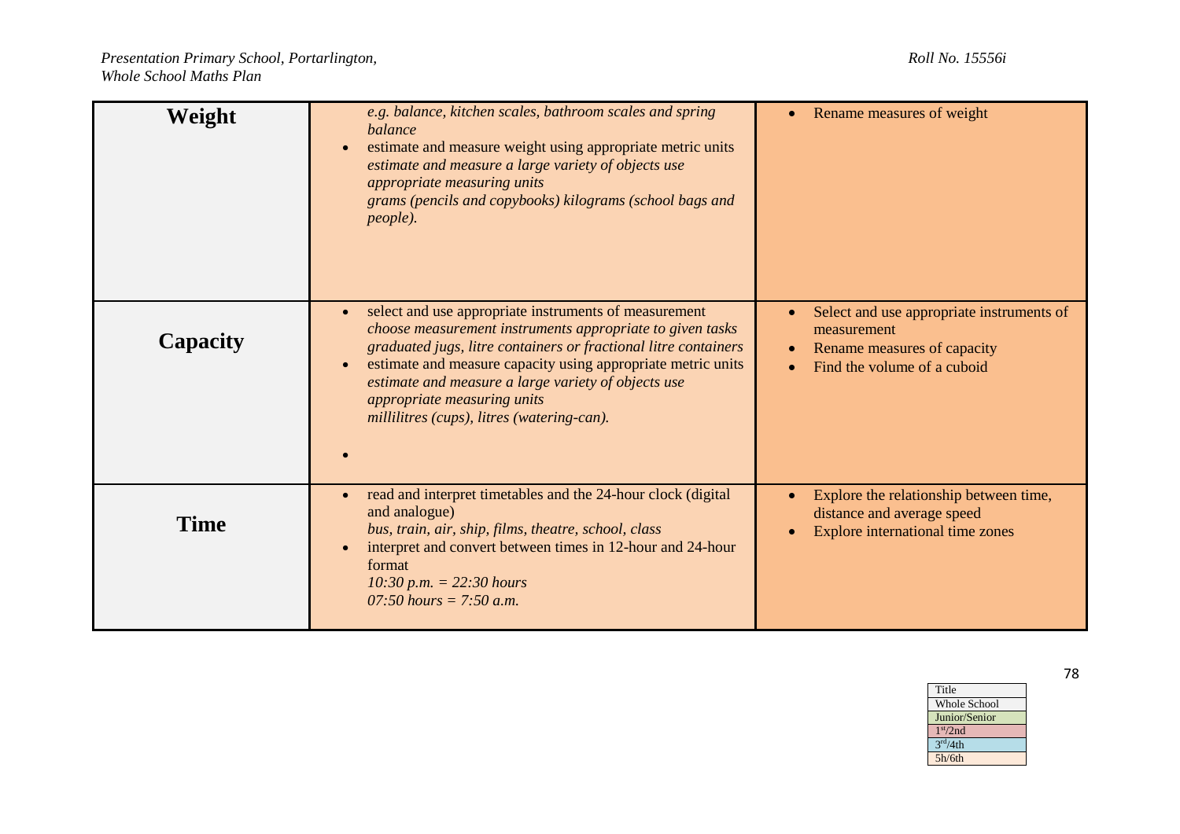| | | |
|---|---|---|
| **Weight** | *e.g. balance, kitchen scales, bathroom scales and spring balance*<br>• estimate and measure weight using appropriate metric units<br>*estimate and measure a large variety of objects use appropriate measuring units*<br>*grams (pencils and copybooks) kilograms (school bags and people).* | • Rename measures of weight |
| **Capacity** | • select and use appropriate instruments of measurement<br>*choose measurement instruments appropriate to given tasks graduated jugs, litre containers or fractional litre containers*<br>• estimate and measure capacity using appropriate metric units<br>*estimate and measure a large variety of objects use appropriate measuring units*<br>*millilitres (cups), litres (watering-can).*<br>• | • Select and use appropriate instruments of measurement<br>• Rename measures of capacity<br>• Find the volume of a cuboid |
| **Time** | • read and interpret timetables and the 24-hour clock (digital and analogue)<br>*bus, train, air, ship, films, theatre, school, class*<br>• interpret and convert between times in 12-hour and 24-hour format<br>*10:30 p.m. = 22:30 hours*<br>*07:50 hours = 7:50 a.m.* | • Explore the relationship between time, distance and average speed<br>• Explore international time zones |

| Title |
|---|
| Whole School |
| Junior/Senior |
| 1st/2nd |
| 3rd/4th |
| 5h/6th |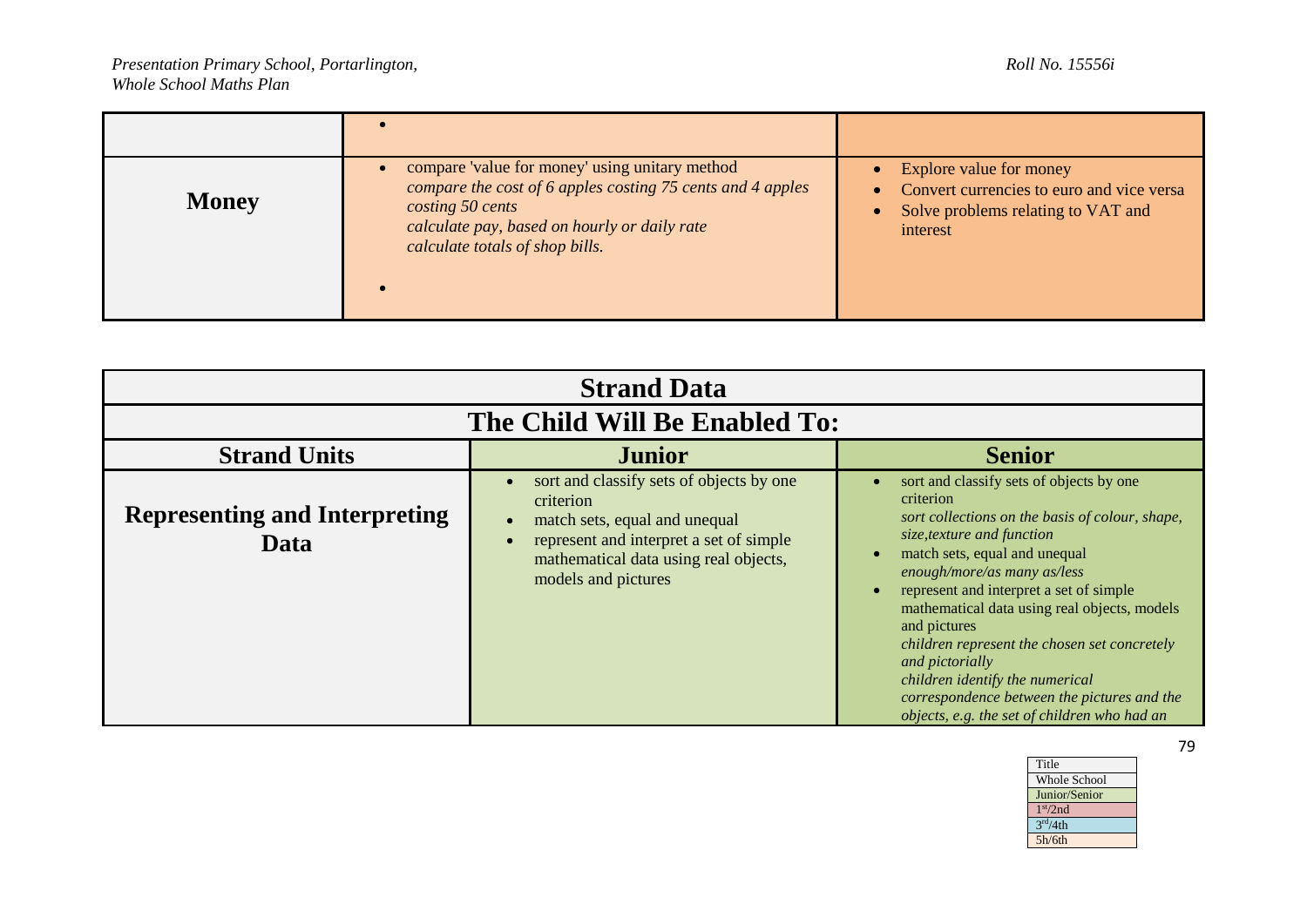| | | |
|---|---|---|
| | • | |
| **Money** | • compare 'value for money' using unitary method<br>*compare the cost of 6 apples costing 75 cents and 4 apples costing 50 cents*<br>*calculate pay, based on hourly or daily rate*<br>*calculate totals of shop bills.*<br>• | • Explore value for money<br>• Convert currencies to euro and vice versa<br>• Solve problems relating to VAT and interest |

| **Strand Data** | | |
|---|---|---|
| **The Child Will Be Enabled To:** | | |
| **Strand Units** | **Junior** | **Senior** |
| **Representing and Interpreting Data** | • sort and classify sets of objects by one criterion<br>• match sets, equal and unequal<br>• represent and interpret a set of simple mathematical data using real objects, models and pictures | • sort and classify sets of objects by one criterion<br>*sort collections on the basis of colour, shape, size,texture and function*<br>• match sets, equal and unequal<br>*enough/more/as many as/less*<br>• represent and interpret a set of simple mathematical data using real objects, models and pictures<br>*children represent the chosen set concretely and pictorially*<br>*children identify the numerical correspondence between the pictures and the objects, e.g. the set of children who had an* |

| Title |
|---|
| Whole School |
| Junior/Senior |
| 1st/2nd |
| 3rd/4th |
| 5h/6th |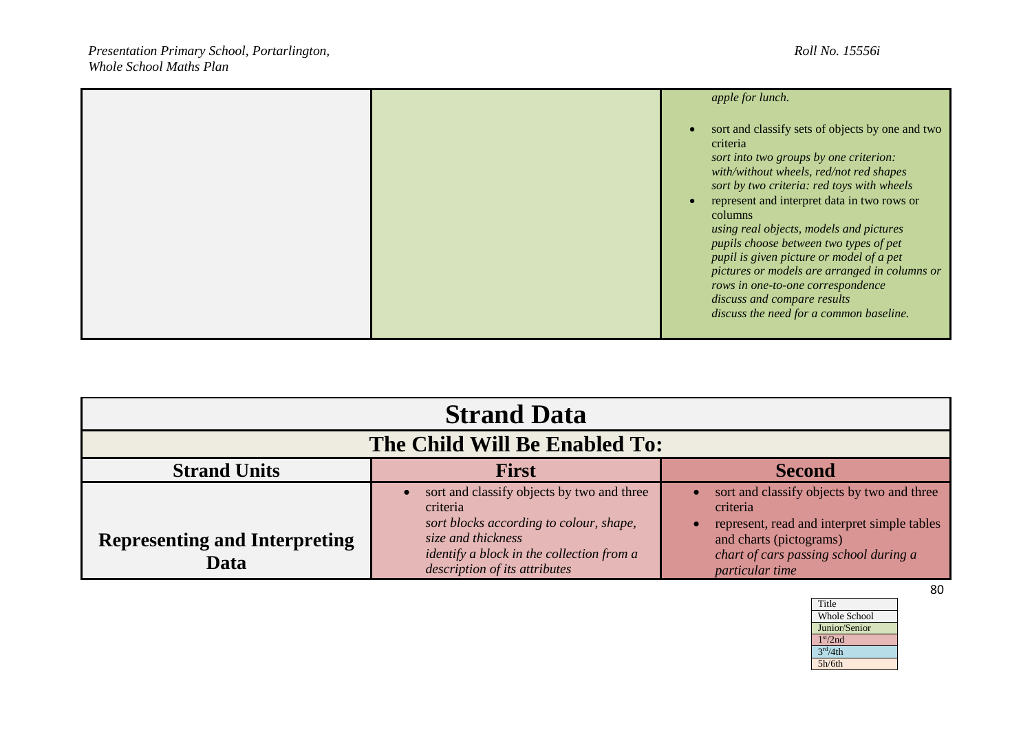|  |  | *apple for lunch.*<br><br>• sort and classify sets of objects by one and two criteria<br>*sort into two groups by one criterion: with/without wheels, red/not red shapes*<br>*sort by two criteria: red toys with wheels*<br>• represent and interpret data in two rows or columns<br>*using real objects, models and pictures*<br>*pupils choose between two types of pet*<br>*pupil is given picture or model of a pet*<br>*pictures or models are arranged in columns or rows in one-to-one correspondence*<br>*discuss and compare results*<br>*discuss the need for a common baseline.* |
|---|---|---|

| **Strand Data** | | |
|---|---|---|
| **The Child Will Be Enabled To:** | | |
| **Strand Units** | **First** | **Second** |
| **Representing and Interpreting Data** | • sort and classify objects by two and three criteria<br>*sort blocks according to colour, shape, size and thickness*<br>*identify a block in the collection from a description of its attributes* | • sort and classify objects by two and three criteria<br>• represent, read and interpret simple tables and charts (pictograms)<br>*chart of cars passing school during a particular time* |

| Title |
|---|
| Whole School |
| Junior/Senior |
| 1st/2nd |
| 3rd/4th |
| 5h/6th |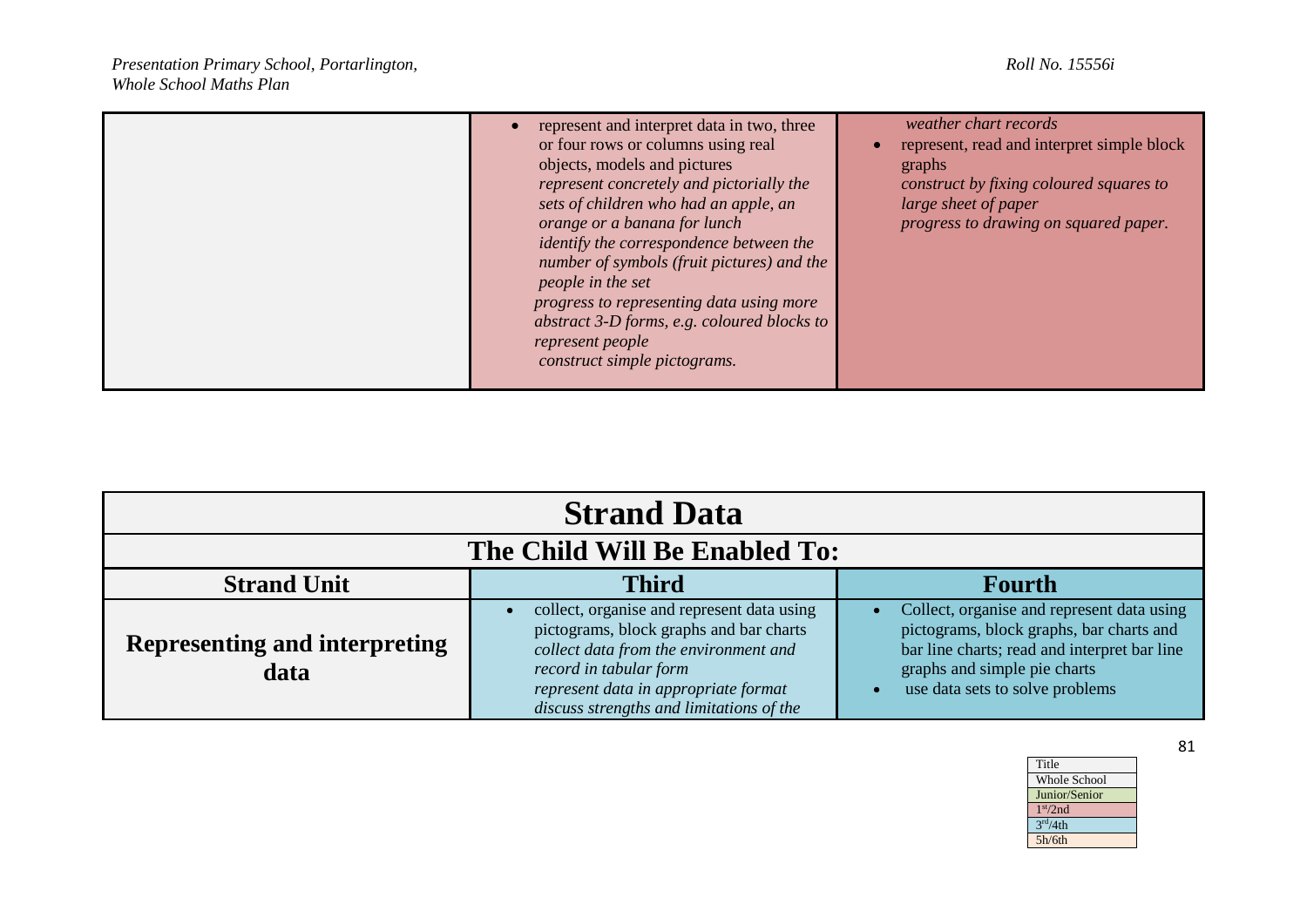| | | |
|---|---|---|
| | • represent and interpret data in two, three or four rows or columns using real objects, models and pictures *represent concretely and pictorially the sets of children who had an apple, an orange or a banana for lunch* *identify the correspondence between the number of symbols (fruit pictures) and the people in the set* *progress to representing data using more abstract 3-D forms, e.g. coloured blocks to represent people* *construct simple pictograms.* | *weather chart records* • represent, read and interpret simple block graphs *construct by fixing coloured squares to large sheet of paper* *progress to drawing on squared paper.* |

| Strand Data | | |
|---|---|---|
| **The Child Will Be Enabled To:** | | |
| **Strand Unit** | **Third** | **Fourth** |
| **Representing and interpreting data** | • collect, organise and represent data using pictograms, block graphs and bar charts *collect data from the environment and record in tabular form* *represent data in appropriate format* *discuss strengths and limitations of the* | • Collect, organise and represent data using pictograms, block graphs, bar charts and bar line charts; read and interpret bar line graphs and simple pie charts • use data sets to solve problems |

| Title |
|---|
| Whole School |
| Junior/Senior |
| 1st/2nd |
| 3rd/4th |
| 5h/6th |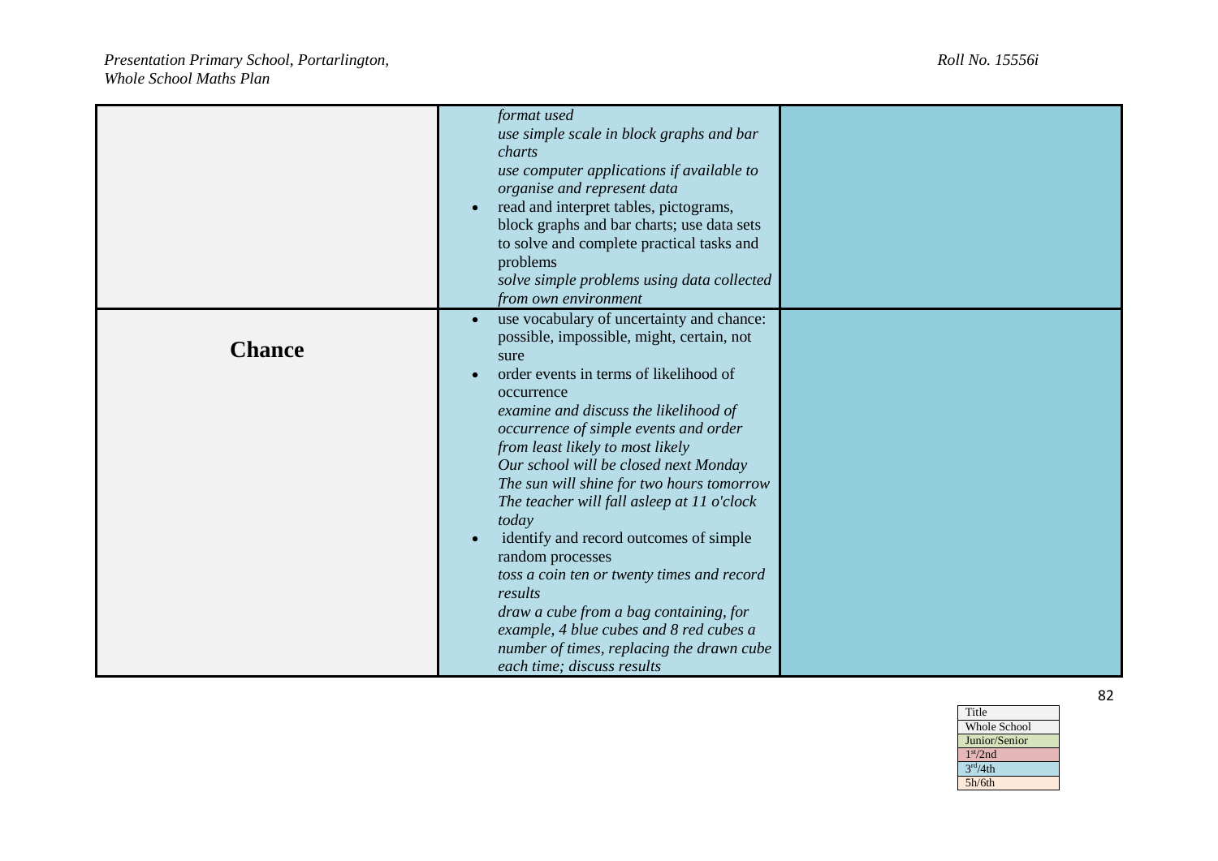| | | |
|---|---|---|
| | *format used*<br>*use simple scale in block graphs and bar charts*<br>*use computer applications if available to organise and represent data*<br>• read and interpret tables, pictograms, block graphs and bar charts; use data sets to solve and complete practical tasks and problems<br>*solve simple problems using data collected from own environment* | |
| **Chance** | • use vocabulary of uncertainty and chance: possible, impossible, might, certain, not sure<br>• order events in terms of likelihood of occurrence<br>*examine and discuss the likelihood of occurrence of simple events and order from least likely to most likely*<br>*Our school will be closed next Monday*<br>*The sun will shine for two hours tomorrow*<br>*The teacher will fall asleep at 11 o'clock today*<br>• identify and record outcomes of simple random processes<br>*toss a coin ten or twenty times and record results*<br>*draw a cube from a bag containing, for example, 4 blue cubes and 8 red cubes a number of times, replacing the drawn cube each time; discuss results* | |

| Title |
|---|
| Whole School |
| Junior/Senior |
| 1st/2nd |
| 3rd/4th |
| 5h/6th |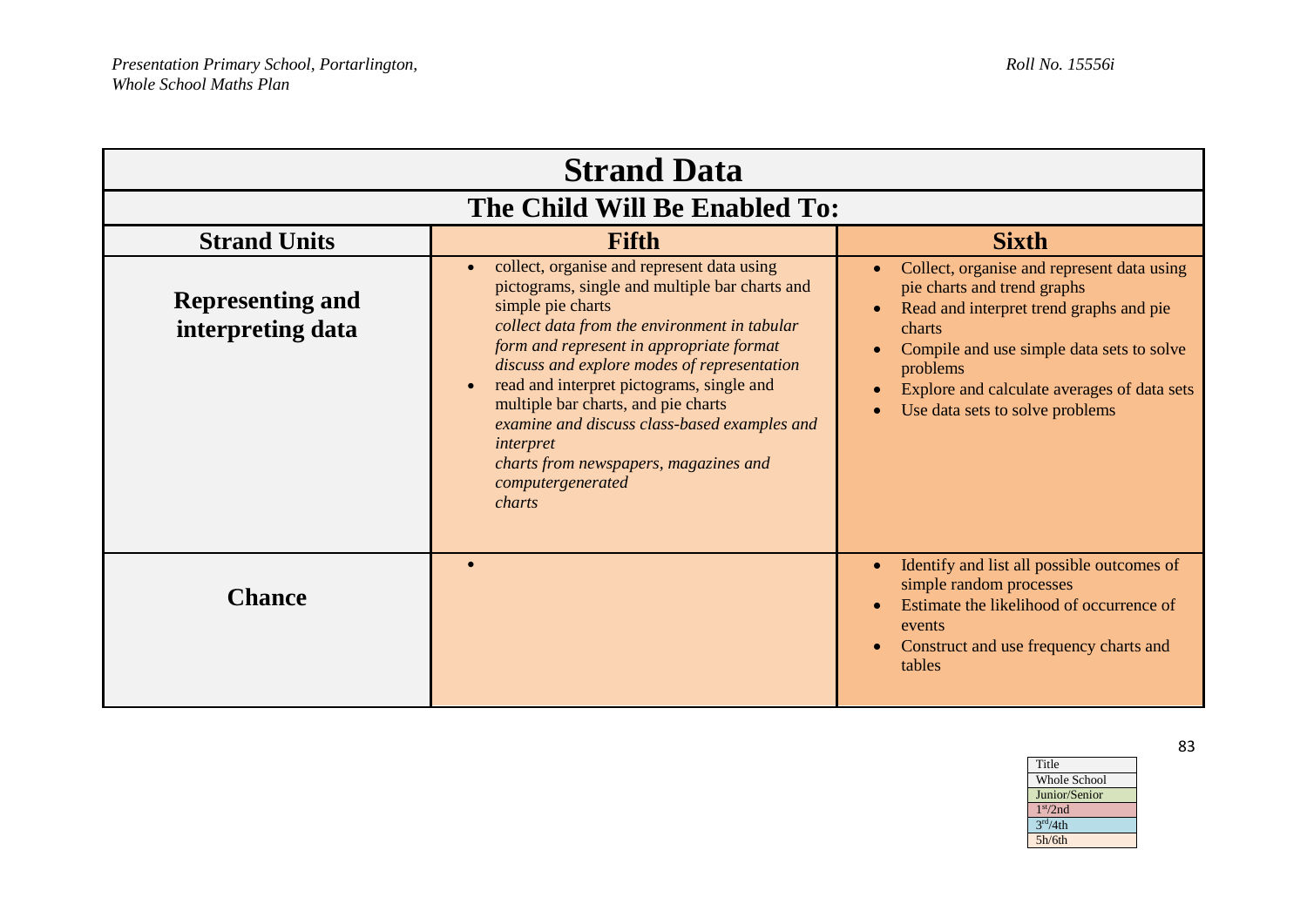| Strand Data | | |
|---|---|---|
| **The Child Will Be Enabled To:** | | |
| **Strand Units** | **Fifth** | **Sixth** |
| **Representing and interpreting data** | • collect, organise and represent data using pictograms, single and multiple bar charts and simple pie charts<br>*collect data from the environment in tabular form and represent in appropriate format*<br>*discuss and explore modes of representation*<br>• read and interpret pictograms, single and multiple bar charts, and pie charts<br>*examine and discuss class-based examples and interpret*<br>*charts from newspapers, magazines and computergenerated*<br>*charts* | • Collect, organise and represent data using pie charts and trend graphs<br>• Read and interpret trend graphs and pie charts<br>• Compile and use simple data sets to solve problems<br>• Explore and calculate averages of data sets<br>• Use data sets to solve problems |
| **Chance** | • | • Identify and list all possible outcomes of simple random processes<br>• Estimate the likelihood of occurrence of events<br>• Construct and use frequency charts and tables |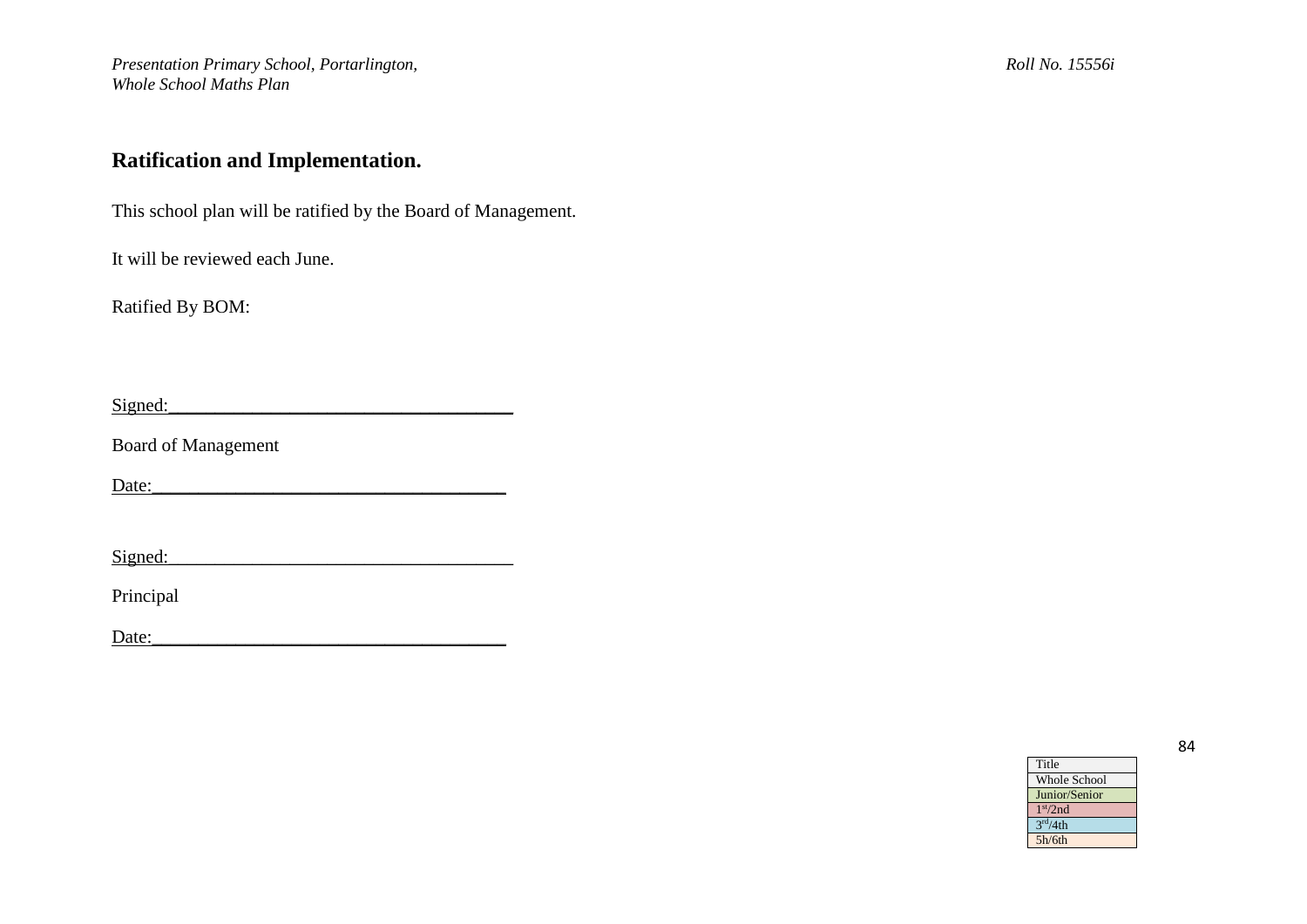## Ratification and Implementation.

This school plan will be ratified by the Board of Management.

It will be reviewed each June.

Ratified By BOM:

Signed:___________________________________

Board of Management

Date:____________________________________

Signed:___________________________________

Principal

Date:____________________________________

| |
|---|
| Title |
| Whole School |
| Junior/Senior |
| 1st/2nd |
| 3rd/4th |
| 5h/6th |